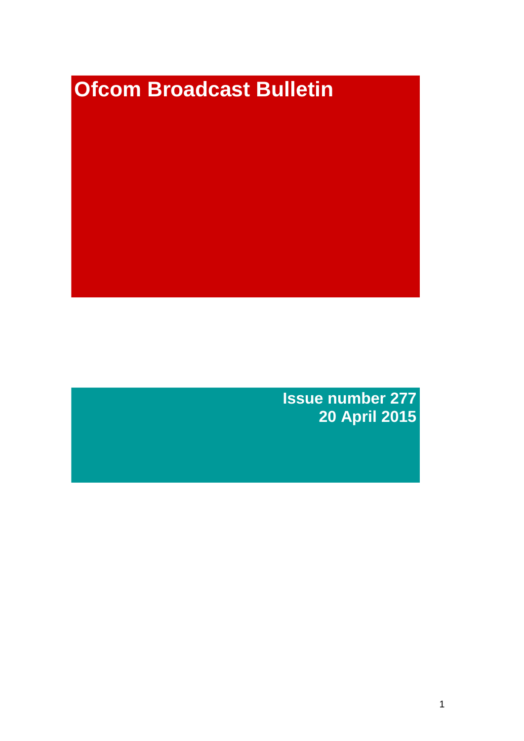# Ofcom Broadcast Bulletin

**Issue number 277**
**20 April 2015**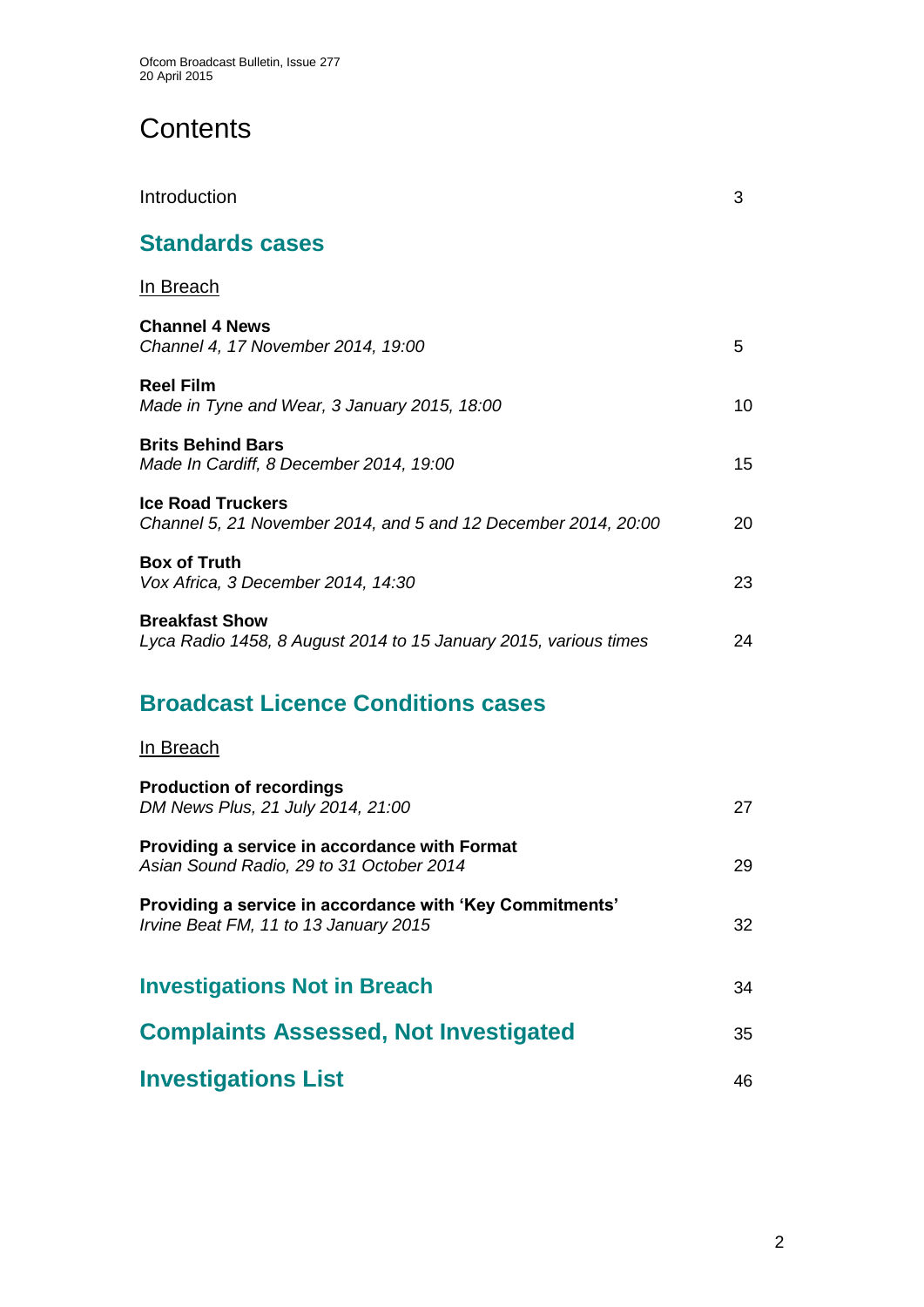# Contents

Introduction 3

## Standards cases

In Breach

**Channel 4 News**
*Channel 4, 17 November 2014, 19:00* 5

**Reel Film**
*Made in Tyne and Wear, 3 January 2015, 18:00* 10

**Brits Behind Bars**
*Made In Cardiff, 8 December 2014, 19:00* 15

**Ice Road Truckers**
*Channel 5, 21 November 2014, and 5 and 12 December 2014, 20:00* 20

**Box of Truth**
*Vox Africa, 3 December 2014, 14:30* 23

**Breakfast Show**
*Lyca Radio 1458, 8 August 2014 to 15 January 2015, various times* 24

## Broadcast Licence Conditions cases

In Breach

**Production of recordings**
*DM News Plus, 21 July 2014, 21:00* 27

**Providing a service in accordance with Format**
*Asian Sound Radio, 29 to 31 October 2014* 29

**Providing a service in accordance with 'Key Commitments'**
*Irvine Beat FM, 11 to 13 January 2015* 32

## Investigations Not in Breach 34

## Complaints Assessed, Not Investigated 35

## Investigations List 46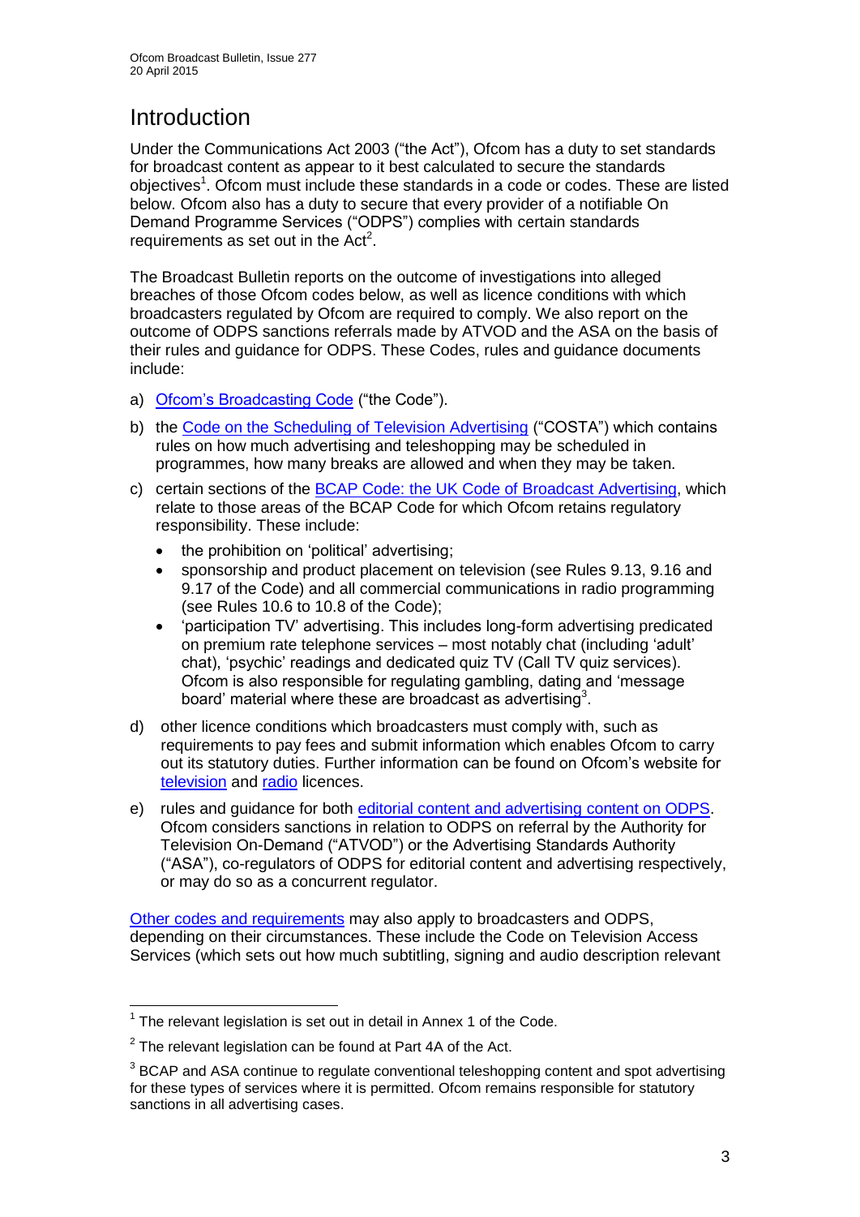# Introduction

Under the Communications Act 2003 ("the Act"), Ofcom has a duty to set standards for broadcast content as appear to it best calculated to secure the standards objectives[1]. Ofcom must include these standards in a code or codes. These are listed below. Ofcom also has a duty to secure that every provider of a notifiable On Demand Programme Services ("ODPS") complies with certain standards requirements as set out in the Act[2].

The Broadcast Bulletin reports on the outcome of investigations into alleged breaches of those Ofcom codes below, as well as licence conditions with which broadcasters regulated by Ofcom are required to comply. We also report on the outcome of ODPS sanctions referrals made by ATVOD and the ASA on the basis of their rules and guidance for ODPS. These Codes, rules and guidance documents include:

a) Ofcom's Broadcasting Code ("the Code").

b) the Code on the Scheduling of Television Advertising ("COSTA") which contains rules on how much advertising and teleshopping may be scheduled in programmes, how many breaks are allowed and when they may be taken.

c) certain sections of the BCAP Code: the UK Code of Broadcast Advertising, which relate to those areas of the BCAP Code for which Ofcom retains regulatory responsibility. These include:
   - the prohibition on 'political' advertising;
   - sponsorship and product placement on television (see Rules 9.13, 9.16 and 9.17 of the Code) and all commercial communications in radio programming (see Rules 10.6 to 10.8 of the Code);
   - 'participation TV' advertising. This includes long-form advertising predicated on premium rate telephone services – most notably chat (including 'adult' chat), 'psychic' readings and dedicated quiz TV (Call TV quiz services). Ofcom is also responsible for regulating gambling, dating and 'message board' material where these are broadcast as advertising[3].

d) other licence conditions which broadcasters must comply with, such as requirements to pay fees and submit information which enables Ofcom to carry out its statutory duties. Further information can be found on Ofcom's website for television and radio licences.

e) rules and guidance for both editorial content and advertising content on ODPS. Ofcom considers sanctions in relation to ODPS on referral by the Authority for Television On-Demand ("ATVOD") or the Advertising Standards Authority ("ASA"), co-regulators of ODPS for editorial content and advertising respectively, or may do so as a concurrent regulator.

Other codes and requirements may also apply to broadcasters and ODPS, depending on their circumstances. These include the Code on Television Access Services (which sets out how much subtitling, signing and audio description relevant

---

[1] The relevant legislation is set out in detail in Annex 1 of the Code.

[2] The relevant legislation can be found at Part 4A of the Act.

[3] BCAP and ASA continue to regulate conventional teleshopping content and spot advertising for these types of services where it is permitted. Ofcom remains responsible for statutory sanctions in all advertising cases.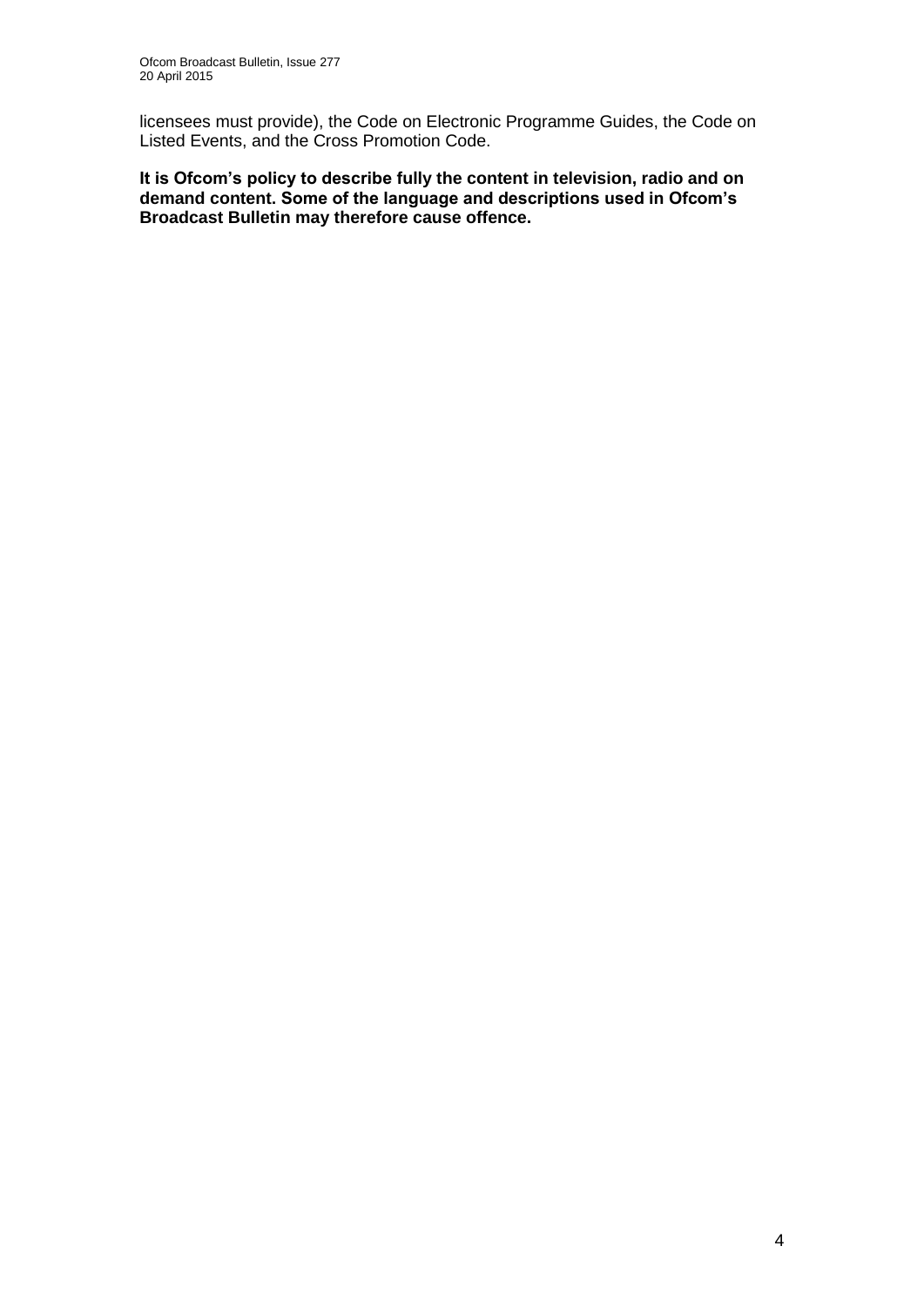licensees must provide), the Code on Electronic Programme Guides, the Code on Listed Events, and the Cross Promotion Code.

**It is Ofcom's policy to describe fully the content in television, radio and on demand content. Some of the language and descriptions used in Ofcom's Broadcast Bulletin may therefore cause offence.**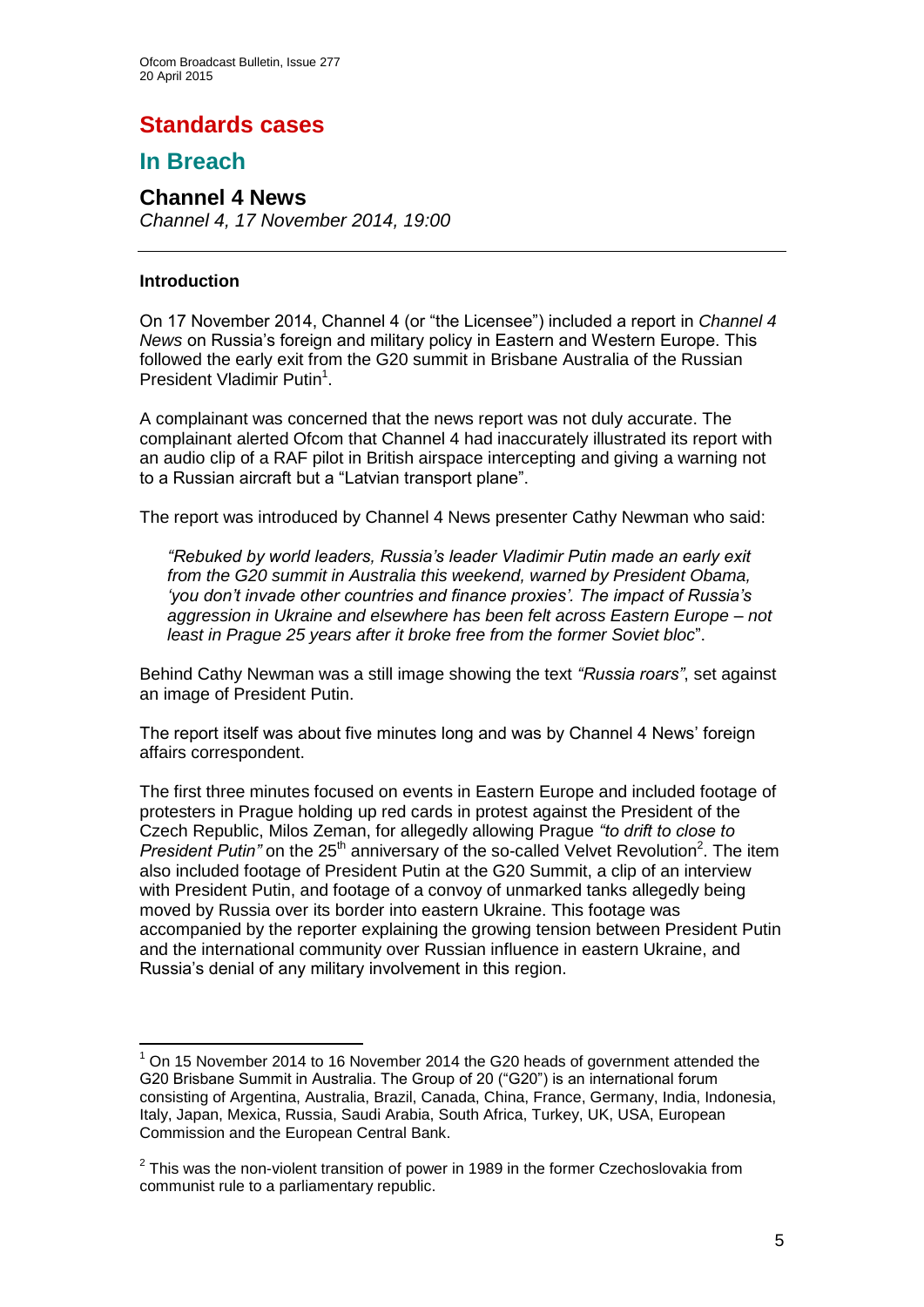# Standards cases

## In Breach

### Channel 4 News

*Channel 4, 17 November 2014, 19:00*

---

**Introduction**

On 17 November 2014, Channel 4 (or "the Licensee") included a report in *Channel 4 News* on Russia's foreign and military policy in Eastern and Western Europe. This followed the early exit from the G20 summit in Brisbane Australia of the Russian President Vladimir Putin[1].

A complainant was concerned that the news report was not duly accurate. The complainant alerted Ofcom that Channel 4 had inaccurately illustrated its report with an audio clip of a RAF pilot in British airspace intercepting and giving a warning not to a Russian aircraft but a "Latvian transport plane".

The report was introduced by Channel 4 News presenter Cathy Newman who said:

> *"Rebuked by world leaders, Russia's leader Vladimir Putin made an early exit from the G20 summit in Australia this weekend, warned by President Obama, 'you don't invade other countries and finance proxies'. The impact of Russia's aggression in Ukraine and elsewhere has been felt across Eastern Europe – not least in Prague 25 years after it broke free from the former Soviet bloc*".

Behind Cathy Newman was a still image showing the text *"Russia roars"*, set against an image of President Putin.

The report itself was about five minutes long and was by Channel 4 News' foreign affairs correspondent.

The first three minutes focused on events in Eastern Europe and included footage of protesters in Prague holding up red cards in protest against the President of the Czech Republic, Milos Zeman, for allegedly allowing Prague *"to drift to close to President Putin"* on the 25th anniversary of the so-called Velvet Revolution[2]. The item also included footage of President Putin at the G20 Summit, a clip of an interview with President Putin, and footage of a convoy of unmarked tanks allegedly being moved by Russia over its border into eastern Ukraine. This footage was accompanied by the reporter explaining the growing tension between President Putin and the international community over Russian influence in eastern Ukraine, and Russia's denial of any military involvement in this region.

---

[1] On 15 November 2014 to 16 November 2014 the G20 heads of government attended the G20 Brisbane Summit in Australia. The Group of 20 ("G20") is an international forum consisting of Argentina, Australia, Brazil, Canada, China, France, Germany, India, Indonesia, Italy, Japan, Mexica, Russia, Saudi Arabia, South Africa, Turkey, UK, USA, European Commission and the European Central Bank.

[2] This was the non-violent transition of power in 1989 in the former Czechoslovakia from communist rule to a parliamentary republic.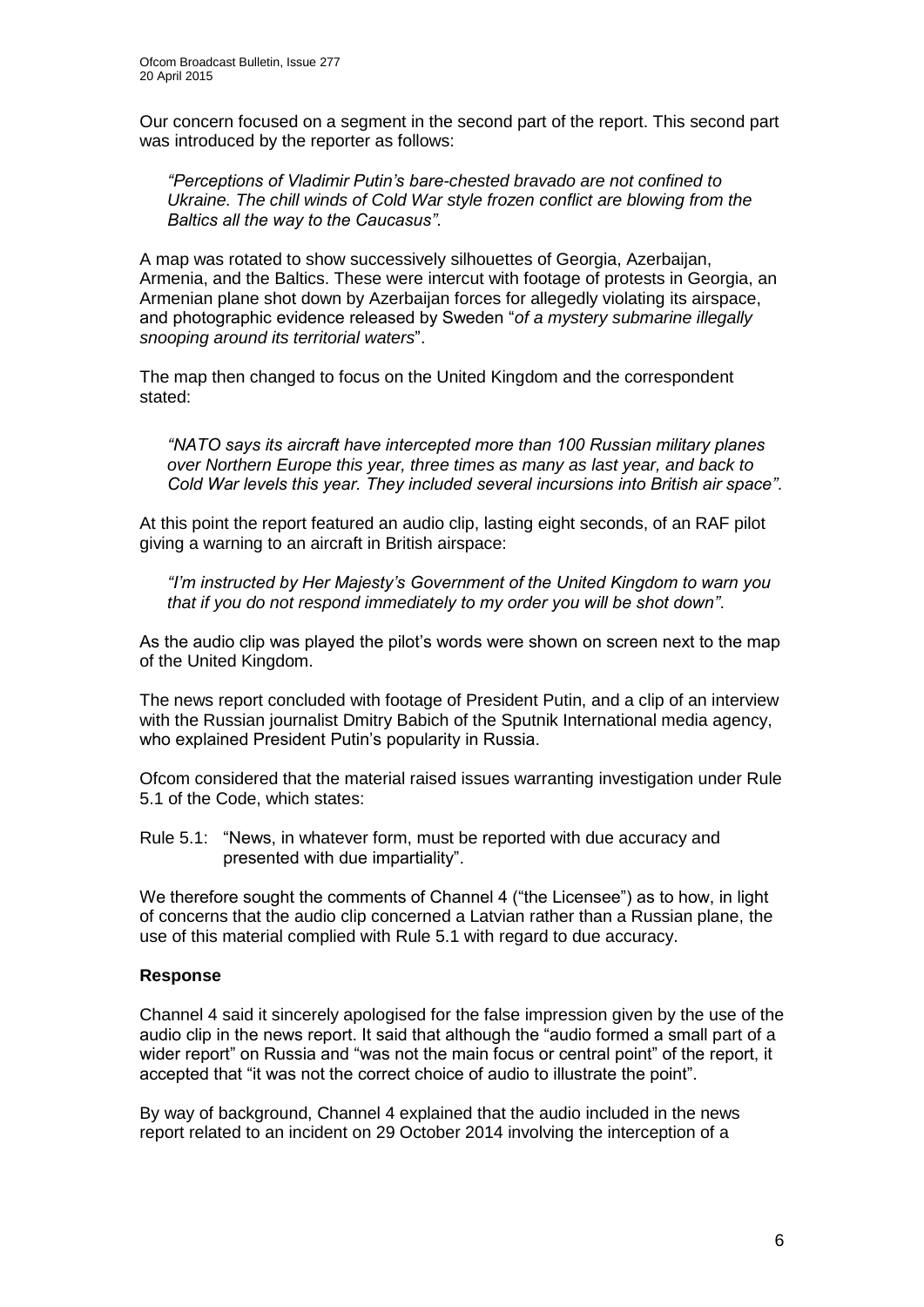Our concern focused on a segment in the second part of the report. This second part was introduced by the reporter as follows:

> *"Perceptions of Vladimir Putin's bare-chested bravado are not confined to Ukraine. The chill winds of Cold War style frozen conflict are blowing from the Baltics all the way to the Caucasus"*.

A map was rotated to show successively silhouettes of Georgia, Azerbaijan, Armenia, and the Baltics. These were intercut with footage of protests in Georgia, an Armenian plane shot down by Azerbaijan forces for allegedly violating its airspace, and photographic evidence released by Sweden "*of a mystery submarine illegally snooping around its territorial waters*".

The map then changed to focus on the United Kingdom and the correspondent stated:

> *"NATO says its aircraft have intercepted more than 100 Russian military planes over Northern Europe this year, three times as many as last year, and back to Cold War levels this year. They included several incursions into British air space"*.

At this point the report featured an audio clip, lasting eight seconds, of an RAF pilot giving a warning to an aircraft in British airspace:

> *"I'm instructed by Her Majesty's Government of the United Kingdom to warn you that if you do not respond immediately to my order you will be shot down"*.

As the audio clip was played the pilot's words were shown on screen next to the map of the United Kingdom.

The news report concluded with footage of President Putin, and a clip of an interview with the Russian journalist Dmitry Babich of the Sputnik International media agency, who explained President Putin's popularity in Russia.

Ofcom considered that the material raised issues warranting investigation under Rule 5.1 of the Code, which states:

Rule 5.1: "News, in whatever form, must be reported with due accuracy and presented with due impartiality".

We therefore sought the comments of Channel 4 ("the Licensee") as to how, in light of concerns that the audio clip concerned a Latvian rather than a Russian plane, the use of this material complied with Rule 5.1 with regard to due accuracy.

**Response**

Channel 4 said it sincerely apologised for the false impression given by the use of the audio clip in the news report. It said that although the "audio formed a small part of a wider report" on Russia and "was not the main focus or central point" of the report, it accepted that "it was not the correct choice of audio to illustrate the point".

By way of background, Channel 4 explained that the audio included in the news report related to an incident on 29 October 2014 involving the interception of a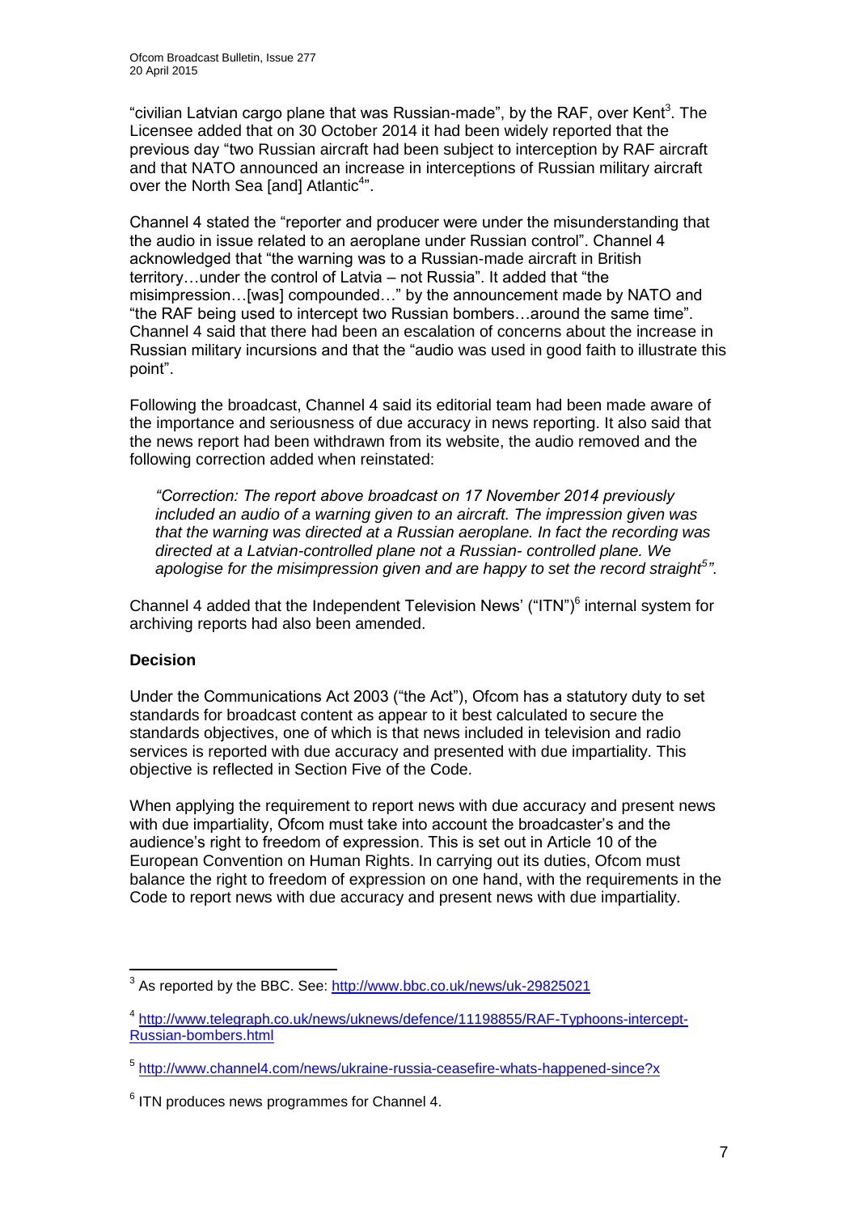"civilian Latvian cargo plane that was Russian-made", by the RAF, over Kent[3]. The Licensee added that on 30 October 2014 it had been widely reported that the previous day "two Russian aircraft had been subject to interception by RAF aircraft and that NATO announced an increase in interceptions of Russian military aircraft over the North Sea [and] Atlantic[4]".

Channel 4 stated the "reporter and producer were under the misunderstanding that the audio in issue related to an aeroplane under Russian control". Channel 4 acknowledged that "the warning was to a Russian-made aircraft in British territory…under the control of Latvia – not Russia". It added that "the misimpression…[was] compounded…" by the announcement made by NATO and "the RAF being used to intercept two Russian bombers…around the same time". Channel 4 said that there had been an escalation of concerns about the increase in Russian military incursions and that the "audio was used in good faith to illustrate this point".

Following the broadcast, Channel 4 said its editorial team had been made aware of the importance and seriousness of due accuracy in news reporting. It also said that the news report had been withdrawn from its website, the audio removed and the following correction added when reinstated:

> *"Correction: The report above broadcast on 17 November 2014 previously included an audio of a warning given to an aircraft. The impression given was that the warning was directed at a Russian aeroplane. In fact the recording was directed at a Latvian-controlled plane not a Russian- controlled plane. We apologise for the misimpression given and are happy to set the record straight[5]".*

Channel 4 added that the Independent Television News' ("ITN")[6] internal system for archiving reports had also been amended.

**Decision**

Under the Communications Act 2003 ("the Act"), Ofcom has a statutory duty to set standards for broadcast content as appear to it best calculated to secure the standards objectives, one of which is that news included in television and radio services is reported with due accuracy and presented with due impartiality. This objective is reflected in Section Five of the Code.

When applying the requirement to report news with due accuracy and present news with due impartiality, Ofcom must take into account the broadcaster's and the audience's right to freedom of expression. This is set out in Article 10 of the European Convention on Human Rights. In carrying out its duties, Ofcom must balance the right to freedom of expression on one hand, with the requirements in the Code to report news with due accuracy and present news with due impartiality.

---

[3] As reported by the BBC. See: http://www.bbc.co.uk/news/uk-29825021

[4] http://www.telegraph.co.uk/news/uknews/defence/11198855/RAF-Typhoons-intercept-Russian-bombers.html

[5] http://www.channel4.com/news/ukraine-russia-ceasefire-whats-happened-since?x

[6] ITN produces news programmes for Channel 4.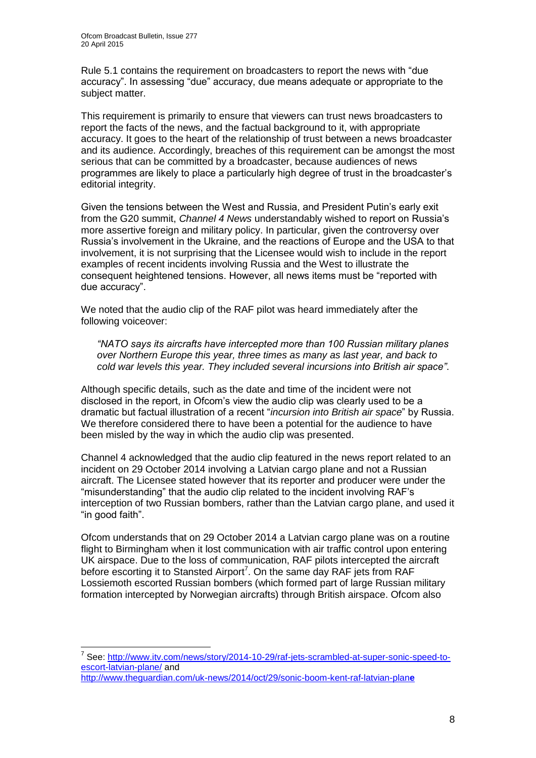Rule 5.1 contains the requirement on broadcasters to report the news with "due accuracy". In assessing "due" accuracy, due means adequate or appropriate to the subject matter.

This requirement is primarily to ensure that viewers can trust news broadcasters to report the facts of the news, and the factual background to it, with appropriate accuracy. It goes to the heart of the relationship of trust between a news broadcaster and its audience. Accordingly, breaches of this requirement can be amongst the most serious that can be committed by a broadcaster, because audiences of news programmes are likely to place a particularly high degree of trust in the broadcaster's editorial integrity.

Given the tensions between the West and Russia, and President Putin's early exit from the G20 summit, *Channel 4 News* understandably wished to report on Russia's more assertive foreign and military policy. In particular, given the controversy over Russia's involvement in the Ukraine, and the reactions of Europe and the USA to that involvement, it is not surprising that the Licensee would wish to include in the report examples of recent incidents involving Russia and the West to illustrate the consequent heightened tensions. However, all news items must be "reported with due accuracy".

We noted that the audio clip of the RAF pilot was heard immediately after the following voiceover:

> *"NATO says its aircrafts have intercepted more than 100 Russian military planes over Northern Europe this year, three times as many as last year, and back to cold war levels this year. They included several incursions into British air space"*.

Although specific details, such as the date and time of the incident were not disclosed in the report, in Ofcom's view the audio clip was clearly used to be a dramatic but factual illustration of a recent "*incursion into British air space*" by Russia. We therefore considered there to have been a potential for the audience to have been misled by the way in which the audio clip was presented.

Channel 4 acknowledged that the audio clip featured in the news report related to an incident on 29 October 2014 involving a Latvian cargo plane and not a Russian aircraft. The Licensee stated however that its reporter and producer were under the "misunderstanding" that the audio clip related to the incident involving RAF's interception of two Russian bombers, rather than the Latvian cargo plane, and used it "in good faith".

Ofcom understands that on 29 October 2014 a Latvian cargo plane was on a routine flight to Birmingham when it lost communication with air traffic control upon entering UK airspace. Due to the loss of communication, RAF pilots intercepted the aircraft before escorting it to Stansted Airport[7]. On the same day RAF jets from RAF Lossiemoth escorted Russian bombers (which formed part of large Russian military formation intercepted by Norwegian aircrafts) through British airspace. Ofcom also

---

[7] See: http://www.itv.com/news/story/2014-10-29/raf-jets-scrambled-at-super-sonic-speed-to-escort-latvian-plane/ and http://www.theguardian.com/uk-news/2014/oct/29/sonic-boom-kent-raf-latvian-plane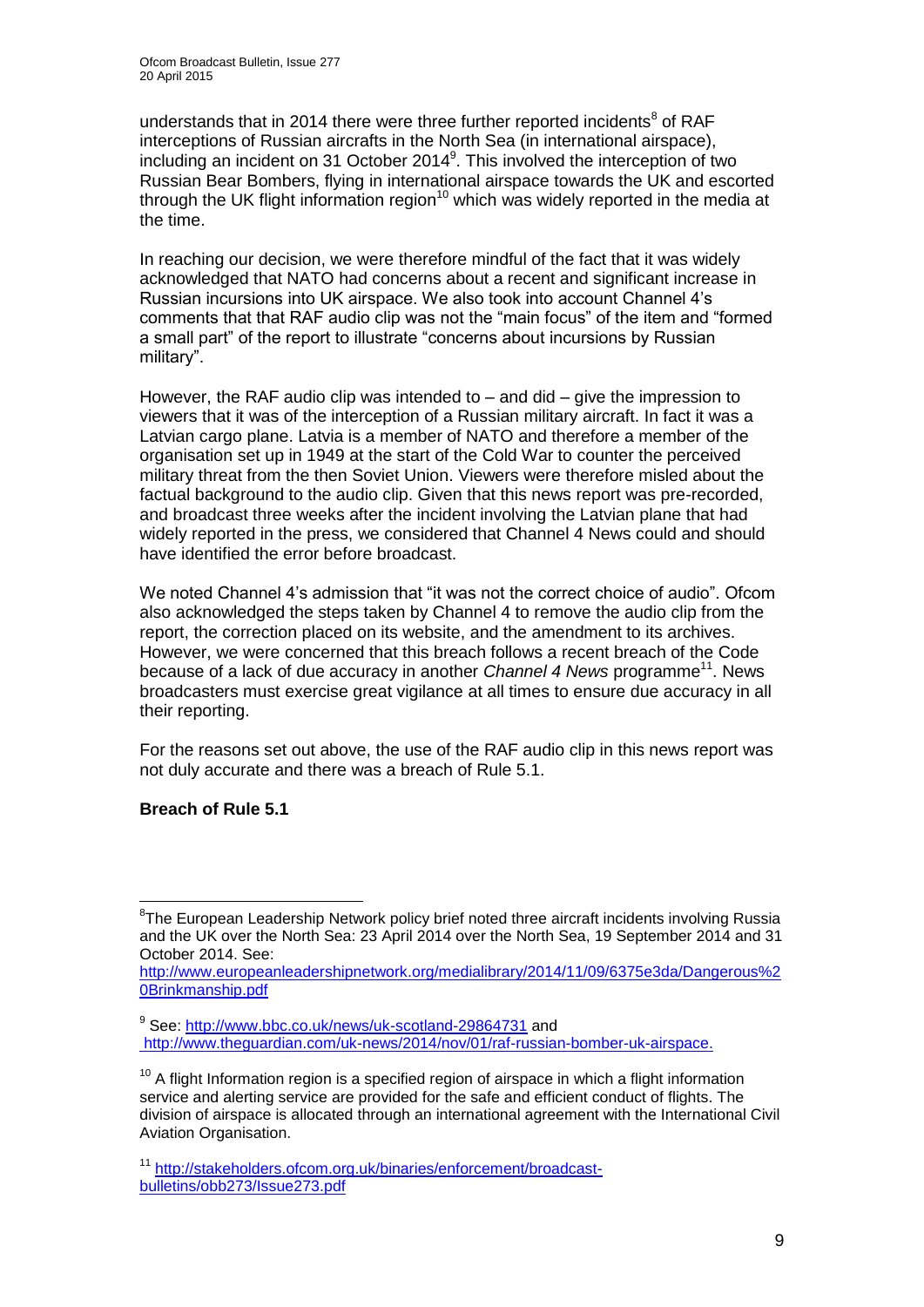understands that in 2014 there were three further reported incidents[8] of RAF interceptions of Russian aircrafts in the North Sea (in international airspace), including an incident on 31 October 2014[9]. This involved the interception of two Russian Bear Bombers, flying in international airspace towards the UK and escorted through the UK flight information region[10] which was widely reported in the media at the time.

In reaching our decision, we were therefore mindful of the fact that it was widely acknowledged that NATO had concerns about a recent and significant increase in Russian incursions into UK airspace. We also took into account Channel 4's comments that that RAF audio clip was not the "main focus" of the item and "formed a small part" of the report to illustrate "concerns about incursions by Russian military".

However, the RAF audio clip was intended to – and did – give the impression to viewers that it was of the interception of a Russian military aircraft. In fact it was a Latvian cargo plane. Latvia is a member of NATO and therefore a member of the organisation set up in 1949 at the start of the Cold War to counter the perceived military threat from the then Soviet Union. Viewers were therefore misled about the factual background to the audio clip. Given that this news report was pre-recorded, and broadcast three weeks after the incident involving the Latvian plane that had widely reported in the press, we considered that Channel 4 News could and should have identified the error before broadcast.

We noted Channel 4's admission that "it was not the correct choice of audio". Ofcom also acknowledged the steps taken by Channel 4 to remove the audio clip from the report, the correction placed on its website, and the amendment to its archives. However, we were concerned that this breach follows a recent breach of the Code because of a lack of due accuracy in another *Channel 4 News* programme[11]. News broadcasters must exercise great vigilance at all times to ensure due accuracy in all their reporting.

For the reasons set out above, the use of the RAF audio clip in this news report was not duly accurate and there was a breach of Rule 5.1.

**Breach of Rule 5.1**

---

[8] The European Leadership Network policy brief noted three aircraft incidents involving Russia and the UK over the North Sea: 23 April 2014 over the North Sea, 19 September 2014 and 31 October 2014. See: http://www.europeanleadershipnetwork.org/medialibrary/2014/11/09/6375e3da/Dangerous%20Brinkmanship.pdf

[9] See: http://www.bbc.co.uk/news/uk-scotland-29864731 and http://www.theguardian.com/uk-news/2014/nov/01/raf-russian-bomber-uk-airspace.

[10] A flight Information region is a specified region of airspace in which a flight information service and alerting service are provided for the safe and efficient conduct of flights. The division of airspace is allocated through an international agreement with the International Civil Aviation Organisation.

[11] http://stakeholders.ofcom.org.uk/binaries/enforcement/broadcast-bulletins/obb273/Issue273.pdf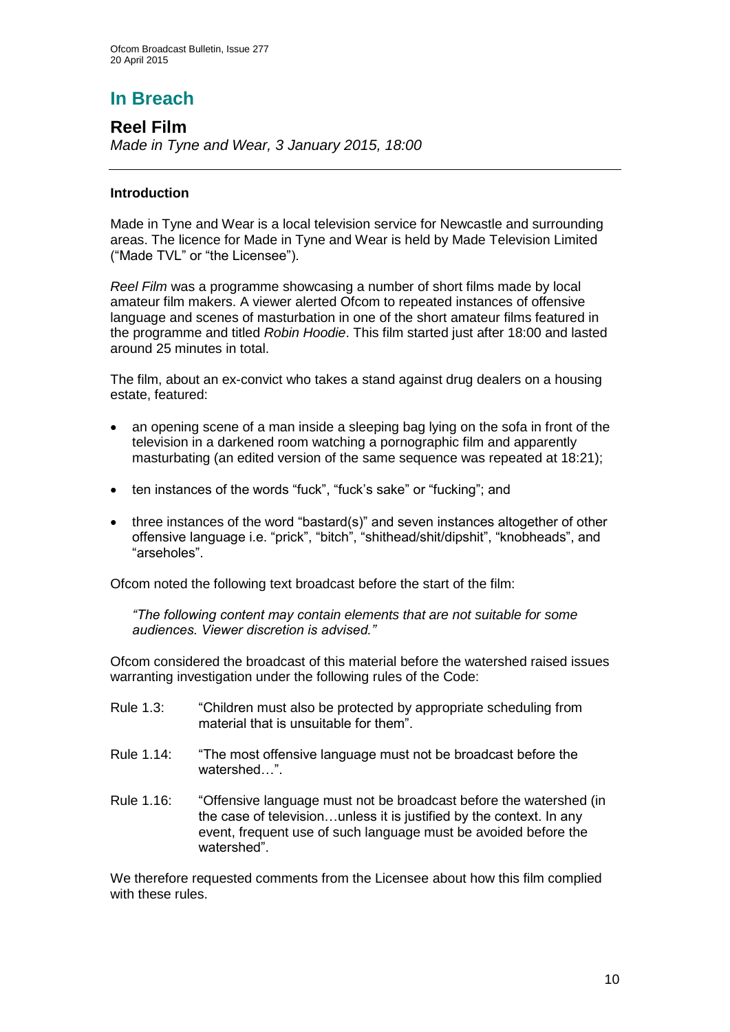# In Breach

## Reel Film

*Made in Tyne and Wear, 3 January 2015, 18:00*

---

### Introduction

Made in Tyne and Wear is a local television service for Newcastle and surrounding areas. The licence for Made in Tyne and Wear is held by Made Television Limited ("Made TVL" or "the Licensee").

*Reel Film* was a programme showcasing a number of short films made by local amateur film makers. A viewer alerted Ofcom to repeated instances of offensive language and scenes of masturbation in one of the short amateur films featured in the programme and titled *Robin Hoodie*. This film started just after 18:00 and lasted around 25 minutes in total.

The film, about an ex-convict who takes a stand against drug dealers on a housing estate, featured:

- an opening scene of a man inside a sleeping bag lying on the sofa in front of the television in a darkened room watching a pornographic film and apparently masturbating (an edited version of the same sequence was repeated at 18:21);
- ten instances of the words "fuck", "fuck's sake" or "fucking"; and
- three instances of the word "bastard(s)" and seven instances altogether of other offensive language i.e. "prick", "bitch", "shithead/shit/dipshit", "knobheads", and "arseholes".

Ofcom noted the following text broadcast before the start of the film:

> *"The following content may contain elements that are not suitable for some audiences. Viewer discretion is advised."*

Ofcom considered the broadcast of this material before the watershed raised issues warranting investigation under the following rules of the Code:

Rule 1.3: "Children must also be protected by appropriate scheduling from material that is unsuitable for them".

Rule 1.14: "The most offensive language must not be broadcast before the watershed…".

Rule 1.16: "Offensive language must not be broadcast before the watershed (in the case of television…unless it is justified by the context. In any event, frequent use of such language must be avoided before the watershed".

We therefore requested comments from the Licensee about how this film complied with these rules.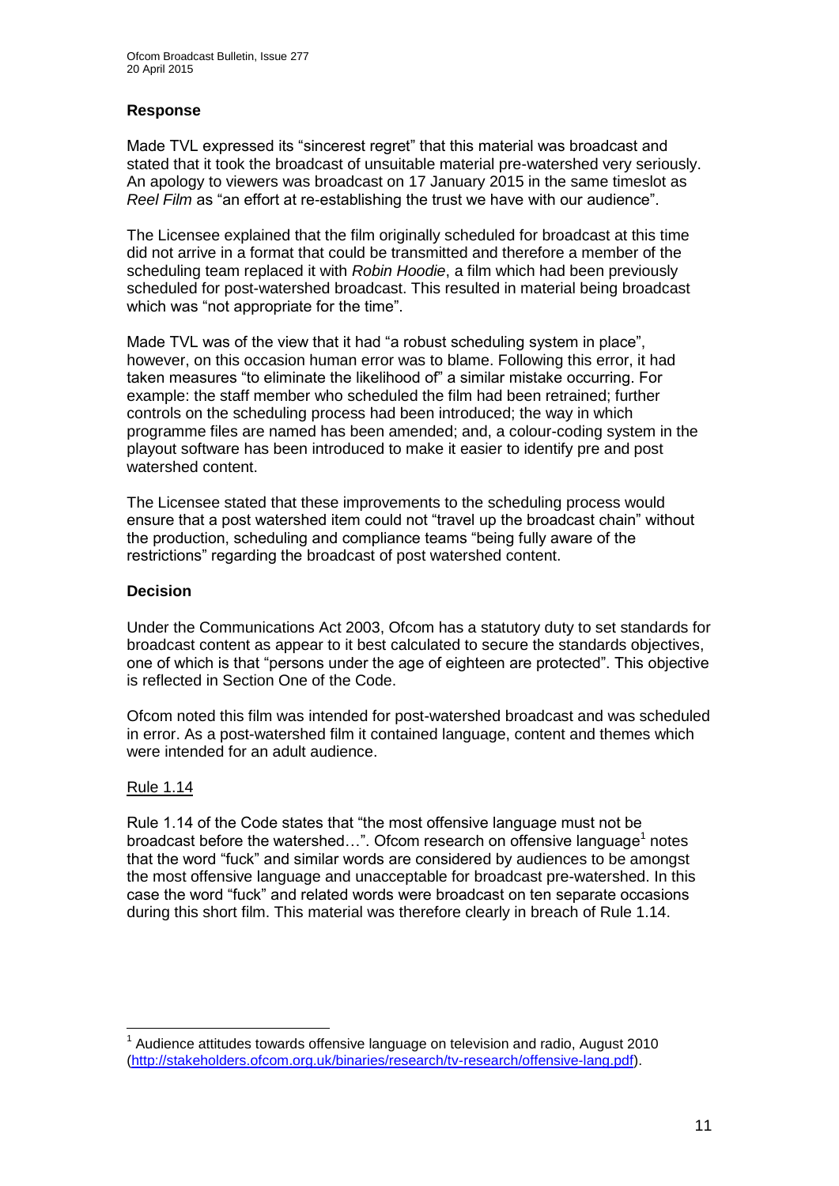### Response

Made TVL expressed its "sincerest regret" that this material was broadcast and stated that it took the broadcast of unsuitable material pre-watershed very seriously. An apology to viewers was broadcast on 17 January 2015 in the same timeslot as *Reel Film* as "an effort at re-establishing the trust we have with our audience".

The Licensee explained that the film originally scheduled for broadcast at this time did not arrive in a format that could be transmitted and therefore a member of the scheduling team replaced it with *Robin Hoodie*, a film which had been previously scheduled for post-watershed broadcast. This resulted in material being broadcast which was "not appropriate for the time".

Made TVL was of the view that it had "a robust scheduling system in place", however, on this occasion human error was to blame. Following this error, it had taken measures "to eliminate the likelihood of" a similar mistake occurring. For example: the staff member who scheduled the film had been retrained; further controls on the scheduling process had been introduced; the way in which programme files are named has been amended; and, a colour-coding system in the playout software has been introduced to make it easier to identify pre and post watershed content.

The Licensee stated that these improvements to the scheduling process would ensure that a post watershed item could not "travel up the broadcast chain" without the production, scheduling and compliance teams "being fully aware of the restrictions" regarding the broadcast of post watershed content.

### Decision

Under the Communications Act 2003, Ofcom has a statutory duty to set standards for broadcast content as appear to it best calculated to secure the standards objectives, one of which is that "persons under the age of eighteen are protected". This objective is reflected in Section One of the Code.

Ofcom noted this film was intended for post-watershed broadcast and was scheduled in error. As a post-watershed film it contained language, content and themes which were intended for an adult audience.

#### Rule 1.14

Rule 1.14 of the Code states that "the most offensive language must not be broadcast before the watershed…". Ofcom research on offensive language[1] notes that the word "fuck" and similar words are considered by audiences to be amongst the most offensive language and unacceptable for broadcast pre-watershed. In this case the word "fuck" and related words were broadcast on ten separate occasions during this short film. This material was therefore clearly in breach of Rule 1.14.

---

[1] Audience attitudes towards offensive language on television and radio, August 2010 (http://stakeholders.ofcom.org.uk/binaries/research/tv-research/offensive-lang.pdf).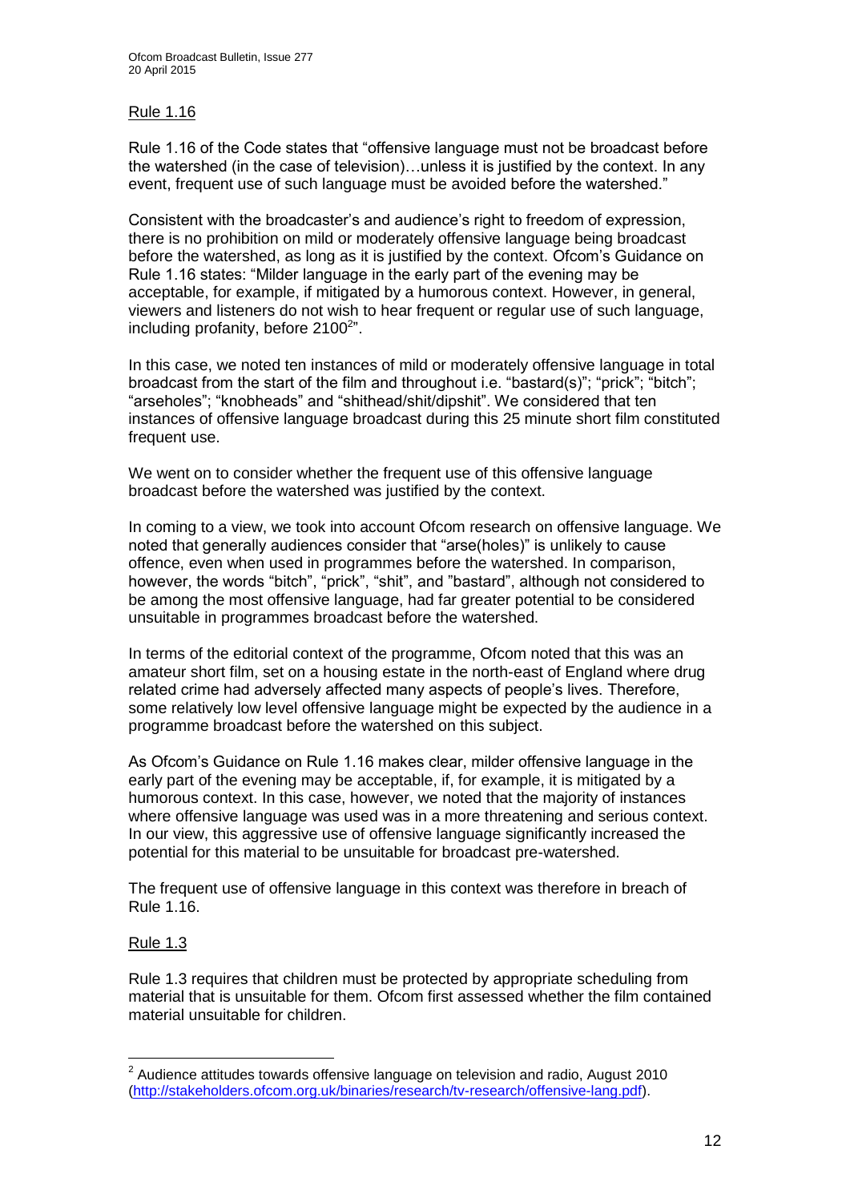Rule 1.16

Rule 1.16 of the Code states that "offensive language must not be broadcast before the watershed (in the case of television)…unless it is justified by the context. In any event, frequent use of such language must be avoided before the watershed."

Consistent with the broadcaster's and audience's right to freedom of expression, there is no prohibition on mild or moderately offensive language being broadcast before the watershed, as long as it is justified by the context. Ofcom's Guidance on Rule 1.16 states: "Milder language in the early part of the evening may be acceptable, for example, if mitigated by a humorous context. However, in general, viewers and listeners do not wish to hear frequent or regular use of such language, including profanity, before 2100[2]".

In this case, we noted ten instances of mild or moderately offensive language in total broadcast from the start of the film and throughout i.e. "bastard(s)"; "prick"; "bitch"; "arseholes"; "knobheads" and "shithead/shit/dipshit". We considered that ten instances of offensive language broadcast during this 25 minute short film constituted frequent use.

We went on to consider whether the frequent use of this offensive language broadcast before the watershed was justified by the context.

In coming to a view, we took into account Ofcom research on offensive language. We noted that generally audiences consider that "arse(holes)" is unlikely to cause offence, even when used in programmes before the watershed. In comparison, however, the words "bitch", "prick", "shit", and "bastard", although not considered to be among the most offensive language, had far greater potential to be considered unsuitable in programmes broadcast before the watershed.

In terms of the editorial context of the programme, Ofcom noted that this was an amateur short film, set on a housing estate in the north-east of England where drug related crime had adversely affected many aspects of people's lives. Therefore, some relatively low level offensive language might be expected by the audience in a programme broadcast before the watershed on this subject.

As Ofcom's Guidance on Rule 1.16 makes clear, milder offensive language in the early part of the evening may be acceptable, if, for example, it is mitigated by a humorous context. In this case, however, we noted that the majority of instances where offensive language was used was in a more threatening and serious context. In our view, this aggressive use of offensive language significantly increased the potential for this material to be unsuitable for broadcast pre-watershed.

The frequent use of offensive language in this context was therefore in breach of Rule 1.16.

Rule 1.3

Rule 1.3 requires that children must be protected by appropriate scheduling from material that is unsuitable for them. Ofcom first assessed whether the film contained material unsuitable for children.

---

[2] Audience attitudes towards offensive language on television and radio, August 2010 (http://stakeholders.ofcom.org.uk/binaries/research/tv-research/offensive-lang.pdf).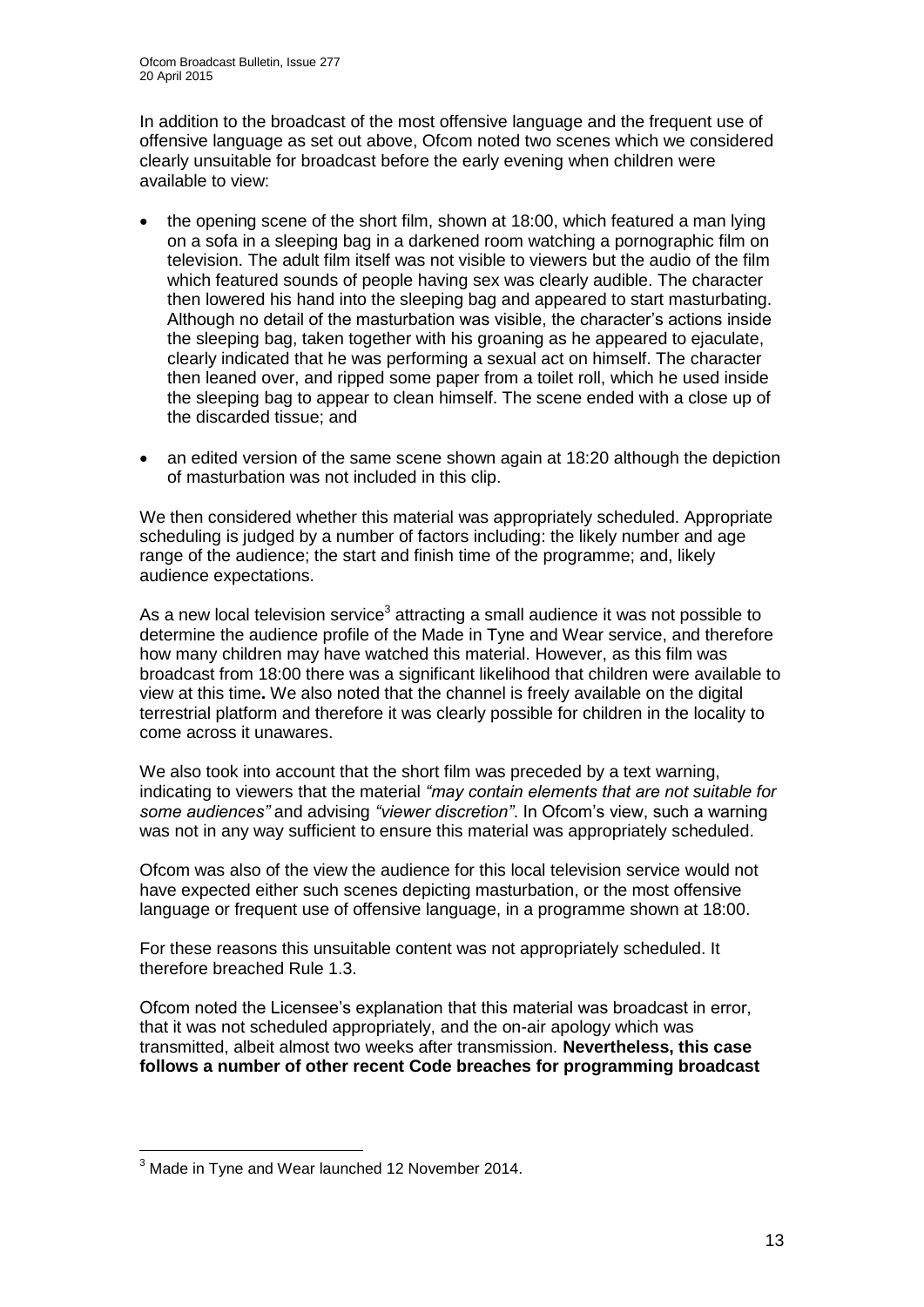In addition to the broadcast of the most offensive language and the frequent use of offensive language as set out above, Ofcom noted two scenes which we considered clearly unsuitable for broadcast before the early evening when children were available to view:

- the opening scene of the short film, shown at 18:00, which featured a man lying on a sofa in a sleeping bag in a darkened room watching a pornographic film on television. The adult film itself was not visible to viewers but the audio of the film which featured sounds of people having sex was clearly audible. The character then lowered his hand into the sleeping bag and appeared to start masturbating. Although no detail of the masturbation was visible, the character's actions inside the sleeping bag, taken together with his groaning as he appeared to ejaculate, clearly indicated that he was performing a sexual act on himself. The character then leaned over, and ripped some paper from a toilet roll, which he used inside the sleeping bag to appear to clean himself. The scene ended with a close up of the discarded tissue; and
- an edited version of the same scene shown again at 18:20 although the depiction of masturbation was not included in this clip.

We then considered whether this material was appropriately scheduled. Appropriate scheduling is judged by a number of factors including: the likely number and age range of the audience; the start and finish time of the programme; and, likely audience expectations.

As a new local television service[3] attracting a small audience it was not possible to determine the audience profile of the Made in Tyne and Wear service, and therefore how many children may have watched this material. However, as this film was broadcast from 18:00 there was a significant likelihood that children were available to view at this time**.** We also noted that the channel is freely available on the digital terrestrial platform and therefore it was clearly possible for children in the locality to come across it unawares.

We also took into account that the short film was preceded by a text warning, indicating to viewers that the material *"may contain elements that are not suitable for some audiences"* and advising *"viewer discretion"*. In Ofcom's view, such a warning was not in any way sufficient to ensure this material was appropriately scheduled.

Ofcom was also of the view the audience for this local television service would not have expected either such scenes depicting masturbation, or the most offensive language or frequent use of offensive language, in a programme shown at 18:00.

For these reasons this unsuitable content was not appropriately scheduled. It therefore breached Rule 1.3.

Ofcom noted the Licensee's explanation that this material was broadcast in error, that it was not scheduled appropriately, and the on-air apology which was transmitted, albeit almost two weeks after transmission. **Nevertheless, this case follows a number of other recent Code breaches for programming broadcast**

---

[3] Made in Tyne and Wear launched 12 November 2014.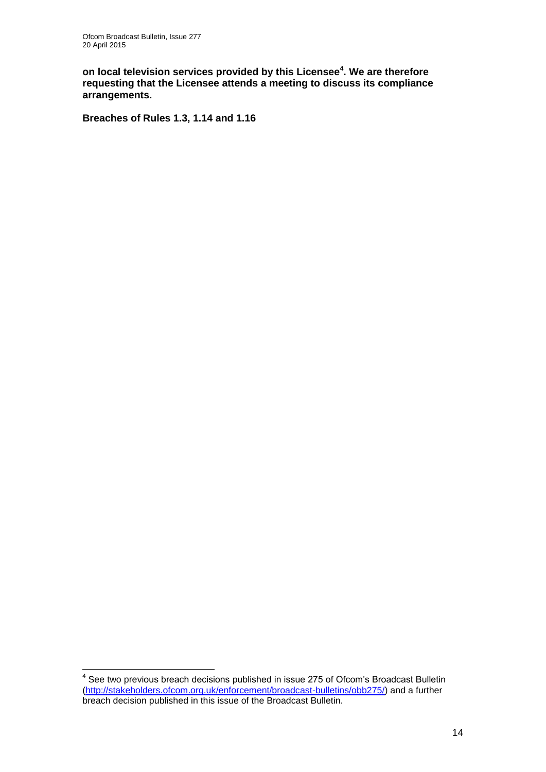**on local television services provided by this Licensee[4]. We are therefore requesting that the Licensee attends a meeting to discuss its compliance arrangements.**

**Breaches of Rules 1.3, 1.14 and 1.16**

[4] See two previous breach decisions published in issue 275 of Ofcom's Broadcast Bulletin (http://stakeholders.ofcom.org.uk/enforcement/broadcast-bulletins/obb275/) and a further breach decision published in this issue of the Broadcast Bulletin.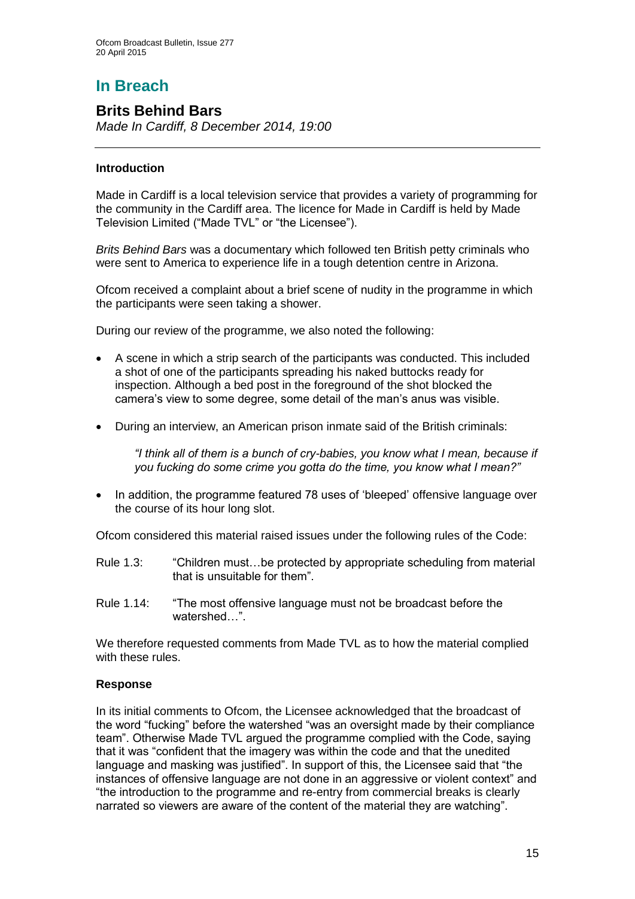# In Breach

## Brits Behind Bars

*Made In Cardiff, 8 December 2014, 19:00*

### Introduction

Made in Cardiff is a local television service that provides a variety of programming for the community in the Cardiff area. The licence for Made in Cardiff is held by Made Television Limited ("Made TVL" or "the Licensee").

*Brits Behind Bars* was a documentary which followed ten British petty criminals who were sent to America to experience life in a tough detention centre in Arizona.

Ofcom received a complaint about a brief scene of nudity in the programme in which the participants were seen taking a shower.

During our review of the programme, we also noted the following:

- A scene in which a strip search of the participants was conducted. This included a shot of one of the participants spreading his naked buttocks ready for inspection. Although a bed post in the foreground of the shot blocked the camera's view to some degree, some detail of the man's anus was visible.
- During an interview, an American prison inmate said of the British criminals:

  *"I think all of them is a bunch of cry-babies, you know what I mean, because if you fucking do some crime you gotta do the time, you know what I mean?"*

- In addition, the programme featured 78 uses of 'bleeped' offensive language over the course of its hour long slot.

Ofcom considered this material raised issues under the following rules of the Code:

Rule 1.3: "Children must…be protected by appropriate scheduling from material that is unsuitable for them".

Rule 1.14: "The most offensive language must not be broadcast before the watershed…".

We therefore requested comments from Made TVL as to how the material complied with these rules.

### Response

In its initial comments to Ofcom, the Licensee acknowledged that the broadcast of the word "fucking" before the watershed "was an oversight made by their compliance team". Otherwise Made TVL argued the programme complied with the Code, saying that it was "confident that the imagery was within the code and that the unedited language and masking was justified". In support of this, the Licensee said that "the instances of offensive language are not done in an aggressive or violent context" and "the introduction to the programme and re-entry from commercial breaks is clearly narrated so viewers are aware of the content of the material they are watching".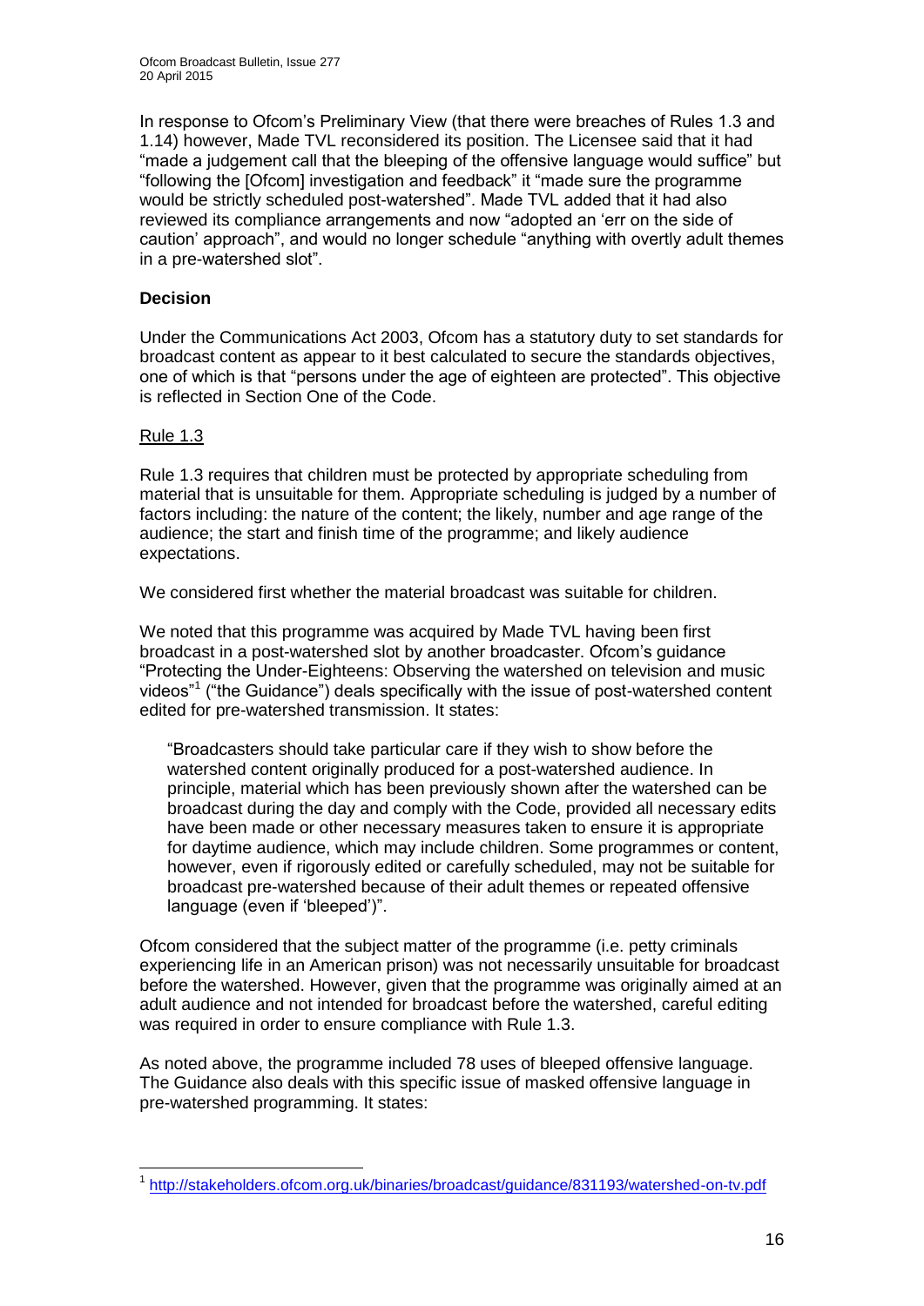In response to Ofcom's Preliminary View (that there were breaches of Rules 1.3 and 1.14) however, Made TVL reconsidered its position. The Licensee said that it had "made a judgement call that the bleeping of the offensive language would suffice" but "following the [Ofcom] investigation and feedback" it "made sure the programme would be strictly scheduled post-watershed". Made TVL added that it had also reviewed its compliance arrangements and now "adopted an 'err on the side of caution' approach", and would no longer schedule "anything with overtly adult themes in a pre-watershed slot".

**Decision**

Under the Communications Act 2003, Ofcom has a statutory duty to set standards for broadcast content as appear to it best calculated to secure the standards objectives, one of which is that "persons under the age of eighteen are protected". This objective is reflected in Section One of the Code.

Rule 1.3

Rule 1.3 requires that children must be protected by appropriate scheduling from material that is unsuitable for them. Appropriate scheduling is judged by a number of factors including: the nature of the content; the likely, number and age range of the audience; the start and finish time of the programme; and likely audience expectations.

We considered first whether the material broadcast was suitable for children.

We noted that this programme was acquired by Made TVL having been first broadcast in a post-watershed slot by another broadcaster. Ofcom's guidance "Protecting the Under-Eighteens: Observing the watershed on television and music videos"[1] ("the Guidance") deals specifically with the issue of post-watershed content edited for pre-watershed transmission. It states:

> "Broadcasters should take particular care if they wish to show before the watershed content originally produced for a post-watershed audience. In principle, material which has been previously shown after the watershed can be broadcast during the day and comply with the Code, provided all necessary edits have been made or other necessary measures taken to ensure it is appropriate for daytime audience, which may include children. Some programmes or content, however, even if rigorously edited or carefully scheduled, may not be suitable for broadcast pre-watershed because of their adult themes or repeated offensive language (even if 'bleeped')".

Ofcom considered that the subject matter of the programme (i.e. petty criminals experiencing life in an American prison) was not necessarily unsuitable for broadcast before the watershed. However, given that the programme was originally aimed at an adult audience and not intended for broadcast before the watershed, careful editing was required in order to ensure compliance with Rule 1.3.

As noted above, the programme included 78 uses of bleeped offensive language. The Guidance also deals with this specific issue of masked offensive language in pre-watershed programming. It states:

[1] http://stakeholders.ofcom.org.uk/binaries/broadcast/guidance/831193/watershed-on-tv.pdf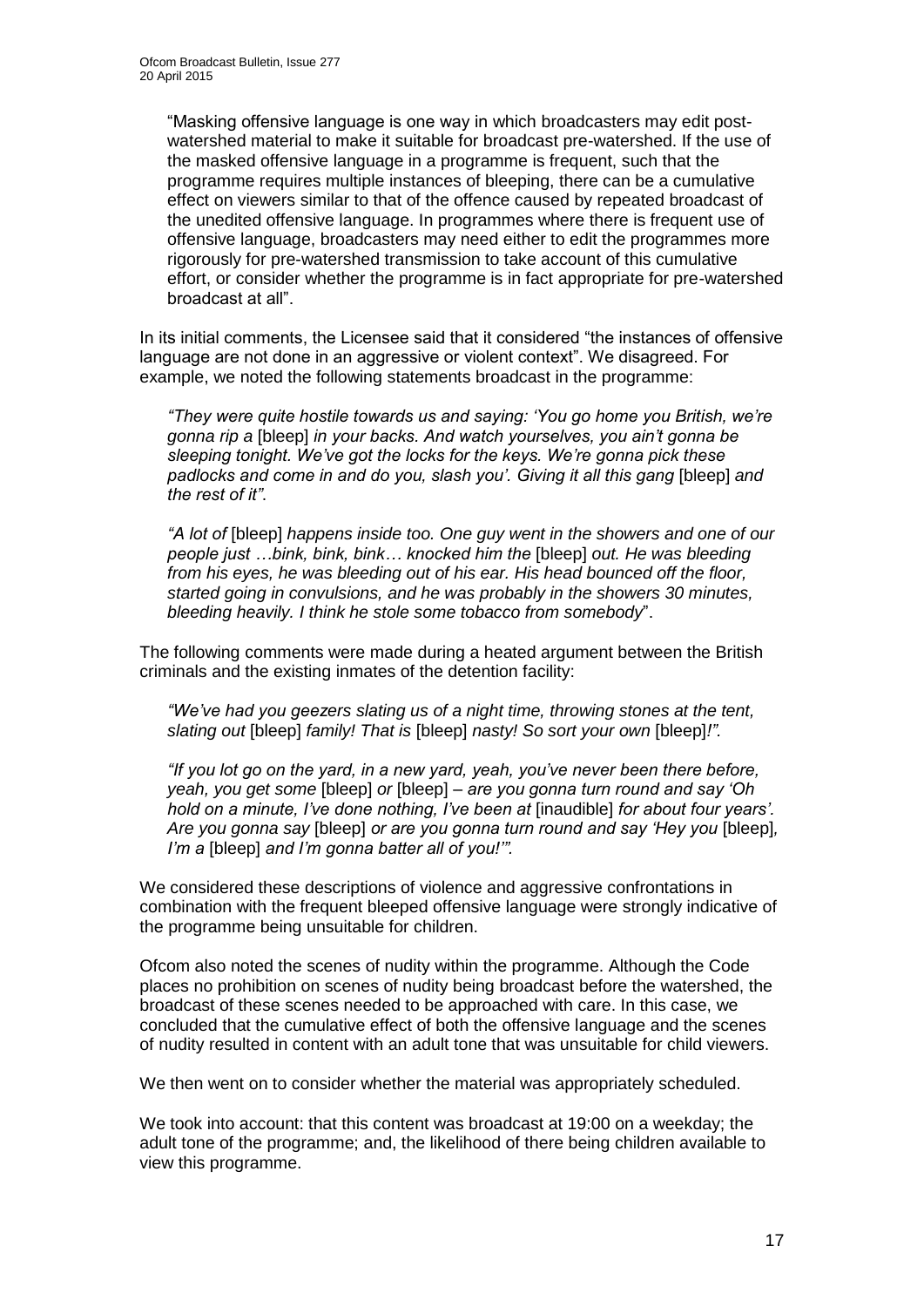"Masking offensive language is one way in which broadcasters may edit post-watershed material to make it suitable for broadcast pre-watershed. If the use of the masked offensive language in a programme is frequent, such that the programme requires multiple instances of bleeping, there can be a cumulative effect on viewers similar to that of the offence caused by repeated broadcast of the unedited offensive language. In programmes where there is frequent use of offensive language, broadcasters may need either to edit the programmes more rigorously for pre-watershed transmission to take account of this cumulative effort, or consider whether the programme is in fact appropriate for pre-watershed broadcast at all".

In its initial comments, the Licensee said that it considered "the instances of offensive language are not done in an aggressive or violent context". We disagreed. For example, we noted the following statements broadcast in the programme:

> *"They were quite hostile towards us and saying: 'You go home you British, we're gonna rip a* [bleep] *in your backs. And watch yourselves, you ain't gonna be sleeping tonight. We've got the locks for the keys. We're gonna pick these padlocks and come in and do you, slash you'. Giving it all this gang* [bleep] *and the rest of it"*.
>
> *"A lot of* [bleep] *happens inside too. One guy went in the showers and one of our people just …bink, bink, bink… knocked him the* [bleep] *out. He was bleeding from his eyes, he was bleeding out of his ear. His head bounced off the floor, started going in convulsions, and he was probably in the showers 30 minutes, bleeding heavily. I think he stole some tobacco from somebody*".

The following comments were made during a heated argument between the British criminals and the existing inmates of the detention facility:

> *"We've had you geezers slating us of a night time, throwing stones at the tent, slating out* [bleep] *family! That is* [bleep] *nasty! So sort your own* [bleep]*!".*
>
> *"If you lot go on the yard, in a new yard, yeah, you've never been there before, yeah, you get some* [bleep] *or* [bleep] *– are you gonna turn round and say 'Oh hold on a minute, I've done nothing, I've been at* [inaudible] *for about four years'. Are you gonna say* [bleep] *or are you gonna turn round and say 'Hey you* [bleep]*, I'm a* [bleep] *and I'm gonna batter all of you!'".*

We considered these descriptions of violence and aggressive confrontations in combination with the frequent bleeped offensive language were strongly indicative of the programme being unsuitable for children.

Ofcom also noted the scenes of nudity within the programme. Although the Code places no prohibition on scenes of nudity being broadcast before the watershed, the broadcast of these scenes needed to be approached with care. In this case, we concluded that the cumulative effect of both the offensive language and the scenes of nudity resulted in content with an adult tone that was unsuitable for child viewers.

We then went on to consider whether the material was appropriately scheduled.

We took into account: that this content was broadcast at 19:00 on a weekday; the adult tone of the programme; and, the likelihood of there being children available to view this programme.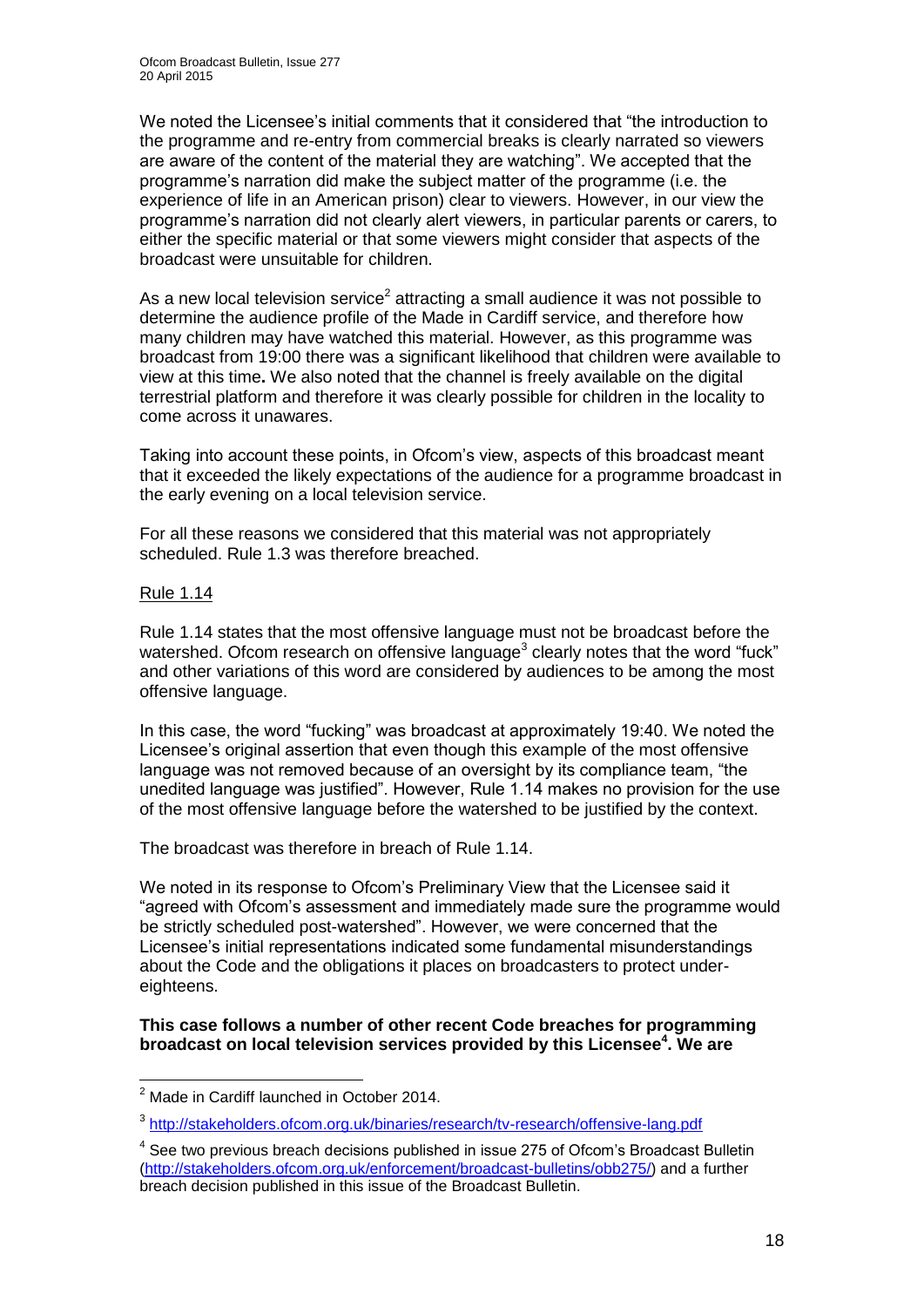We noted the Licensee's initial comments that it considered that "the introduction to the programme and re-entry from commercial breaks is clearly narrated so viewers are aware of the content of the material they are watching". We accepted that the programme's narration did make the subject matter of the programme (i.e. the experience of life in an American prison) clear to viewers. However, in our view the programme's narration did not clearly alert viewers, in particular parents or carers, to either the specific material or that some viewers might consider that aspects of the broadcast were unsuitable for children.

As a new local television service[2] attracting a small audience it was not possible to determine the audience profile of the Made in Cardiff service, and therefore how many children may have watched this material. However, as this programme was broadcast from 19:00 there was a significant likelihood that children were available to view at this time**.** We also noted that the channel is freely available on the digital terrestrial platform and therefore it was clearly possible for children in the locality to come across it unawares.

Taking into account these points, in Ofcom's view, aspects of this broadcast meant that it exceeded the likely expectations of the audience for a programme broadcast in the early evening on a local television service.

For all these reasons we considered that this material was not appropriately scheduled. Rule 1.3 was therefore breached.

Rule 1.14

Rule 1.14 states that the most offensive language must not be broadcast before the watershed. Ofcom research on offensive language[3] clearly notes that the word "fuck" and other variations of this word are considered by audiences to be among the most offensive language.

In this case, the word "fucking" was broadcast at approximately 19:40. We noted the Licensee's original assertion that even though this example of the most offensive language was not removed because of an oversight by its compliance team, "the unedited language was justified". However, Rule 1.14 makes no provision for the use of the most offensive language before the watershed to be justified by the context.

The broadcast was therefore in breach of Rule 1.14.

We noted in its response to Ofcom's Preliminary View that the Licensee said it "agreed with Ofcom's assessment and immediately made sure the programme would be strictly scheduled post-watershed". However, we were concerned that the Licensee's initial representations indicated some fundamental misunderstandings about the Code and the obligations it places on broadcasters to protect under-eighteens.

**This case follows a number of other recent Code breaches for programming broadcast on local television services provided by this Licensee[4]. We are**

---

[2] Made in Cardiff launched in October 2014.

[3] http://stakeholders.ofcom.org.uk/binaries/research/tv-research/offensive-lang.pdf

[4] See two previous breach decisions published in issue 275 of Ofcom's Broadcast Bulletin (http://stakeholders.ofcom.org.uk/enforcement/broadcast-bulletins/obb275/) and a further breach decision published in this issue of the Broadcast Bulletin.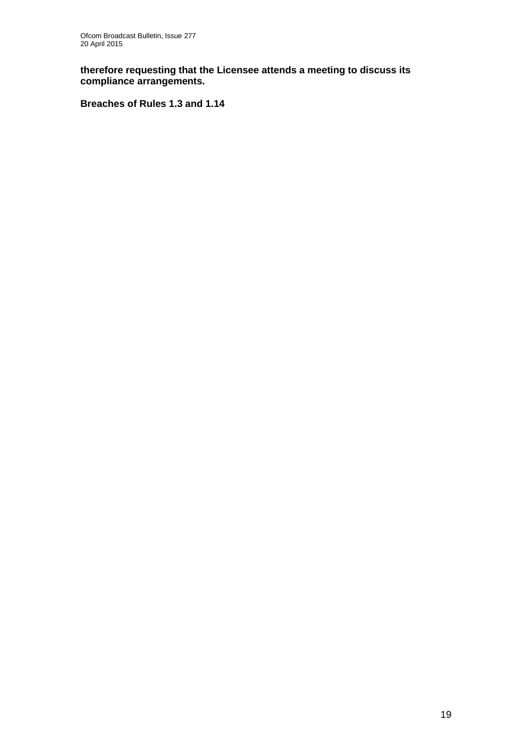**therefore requesting that the Licensee attends a meeting to discuss its compliance arrangements.**

**Breaches of Rules 1.3 and 1.14**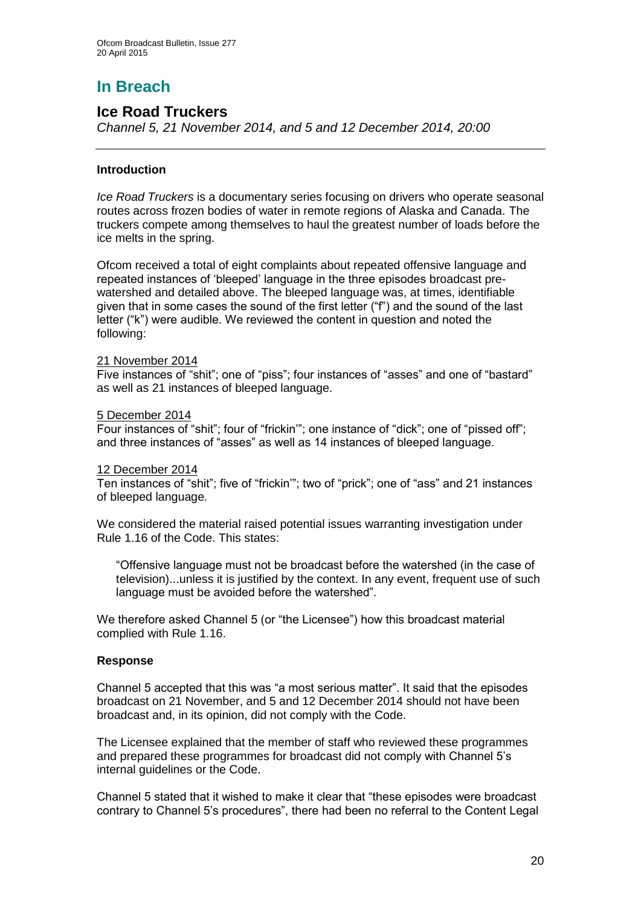# In Breach

## Ice Road Truckers

*Channel 5, 21 November 2014, and 5 and 12 December 2014, 20:00*

---

### Introduction

*Ice Road Truckers* is a documentary series focusing on drivers who operate seasonal routes across frozen bodies of water in remote regions of Alaska and Canada. The truckers compete among themselves to haul the greatest number of loads before the ice melts in the spring.

Ofcom received a total of eight complaints about repeated offensive language and repeated instances of 'bleeped' language in the three episodes broadcast pre-watershed and detailed above. The bleeped language was, at times, identifiable given that in some cases the sound of the first letter ("f") and the sound of the last letter ("k") were audible. We reviewed the content in question and noted the following:

<u>21 November 2014</u>
Five instances of "shit"; one of "piss"; four instances of "asses" and one of "bastard" as well as 21 instances of bleeped language.

<u>5 December 2014</u>
Four instances of "shit"; four of "frickin'"; one instance of "dick"; one of "pissed off"; and three instances of "asses" as well as 14 instances of bleeped language.

<u>12 December 2014</u>
Ten instances of "shit"; five of "frickin'"; two of "prick"; one of "ass" and 21 instances of bleeped language.

We considered the material raised potential issues warranting investigation under Rule 1.16 of the Code. This states:

> "Offensive language must not be broadcast before the watershed (in the case of television)...unless it is justified by the context. In any event, frequent use of such language must be avoided before the watershed".

We therefore asked Channel 5 (or "the Licensee") how this broadcast material complied with Rule 1.16.

### Response

Channel 5 accepted that this was "a most serious matter". It said that the episodes broadcast on 21 November, and 5 and 12 December 2014 should not have been broadcast and, in its opinion, did not comply with the Code.

The Licensee explained that the member of staff who reviewed these programmes and prepared these programmes for broadcast did not comply with Channel 5's internal guidelines or the Code.

Channel 5 stated that it wished to make it clear that "these episodes were broadcast contrary to Channel 5's procedures", there had been no referral to the Content Legal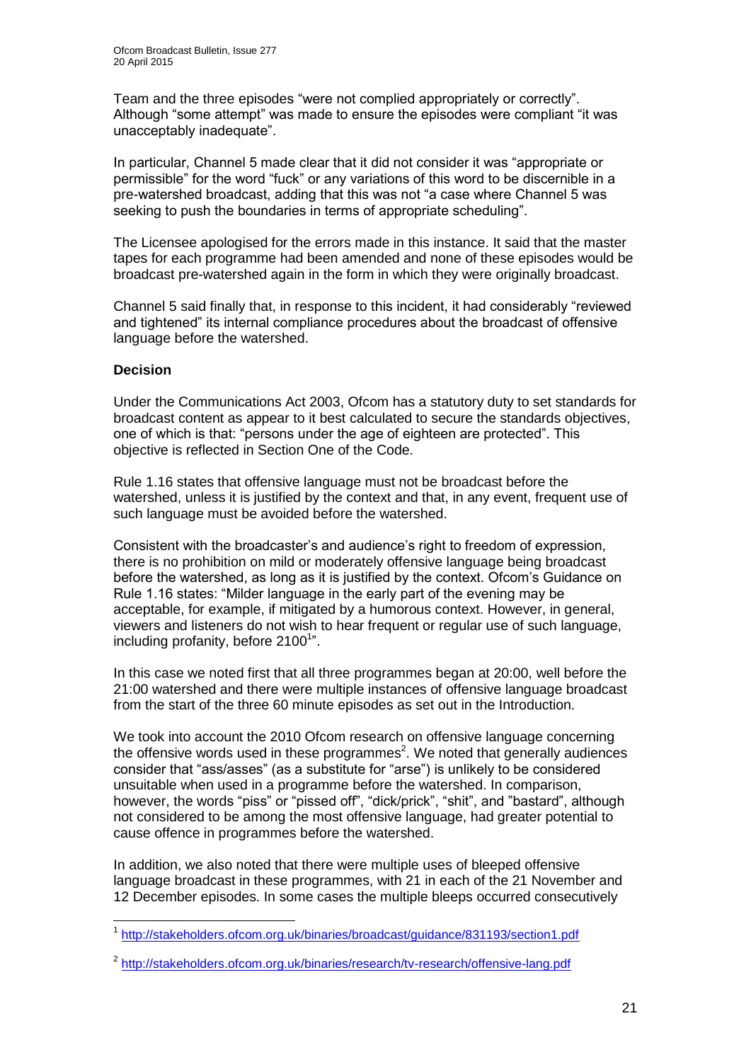Team and the three episodes "were not complied appropriately or correctly". Although "some attempt" was made to ensure the episodes were compliant "it was unacceptably inadequate".

In particular, Channel 5 made clear that it did not consider it was "appropriate or permissible" for the word "fuck" or any variations of this word to be discernible in a pre-watershed broadcast, adding that this was not "a case where Channel 5 was seeking to push the boundaries in terms of appropriate scheduling".

The Licensee apologised for the errors made in this instance. It said that the master tapes for each programme had been amended and none of these episodes would be broadcast pre-watershed again in the form in which they were originally broadcast.

Channel 5 said finally that, in response to this incident, it had considerably "reviewed and tightened" its internal compliance procedures about the broadcast of offensive language before the watershed.

**Decision**

Under the Communications Act 2003, Ofcom has a statutory duty to set standards for broadcast content as appear to it best calculated to secure the standards objectives, one of which is that: "persons under the age of eighteen are protected". This objective is reflected in Section One of the Code.

Rule 1.16 states that offensive language must not be broadcast before the watershed, unless it is justified by the context and that, in any event, frequent use of such language must be avoided before the watershed.

Consistent with the broadcaster's and audience's right to freedom of expression, there is no prohibition on mild or moderately offensive language being broadcast before the watershed, as long as it is justified by the context. Ofcom's Guidance on Rule 1.16 states: "Milder language in the early part of the evening may be acceptable, for example, if mitigated by a humorous context. However, in general, viewers and listeners do not wish to hear frequent or regular use of such language, including profanity, before 2100[1]".

In this case we noted first that all three programmes began at 20:00, well before the 21:00 watershed and there were multiple instances of offensive language broadcast from the start of the three 60 minute episodes as set out in the Introduction.

We took into account the 2010 Ofcom research on offensive language concerning the offensive words used in these programmes[2]. We noted that generally audiences consider that "ass/asses" (as a substitute for "arse") is unlikely to be considered unsuitable when used in a programme before the watershed. In comparison, however, the words "piss" or "pissed off", "dick/prick", "shit", and "bastard", although not considered to be among the most offensive language, had greater potential to cause offence in programmes before the watershed.

In addition, we also noted that there were multiple uses of bleeped offensive language broadcast in these programmes, with 21 in each of the 21 November and 12 December episodes. In some cases the multiple bleeps occurred consecutively

---

[1] http://stakeholders.ofcom.org.uk/binaries/broadcast/guidance/831193/section1.pdf

[2] http://stakeholders.ofcom.org.uk/binaries/research/tv-research/offensive-lang.pdf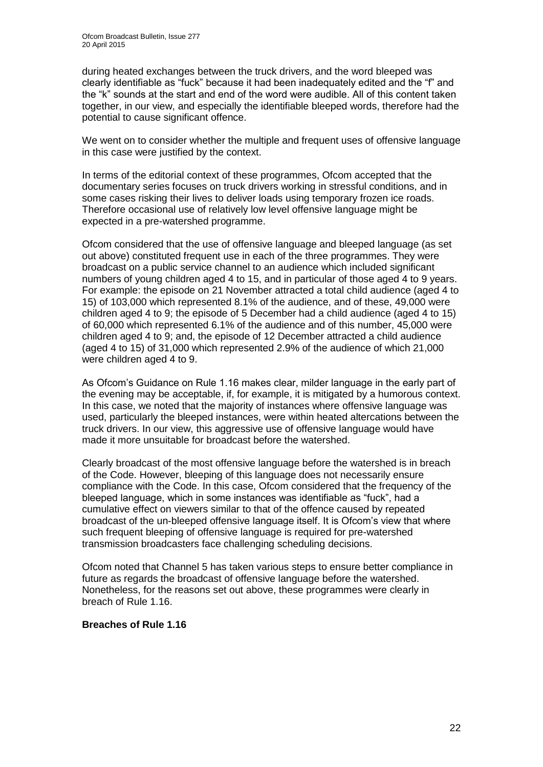during heated exchanges between the truck drivers, and the word bleeped was clearly identifiable as "fuck" because it had been inadequately edited and the "f" and the "k" sounds at the start and end of the word were audible. All of this content taken together, in our view, and especially the identifiable bleeped words, therefore had the potential to cause significant offence.

We went on to consider whether the multiple and frequent uses of offensive language in this case were justified by the context.

In terms of the editorial context of these programmes, Ofcom accepted that the documentary series focuses on truck drivers working in stressful conditions, and in some cases risking their lives to deliver loads using temporary frozen ice roads. Therefore occasional use of relatively low level offensive language might be expected in a pre-watershed programme.

Ofcom considered that the use of offensive language and bleeped language (as set out above) constituted frequent use in each of the three programmes. They were broadcast on a public service channel to an audience which included significant numbers of young children aged 4 to 15, and in particular of those aged 4 to 9 years. For example: the episode on 21 November attracted a total child audience (aged 4 to 15) of 103,000 which represented 8.1% of the audience, and of these, 49,000 were children aged 4 to 9; the episode of 5 December had a child audience (aged 4 to 15) of 60,000 which represented 6.1% of the audience and of this number, 45,000 were children aged 4 to 9; and, the episode of 12 December attracted a child audience (aged 4 to 15) of 31,000 which represented 2.9% of the audience of which 21,000 were children aged 4 to 9.

As Ofcom's Guidance on Rule 1.16 makes clear, milder language in the early part of the evening may be acceptable, if, for example, it is mitigated by a humorous context. In this case, we noted that the majority of instances where offensive language was used, particularly the bleeped instances, were within heated altercations between the truck drivers. In our view, this aggressive use of offensive language would have made it more unsuitable for broadcast before the watershed.

Clearly broadcast of the most offensive language before the watershed is in breach of the Code. However, bleeping of this language does not necessarily ensure compliance with the Code. In this case, Ofcom considered that the frequency of the bleeped language, which in some instances was identifiable as "fuck", had a cumulative effect on viewers similar to that of the offence caused by repeated broadcast of the un-bleeped offensive language itself. It is Ofcom's view that where such frequent bleeping of offensive language is required for pre-watershed transmission broadcasters face challenging scheduling decisions.

Ofcom noted that Channel 5 has taken various steps to ensure better compliance in future as regards the broadcast of offensive language before the watershed. Nonetheless, for the reasons set out above, these programmes were clearly in breach of Rule 1.16.

**Breaches of Rule 1.16**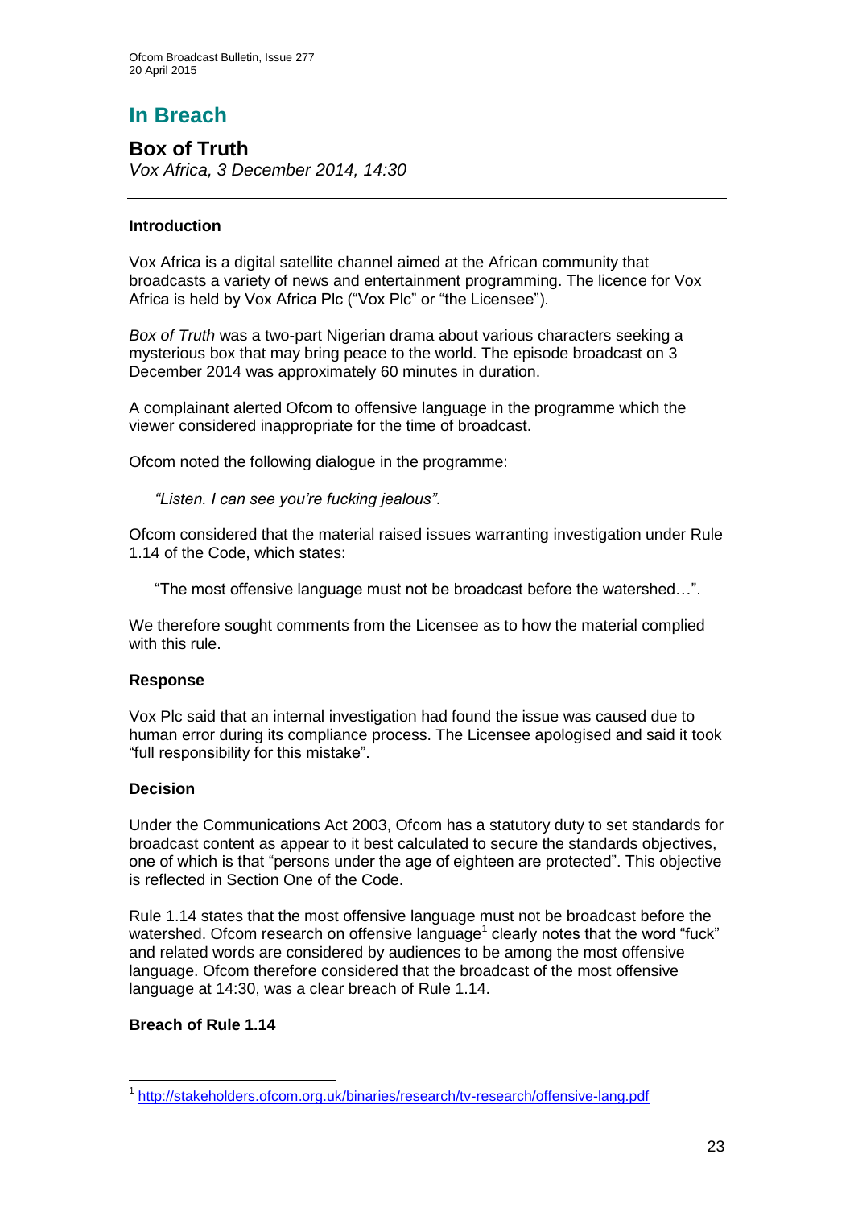# In Breach

## Box of Truth

*Vox Africa, 3 December 2014, 14:30*

---

### Introduction

Vox Africa is a digital satellite channel aimed at the African community that broadcasts a variety of news and entertainment programming. The licence for Vox Africa is held by Vox Africa Plc ("Vox Plc" or "the Licensee").

*Box of Truth* was a two-part Nigerian drama about various characters seeking a mysterious box that may bring peace to the world. The episode broadcast on 3 December 2014 was approximately 60 minutes in duration.

A complainant alerted Ofcom to offensive language in the programme which the viewer considered inappropriate for the time of broadcast.

Ofcom noted the following dialogue in the programme:

> *"Listen. I can see you're fucking jealous".*

Ofcom considered that the material raised issues warranting investigation under Rule 1.14 of the Code, which states:

> "The most offensive language must not be broadcast before the watershed…".

We therefore sought comments from the Licensee as to how the material complied with this rule.

### Response

Vox Plc said that an internal investigation had found the issue was caused due to human error during its compliance process. The Licensee apologised and said it took "full responsibility for this mistake".

### Decision

Under the Communications Act 2003, Ofcom has a statutory duty to set standards for broadcast content as appear to it best calculated to secure the standards objectives, one of which is that "persons under the age of eighteen are protected". This objective is reflected in Section One of the Code.

Rule 1.14 states that the most offensive language must not be broadcast before the watershed. Ofcom research on offensive language[1] clearly notes that the word "fuck" and related words are considered by audiences to be among the most offensive language. Ofcom therefore considered that the broadcast of the most offensive language at 14:30, was a clear breach of Rule 1.14.

**Breach of Rule 1.14**

---

[1] http://stakeholders.ofcom.org.uk/binaries/research/tv-research/offensive-lang.pdf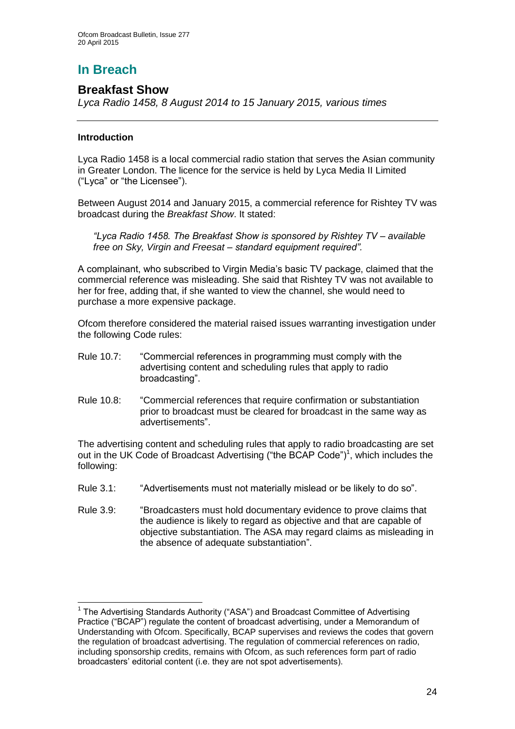# In Breach

## Breakfast Show

*Lyca Radio 1458, 8 August 2014 to 15 January 2015, various times*

---

### Introduction

Lyca Radio 1458 is a local commercial radio station that serves the Asian community in Greater London. The licence for the service is held by Lyca Media II Limited ("Lyca" or "the Licensee").

Between August 2014 and January 2015, a commercial reference for Rishtey TV was broadcast during the *Breakfast Show*. It stated:

> *"Lyca Radio 1458. The Breakfast Show is sponsored by Rishtey TV – available free on Sky, Virgin and Freesat – standard equipment required".*

A complainant, who subscribed to Virgin Media's basic TV package, claimed that the commercial reference was misleading. She said that Rishtey TV was not available to her for free, adding that, if she wanted to view the channel, she would need to purchase a more expensive package.

Ofcom therefore considered the material raised issues warranting investigation under the following Code rules:

Rule 10.7: "Commercial references in programming must comply with the advertising content and scheduling rules that apply to radio broadcasting".

Rule 10.8: "Commercial references that require confirmation or substantiation prior to broadcast must be cleared for broadcast in the same way as advertisements".

The advertising content and scheduling rules that apply to radio broadcasting are set out in the UK Code of Broadcast Advertising ("the BCAP Code")[1], which includes the following:

Rule 3.1: "Advertisements must not materially mislead or be likely to do so".

Rule 3.9: "Broadcasters must hold documentary evidence to prove claims that the audience is likely to regard as objective and that are capable of objective substantiation. The ASA may regard claims as misleading in the absence of adequate substantiation".

---

[1] The Advertising Standards Authority ("ASA") and Broadcast Committee of Advertising Practice ("BCAP") regulate the content of broadcast advertising, under a Memorandum of Understanding with Ofcom. Specifically, BCAP supervises and reviews the codes that govern the regulation of broadcast advertising. The regulation of commercial references on radio, including sponsorship credits, remains with Ofcom, as such references form part of radio broadcasters' editorial content (i.e. they are not spot advertisements).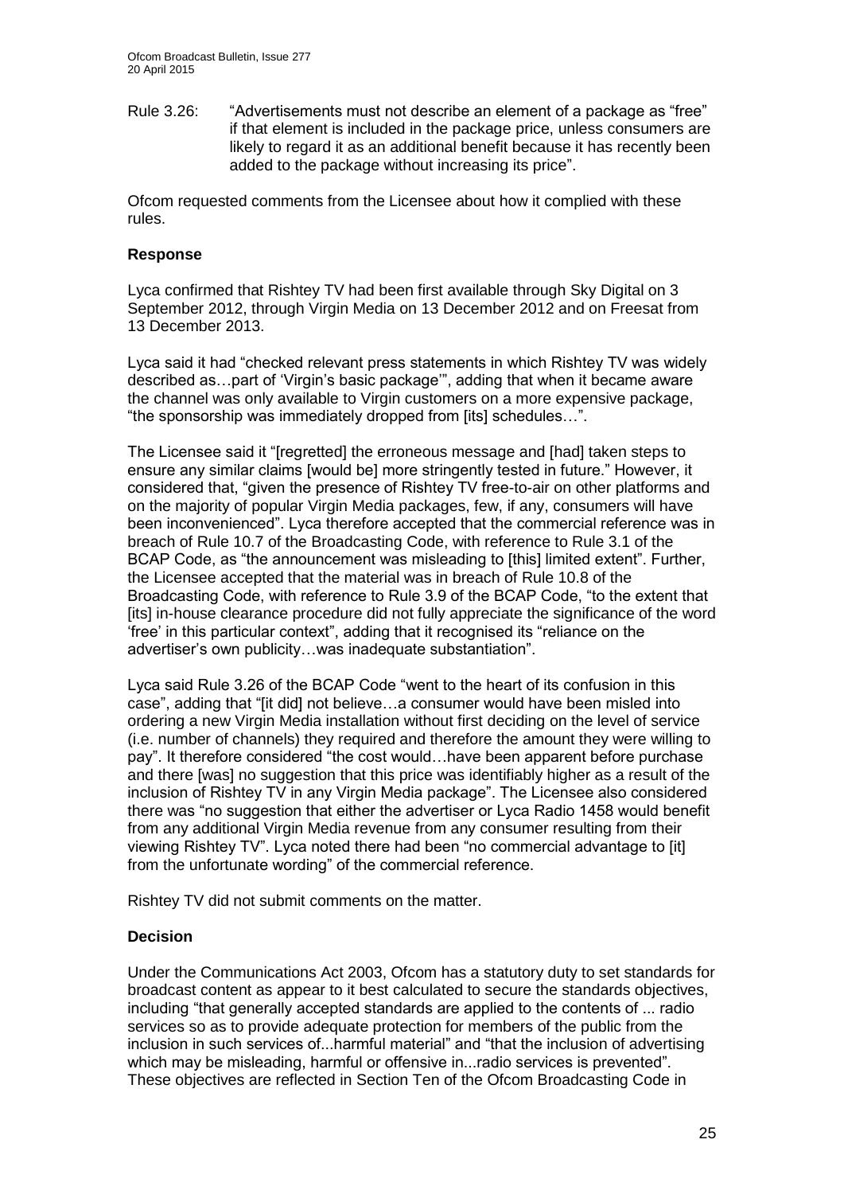Rule 3.26: "Advertisements must not describe an element of a package as "free" if that element is included in the package price, unless consumers are likely to regard it as an additional benefit because it has recently been added to the package without increasing its price".

Ofcom requested comments from the Licensee about how it complied with these rules.

### Response

Lyca confirmed that Rishtey TV had been first available through Sky Digital on 3 September 2012, through Virgin Media on 13 December 2012 and on Freesat from 13 December 2013.

Lyca said it had "checked relevant press statements in which Rishtey TV was widely described as…part of 'Virgin's basic package'", adding that when it became aware the channel was only available to Virgin customers on a more expensive package, "the sponsorship was immediately dropped from [its] schedules…".

The Licensee said it "[regretted] the erroneous message and [had] taken steps to ensure any similar claims [would be] more stringently tested in future." However, it considered that, "given the presence of Rishtey TV free-to-air on other platforms and on the majority of popular Virgin Media packages, few, if any, consumers will have been inconvenienced". Lyca therefore accepted that the commercial reference was in breach of Rule 10.7 of the Broadcasting Code, with reference to Rule 3.1 of the BCAP Code, as "the announcement was misleading to [this] limited extent". Further, the Licensee accepted that the material was in breach of Rule 10.8 of the Broadcasting Code, with reference to Rule 3.9 of the BCAP Code, "to the extent that [its] in-house clearance procedure did not fully appreciate the significance of the word 'free' in this particular context", adding that it recognised its "reliance on the advertiser's own publicity…was inadequate substantiation".

Lyca said Rule 3.26 of the BCAP Code "went to the heart of its confusion in this case", adding that "[it did] not believe…a consumer would have been misled into ordering a new Virgin Media installation without first deciding on the level of service (i.e. number of channels) they required and therefore the amount they were willing to pay". It therefore considered "the cost would…have been apparent before purchase and there [was] no suggestion that this price was identifiably higher as a result of the inclusion of Rishtey TV in any Virgin Media package". The Licensee also considered there was "no suggestion that either the advertiser or Lyca Radio 1458 would benefit from any additional Virgin Media revenue from any consumer resulting from their viewing Rishtey TV". Lyca noted there had been "no commercial advantage to [it] from the unfortunate wording" of the commercial reference.

Rishtey TV did not submit comments on the matter.

### Decision

Under the Communications Act 2003, Ofcom has a statutory duty to set standards for broadcast content as appear to it best calculated to secure the standards objectives, including "that generally accepted standards are applied to the contents of ... radio services so as to provide adequate protection for members of the public from the inclusion in such services of...harmful material" and "that the inclusion of advertising which may be misleading, harmful or offensive in...radio services is prevented". These objectives are reflected in Section Ten of the Ofcom Broadcasting Code in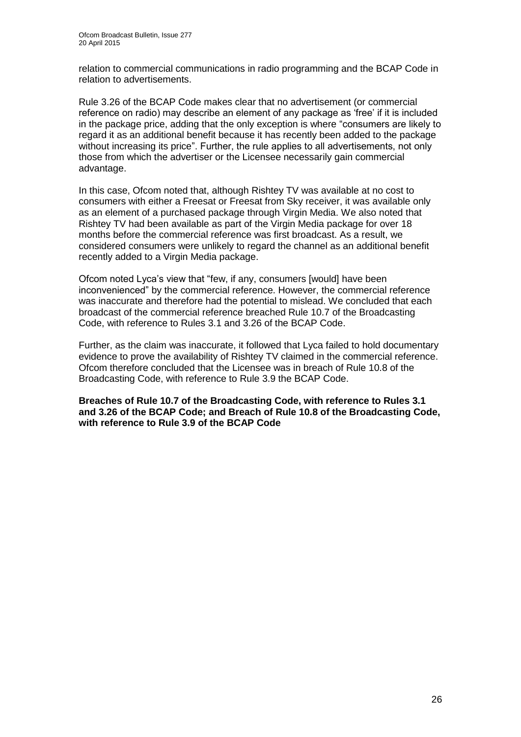relation to commercial communications in radio programming and the BCAP Code in relation to advertisements.

Rule 3.26 of the BCAP Code makes clear that no advertisement (or commercial reference on radio) may describe an element of any package as 'free' if it is included in the package price, adding that the only exception is where "consumers are likely to regard it as an additional benefit because it has recently been added to the package without increasing its price". Further, the rule applies to all advertisements, not only those from which the advertiser or the Licensee necessarily gain commercial advantage.

In this case, Ofcom noted that, although Rishtey TV was available at no cost to consumers with either a Freesat or Freesat from Sky receiver, it was available only as an element of a purchased package through Virgin Media. We also noted that Rishtey TV had been available as part of the Virgin Media package for over 18 months before the commercial reference was first broadcast. As a result, we considered consumers were unlikely to regard the channel as an additional benefit recently added to a Virgin Media package.

Ofcom noted Lyca's view that "few, if any, consumers [would] have been inconvenienced" by the commercial reference. However, the commercial reference was inaccurate and therefore had the potential to mislead. We concluded that each broadcast of the commercial reference breached Rule 10.7 of the Broadcasting Code, with reference to Rules 3.1 and 3.26 of the BCAP Code.

Further, as the claim was inaccurate, it followed that Lyca failed to hold documentary evidence to prove the availability of Rishtey TV claimed in the commercial reference. Ofcom therefore concluded that the Licensee was in breach of Rule 10.8 of the Broadcasting Code, with reference to Rule 3.9 the BCAP Code.

**Breaches of Rule 10.7 of the Broadcasting Code, with reference to Rules 3.1 and 3.26 of the BCAP Code; and Breach of Rule 10.8 of the Broadcasting Code, with reference to Rule 3.9 of the BCAP Code**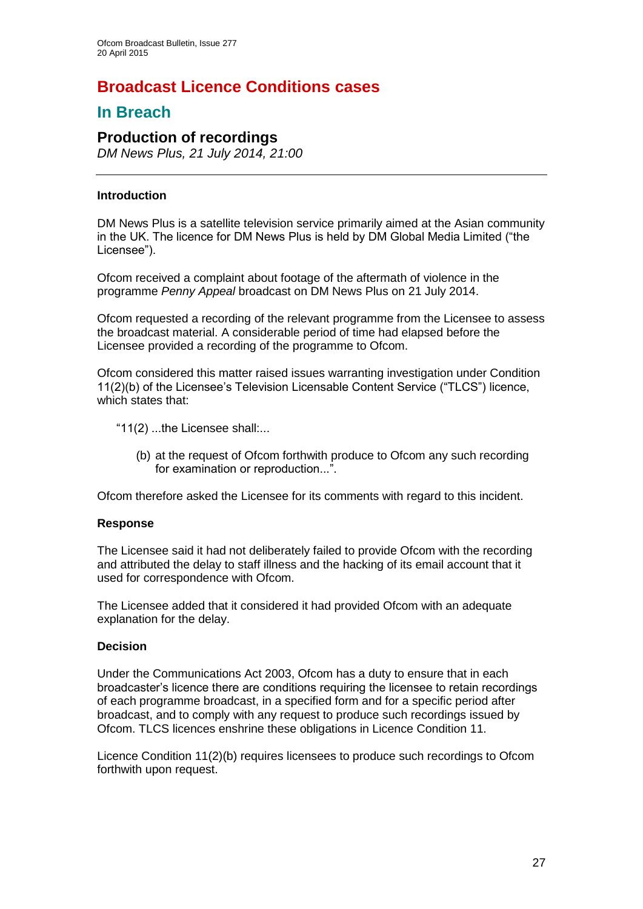# Broadcast Licence Conditions cases

## In Breach

### Production of recordings

*DM News Plus, 21 July 2014, 21:00*

---

#### Introduction

DM News Plus is a satellite television service primarily aimed at the Asian community in the UK. The licence for DM News Plus is held by DM Global Media Limited ("the Licensee").

Ofcom received a complaint about footage of the aftermath of violence in the programme *Penny Appeal* broadcast on DM News Plus on 21 July 2014.

Ofcom requested a recording of the relevant programme from the Licensee to assess the broadcast material. A considerable period of time had elapsed before the Licensee provided a recording of the programme to Ofcom.

Ofcom considered this matter raised issues warranting investigation under Condition 11(2)(b) of the Licensee's Television Licensable Content Service ("TLCS") licence, which states that:

> "11(2) ...the Licensee shall:...
>
> (b) at the request of Ofcom forthwith produce to Ofcom any such recording for examination or reproduction...".

Ofcom therefore asked the Licensee for its comments with regard to this incident.

#### Response

The Licensee said it had not deliberately failed to provide Ofcom with the recording and attributed the delay to staff illness and the hacking of its email account that it used for correspondence with Ofcom.

The Licensee added that it considered it had provided Ofcom with an adequate explanation for the delay.

#### Decision

Under the Communications Act 2003, Ofcom has a duty to ensure that in each broadcaster's licence there are conditions requiring the licensee to retain recordings of each programme broadcast, in a specified form and for a specific period after broadcast, and to comply with any request to produce such recordings issued by Ofcom. TLCS licences enshrine these obligations in Licence Condition 11.

Licence Condition 11(2)(b) requires licensees to produce such recordings to Ofcom forthwith upon request.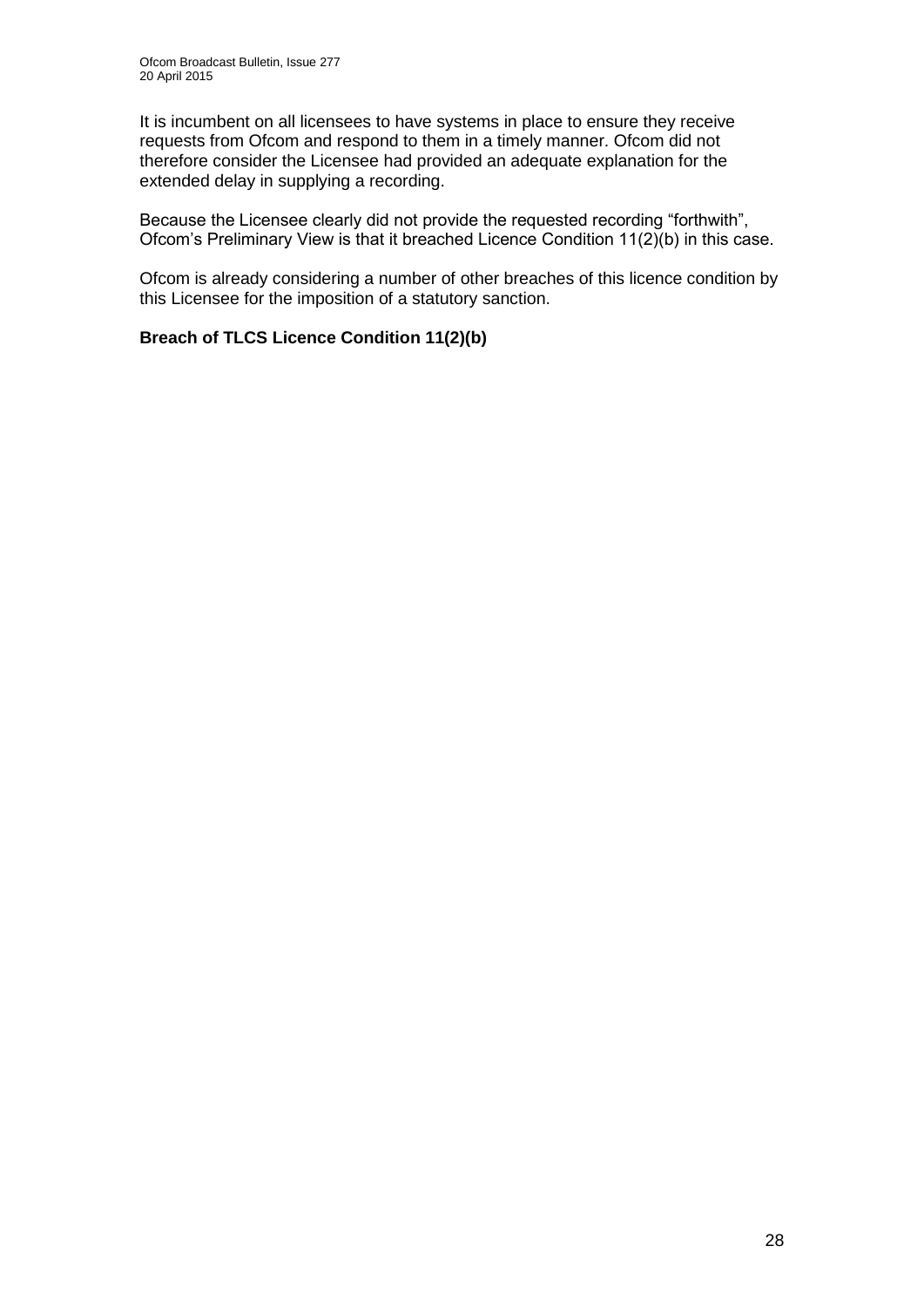It is incumbent on all licensees to have systems in place to ensure they receive requests from Ofcom and respond to them in a timely manner. Ofcom did not therefore consider the Licensee had provided an adequate explanation for the extended delay in supplying a recording.

Because the Licensee clearly did not provide the requested recording "forthwith", Ofcom's Preliminary View is that it breached Licence Condition 11(2)(b) in this case.

Ofcom is already considering a number of other breaches of this licence condition by this Licensee for the imposition of a statutory sanction.

**Breach of TLCS Licence Condition 11(2)(b)**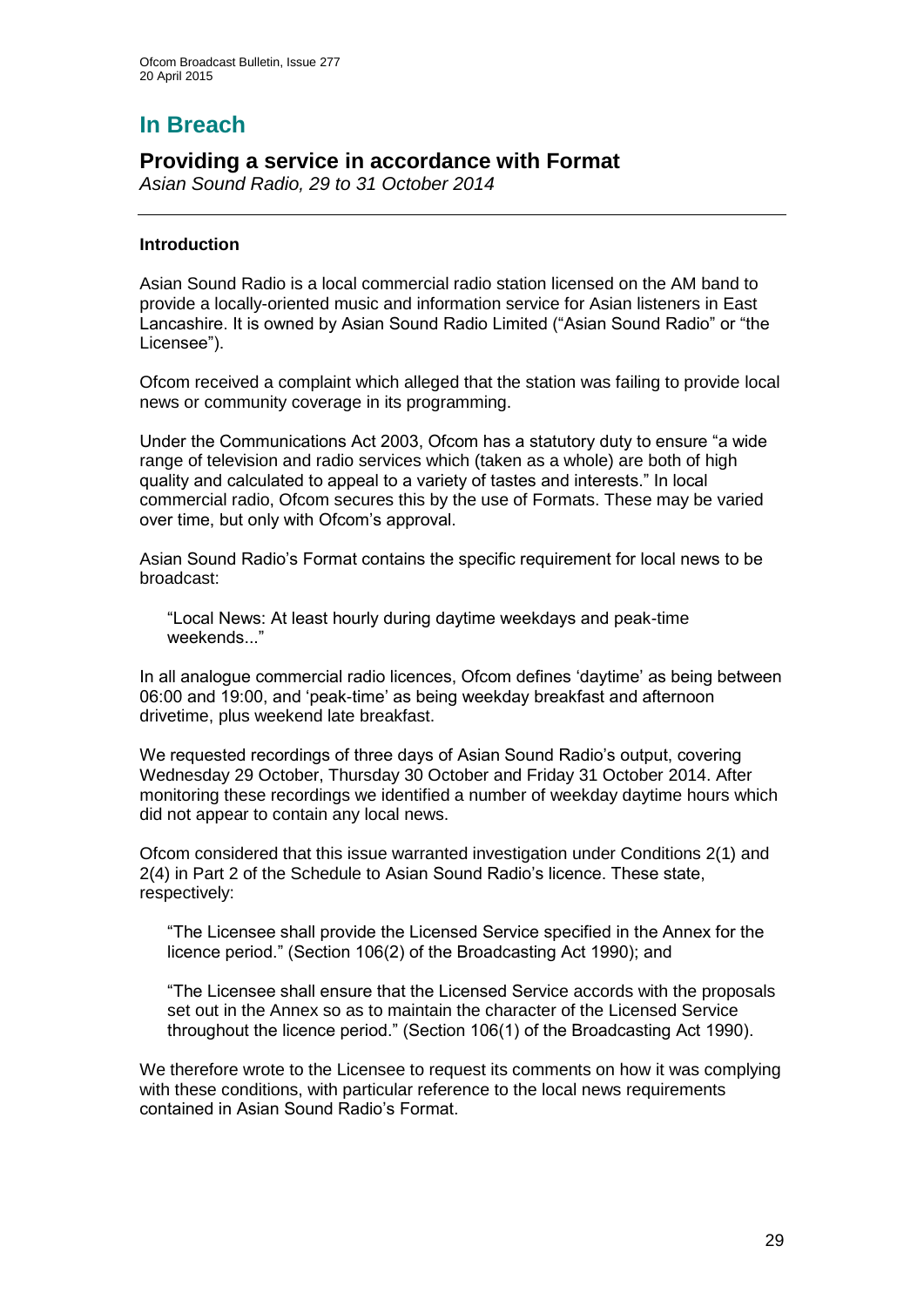# In Breach

## Providing a service in accordance with Format

*Asian Sound Radio, 29 to 31 October 2014*

---

### Introduction

Asian Sound Radio is a local commercial radio station licensed on the AM band to provide a locally-oriented music and information service for Asian listeners in East Lancashire. It is owned by Asian Sound Radio Limited ("Asian Sound Radio" or "the Licensee").

Ofcom received a complaint which alleged that the station was failing to provide local news or community coverage in its programming.

Under the Communications Act 2003, Ofcom has a statutory duty to ensure "a wide range of television and radio services which (taken as a whole) are both of high quality and calculated to appeal to a variety of tastes and interests." In local commercial radio, Ofcom secures this by the use of Formats. These may be varied over time, but only with Ofcom's approval.

Asian Sound Radio's Format contains the specific requirement for local news to be broadcast:

> "Local News: At least hourly during daytime weekdays and peak-time weekends..."

In all analogue commercial radio licences, Ofcom defines 'daytime' as being between 06:00 and 19:00, and 'peak-time' as being weekday breakfast and afternoon drivetime, plus weekend late breakfast.

We requested recordings of three days of Asian Sound Radio's output, covering Wednesday 29 October, Thursday 30 October and Friday 31 October 2014. After monitoring these recordings we identified a number of weekday daytime hours which did not appear to contain any local news.

Ofcom considered that this issue warranted investigation under Conditions 2(1) and 2(4) in Part 2 of the Schedule to Asian Sound Radio's licence. These state, respectively:

> "The Licensee shall provide the Licensed Service specified in the Annex for the licence period." (Section 106(2) of the Broadcasting Act 1990); and
>
> "The Licensee shall ensure that the Licensed Service accords with the proposals set out in the Annex so as to maintain the character of the Licensed Service throughout the licence period." (Section 106(1) of the Broadcasting Act 1990).

We therefore wrote to the Licensee to request its comments on how it was complying with these conditions, with particular reference to the local news requirements contained in Asian Sound Radio's Format.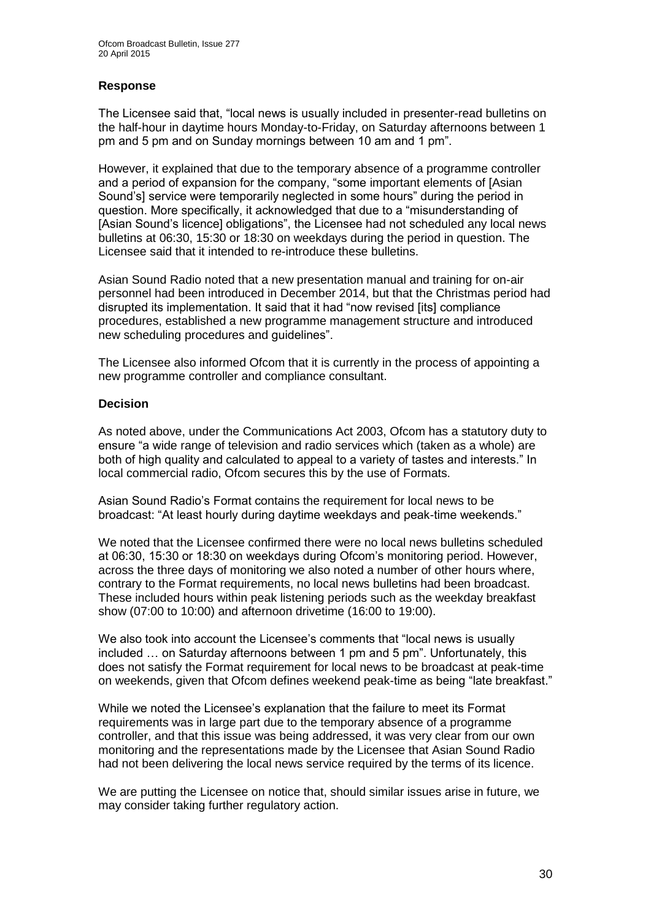### Response

The Licensee said that, "local news is usually included in presenter-read bulletins on the half-hour in daytime hours Monday-to-Friday, on Saturday afternoons between 1 pm and 5 pm and on Sunday mornings between 10 am and 1 pm".

However, it explained that due to the temporary absence of a programme controller and a period of expansion for the company, "some important elements of [Asian Sound's] service were temporarily neglected in some hours" during the period in question. More specifically, it acknowledged that due to a "misunderstanding of [Asian Sound's licence] obligations", the Licensee had not scheduled any local news bulletins at 06:30, 15:30 or 18:30 on weekdays during the period in question. The Licensee said that it intended to re-introduce these bulletins.

Asian Sound Radio noted that a new presentation manual and training for on-air personnel had been introduced in December 2014, but that the Christmas period had disrupted its implementation. It said that it had "now revised [its] compliance procedures, established a new programme management structure and introduced new scheduling procedures and guidelines".

The Licensee also informed Ofcom that it is currently in the process of appointing a new programme controller and compliance consultant.

### Decision

As noted above, under the Communications Act 2003, Ofcom has a statutory duty to ensure "a wide range of television and radio services which (taken as a whole) are both of high quality and calculated to appeal to a variety of tastes and interests." In local commercial radio, Ofcom secures this by the use of Formats.

Asian Sound Radio's Format contains the requirement for local news to be broadcast: "At least hourly during daytime weekdays and peak-time weekends."

We noted that the Licensee confirmed there were no local news bulletins scheduled at 06:30, 15:30 or 18:30 on weekdays during Ofcom's monitoring period. However, across the three days of monitoring we also noted a number of other hours where, contrary to the Format requirements, no local news bulletins had been broadcast. These included hours within peak listening periods such as the weekday breakfast show (07:00 to 10:00) and afternoon drivetime (16:00 to 19:00).

We also took into account the Licensee's comments that "local news is usually included … on Saturday afternoons between 1 pm and 5 pm". Unfortunately, this does not satisfy the Format requirement for local news to be broadcast at peak-time on weekends, given that Ofcom defines weekend peak-time as being "late breakfast."

While we noted the Licensee's explanation that the failure to meet its Format requirements was in large part due to the temporary absence of a programme controller, and that this issue was being addressed, it was very clear from our own monitoring and the representations made by the Licensee that Asian Sound Radio had not been delivering the local news service required by the terms of its licence.

We are putting the Licensee on notice that, should similar issues arise in future, we may consider taking further regulatory action.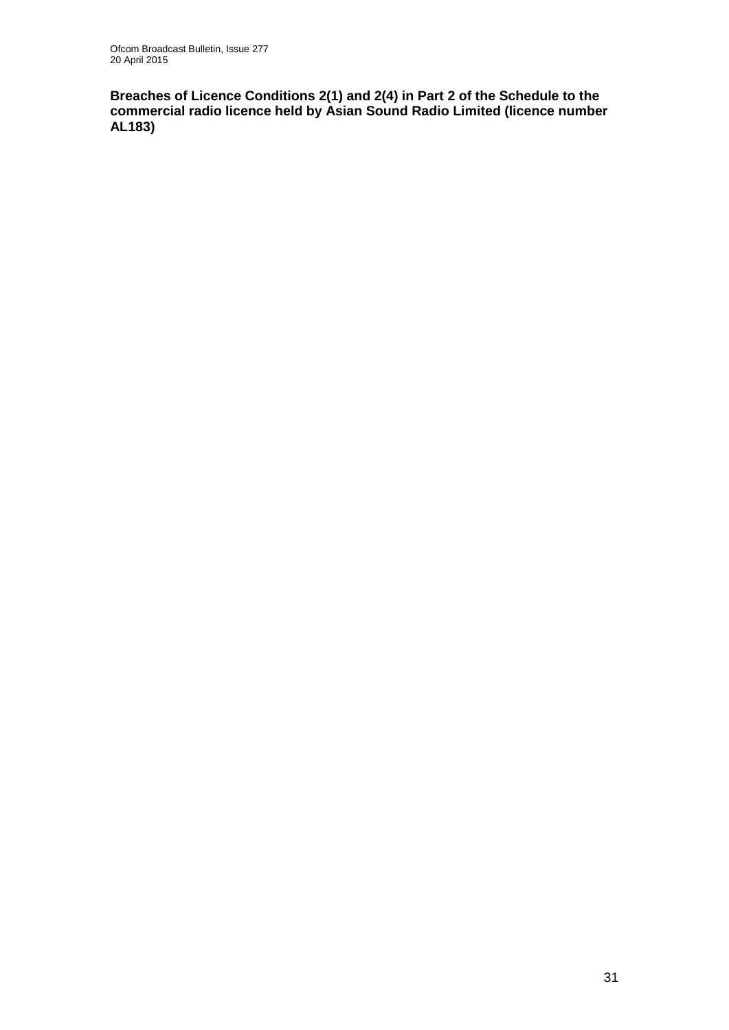**Breaches of Licence Conditions 2(1) and 2(4) in Part 2 of the Schedule to the commercial radio licence held by Asian Sound Radio Limited (licence number AL183)**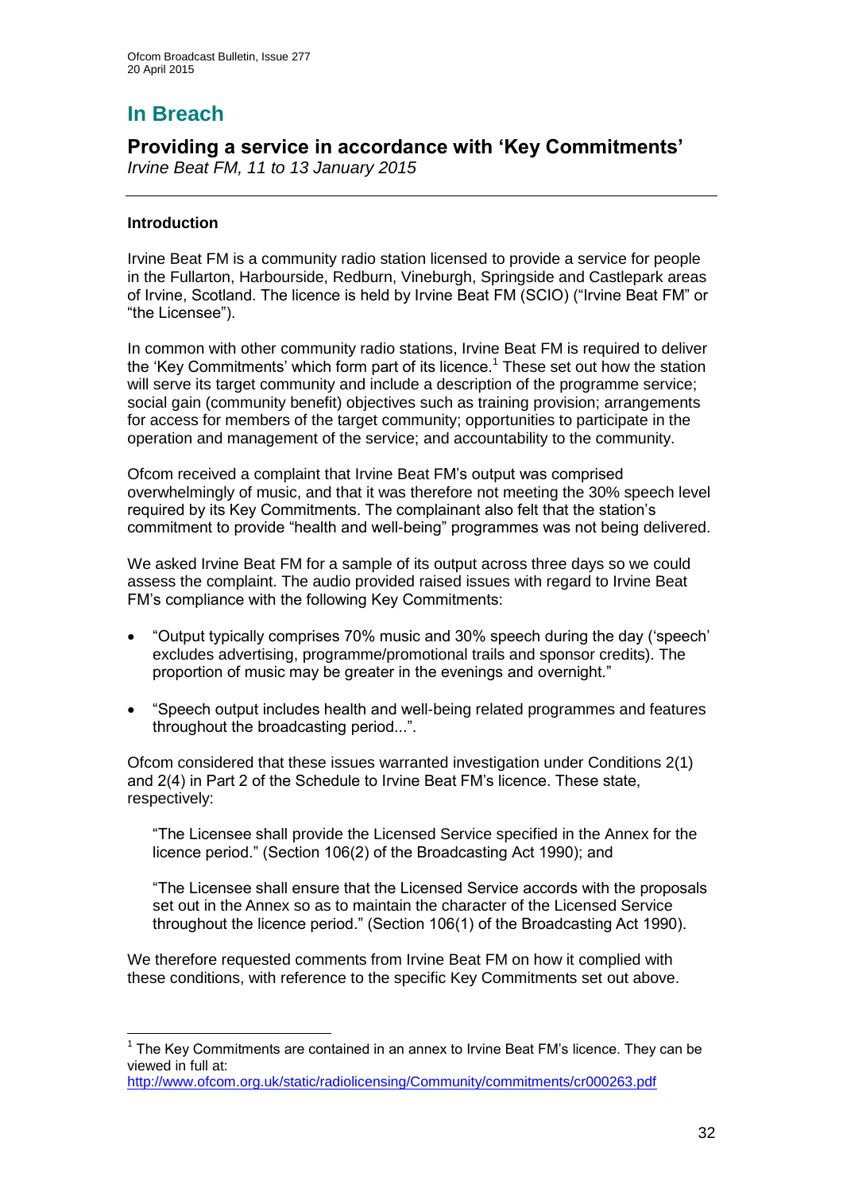# In Breach

## Providing a service in accordance with 'Key Commitments'

*Irvine Beat FM, 11 to 13 January 2015*

### Introduction

Irvine Beat FM is a community radio station licensed to provide a service for people in the Fullarton, Harbourside, Redburn, Vineburgh, Springside and Castlepark areas of Irvine, Scotland. The licence is held by Irvine Beat FM (SCIO) ("Irvine Beat FM" or "the Licensee").

In common with other community radio stations, Irvine Beat FM is required to deliver the 'Key Commitments' which form part of its licence.[1] These set out how the station will serve its target community and include a description of the programme service; social gain (community benefit) objectives such as training provision; arrangements for access for members of the target community; opportunities to participate in the operation and management of the service; and accountability to the community.

Ofcom received a complaint that Irvine Beat FM's output was comprised overwhelmingly of music, and that it was therefore not meeting the 30% speech level required by its Key Commitments. The complainant also felt that the station's commitment to provide "health and well-being" programmes was not being delivered.

We asked Irvine Beat FM for a sample of its output across three days so we could assess the complaint. The audio provided raised issues with regard to Irvine Beat FM's compliance with the following Key Commitments:

- "Output typically comprises 70% music and 30% speech during the day ('speech' excludes advertising, programme/promotional trails and sponsor credits). The proportion of music may be greater in the evenings and overnight."
- "Speech output includes health and well-being related programmes and features throughout the broadcasting period...".

Ofcom considered that these issues warranted investigation under Conditions 2(1) and 2(4) in Part 2 of the Schedule to Irvine Beat FM's licence. These state, respectively:

> "The Licensee shall provide the Licensed Service specified in the Annex for the licence period." (Section 106(2) of the Broadcasting Act 1990); and

> "The Licensee shall ensure that the Licensed Service accords with the proposals set out in the Annex so as to maintain the character of the Licensed Service throughout the licence period." (Section 106(1) of the Broadcasting Act 1990).

We therefore requested comments from Irvine Beat FM on how it complied with these conditions, with reference to the specific Key Commitments set out above.

---

[1] The Key Commitments are contained in an annex to Irvine Beat FM's licence. They can be viewed in full at: http://www.ofcom.org.uk/static/radiolicensing/Community/commitments/cr000263.pdf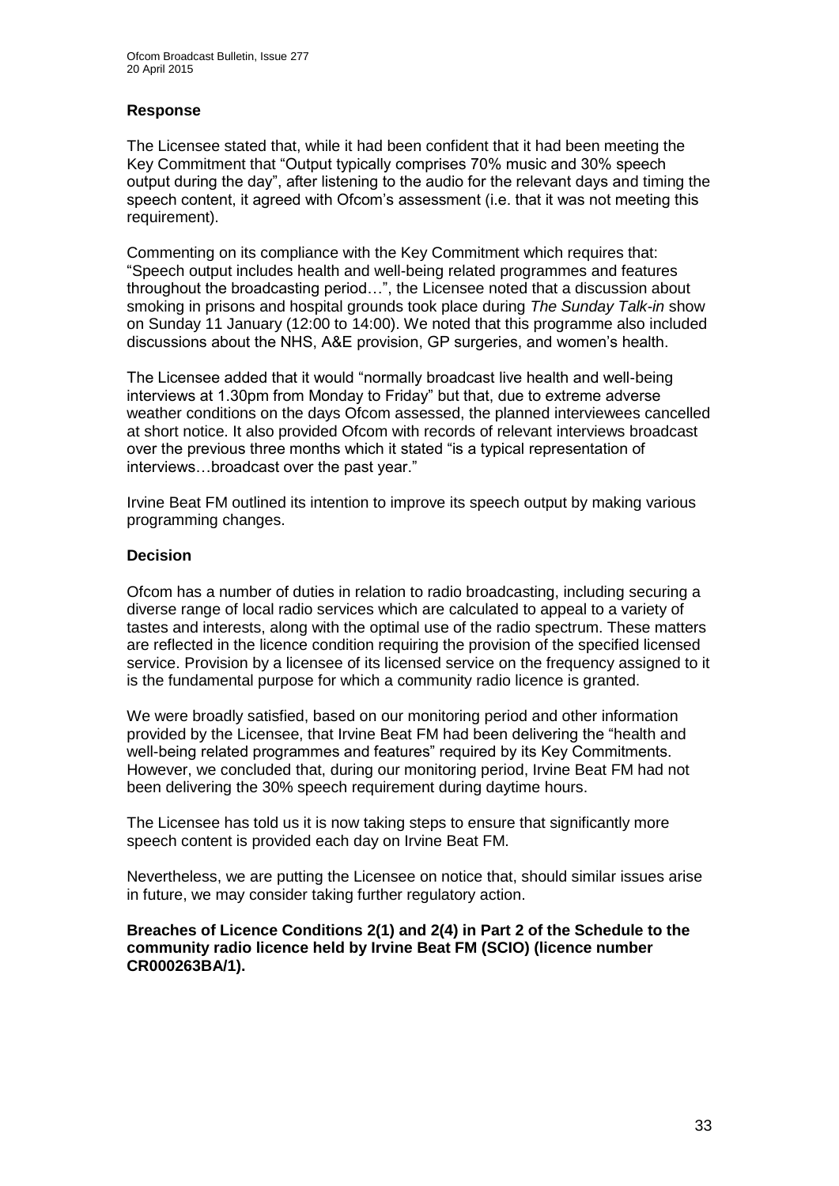### Response

The Licensee stated that, while it had been confident that it had been meeting the Key Commitment that "Output typically comprises 70% music and 30% speech output during the day", after listening to the audio for the relevant days and timing the speech content, it agreed with Ofcom's assessment (i.e. that it was not meeting this requirement).

Commenting on its compliance with the Key Commitment which requires that: "Speech output includes health and well-being related programmes and features throughout the broadcasting period…", the Licensee noted that a discussion about smoking in prisons and hospital grounds took place during *The Sunday Talk-in* show on Sunday 11 January (12:00 to 14:00). We noted that this programme also included discussions about the NHS, A&E provision, GP surgeries, and women's health.

The Licensee added that it would "normally broadcast live health and well-being interviews at 1.30pm from Monday to Friday" but that, due to extreme adverse weather conditions on the days Ofcom assessed, the planned interviewees cancelled at short notice. It also provided Ofcom with records of relevant interviews broadcast over the previous three months which it stated "is a typical representation of interviews…broadcast over the past year."

Irvine Beat FM outlined its intention to improve its speech output by making various programming changes.

### Decision

Ofcom has a number of duties in relation to radio broadcasting, including securing a diverse range of local radio services which are calculated to appeal to a variety of tastes and interests, along with the optimal use of the radio spectrum. These matters are reflected in the licence condition requiring the provision of the specified licensed service. Provision by a licensee of its licensed service on the frequency assigned to it is the fundamental purpose for which a community radio licence is granted.

We were broadly satisfied, based on our monitoring period and other information provided by the Licensee, that Irvine Beat FM had been delivering the "health and well-being related programmes and features" required by its Key Commitments. However, we concluded that, during our monitoring period, Irvine Beat FM had not been delivering the 30% speech requirement during daytime hours.

The Licensee has told us it is now taking steps to ensure that significantly more speech content is provided each day on Irvine Beat FM.

Nevertheless, we are putting the Licensee on notice that, should similar issues arise in future, we may consider taking further regulatory action.

**Breaches of Licence Conditions 2(1) and 2(4) in Part 2 of the Schedule to the community radio licence held by Irvine Beat FM (SCIO) (licence number CR000263BA/1).**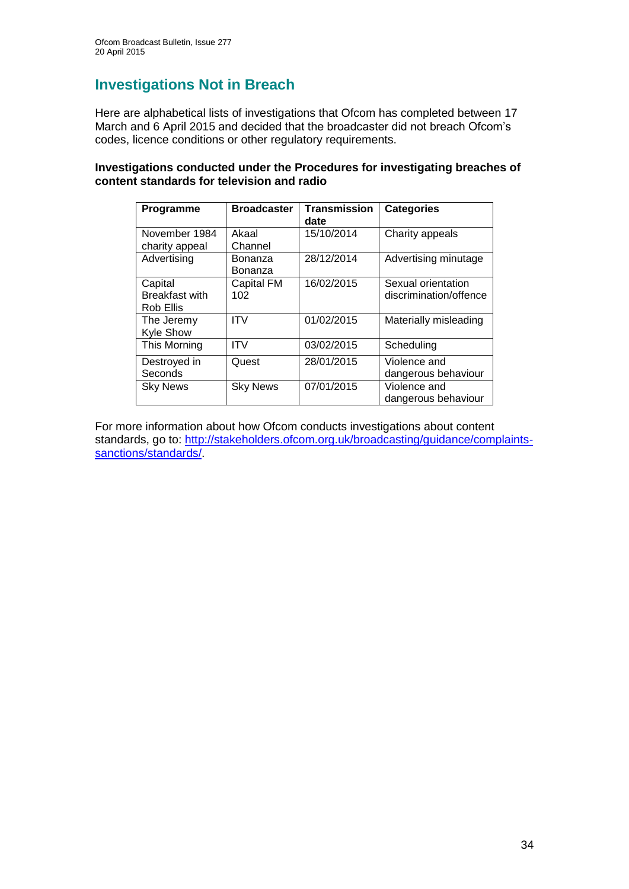# Investigations Not in Breach

Here are alphabetical lists of investigations that Ofcom has completed between 17 March and 6 April 2015 and decided that the broadcaster did not breach Ofcom's codes, licence conditions or other regulatory requirements.

**Investigations conducted under the Procedures for investigating breaches of content standards for television and radio**

| Programme | Broadcaster | Transmission date | Categories |
|---|---|---|---|
| November 1984 charity appeal | Akaal Channel | 15/10/2014 | Charity appeals |
| Advertising | Bonanza Bonanza | 28/12/2014 | Advertising minutage |
| Capital Breakfast with Rob Ellis | Capital FM 102 | 16/02/2015 | Sexual orientation discrimination/offence |
| The Jeremy Kyle Show | ITV | 01/02/2015 | Materially misleading |
| This Morning | ITV | 03/02/2015 | Scheduling |
| Destroyed in Seconds | Quest | 28/01/2015 | Violence and dangerous behaviour |
| Sky News | Sky News | 07/01/2015 | Violence and dangerous behaviour |

For more information about how Ofcom conducts investigations about content standards, go to: [http://stakeholders.ofcom.org.uk/broadcasting/guidance/complaints-sanctions/standards/](http://stakeholders.ofcom.org.uk/broadcasting/guidance/complaints-sanctions/standards/).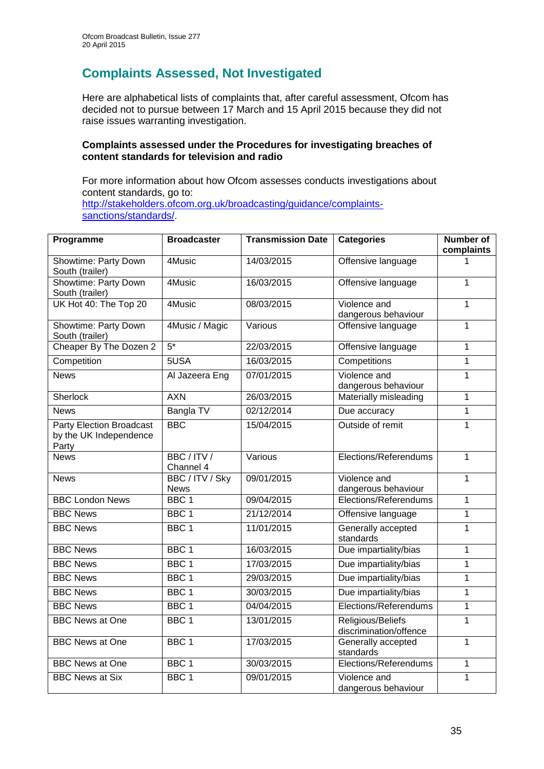## Complaints Assessed, Not Investigated

Here are alphabetical lists of complaints that, after careful assessment, Ofcom has decided not to pursue between 17 March and 15 April 2015 because they did not raise issues warranting investigation.

**Complaints assessed under the Procedures for investigating breaches of content standards for television and radio**

For more information about how Ofcom assesses conducts investigations about content standards, go to: [http://stakeholders.ofcom.org.uk/broadcasting/guidance/complaints-sanctions/standards/](http://stakeholders.ofcom.org.uk/broadcasting/guidance/complaints-sanctions/standards/).

| Programme | Broadcaster | Transmission Date | Categories | Number of complaints |
|---|---|---|---|---|
| Showtime: Party Down South (trailer) | 4Music | 14/03/2015 | Offensive language | 1 |
| Showtime: Party Down South (trailer) | 4Music | 16/03/2015 | Offensive language | 1 |
| UK Hot 40: The Top 20 | 4Music | 08/03/2015 | Violence and dangerous behaviour | 1 |
| Showtime: Party Down South (trailer) | 4Music / Magic | Various | Offensive language | 1 |
| Cheaper By The Dozen 2 | 5* | 22/03/2015 | Offensive language | 1 |
| Competition | 5USA | 16/03/2015 | Competitions | 1 |
| News | Al Jazeera Eng | 07/01/2015 | Violence and dangerous behaviour | 1 |
| Sherlock | AXN | 26/03/2015 | Materially misleading | 1 |
| News | Bangla TV | 02/12/2014 | Due accuracy | 1 |
| Party Election Broadcast by the UK Independence Party | BBC | 15/04/2015 | Outside of remit | 1 |
| News | BBC / ITV / Channel 4 | Various | Elections/Referendums | 1 |
| News | BBC / ITV / Sky News | 09/01/2015 | Violence and dangerous behaviour | 1 |
| BBC London News | BBC 1 | 09/04/2015 | Elections/Referendums | 1 |
| BBC News | BBC 1 | 21/12/2014 | Offensive language | 1 |
| BBC News | BBC 1 | 11/01/2015 | Generally accepted standards | 1 |
| BBC News | BBC 1 | 16/03/2015 | Due impartiality/bias | 1 |
| BBC News | BBC 1 | 17/03/2015 | Due impartiality/bias | 1 |
| BBC News | BBC 1 | 29/03/2015 | Due impartiality/bias | 1 |
| BBC News | BBC 1 | 30/03/2015 | Due impartiality/bias | 1 |
| BBC News | BBC 1 | 04/04/2015 | Elections/Referendums | 1 |
| BBC News at One | BBC 1 | 13/01/2015 | Religious/Beliefs discrimination/offence | 1 |
| BBC News at One | BBC 1 | 17/03/2015 | Generally accepted standards | 1 |
| BBC News at One | BBC 1 | 30/03/2015 | Elections/Referendums | 1 |
| BBC News at Six | BBC 1 | 09/01/2015 | Violence and dangerous behaviour | 1 |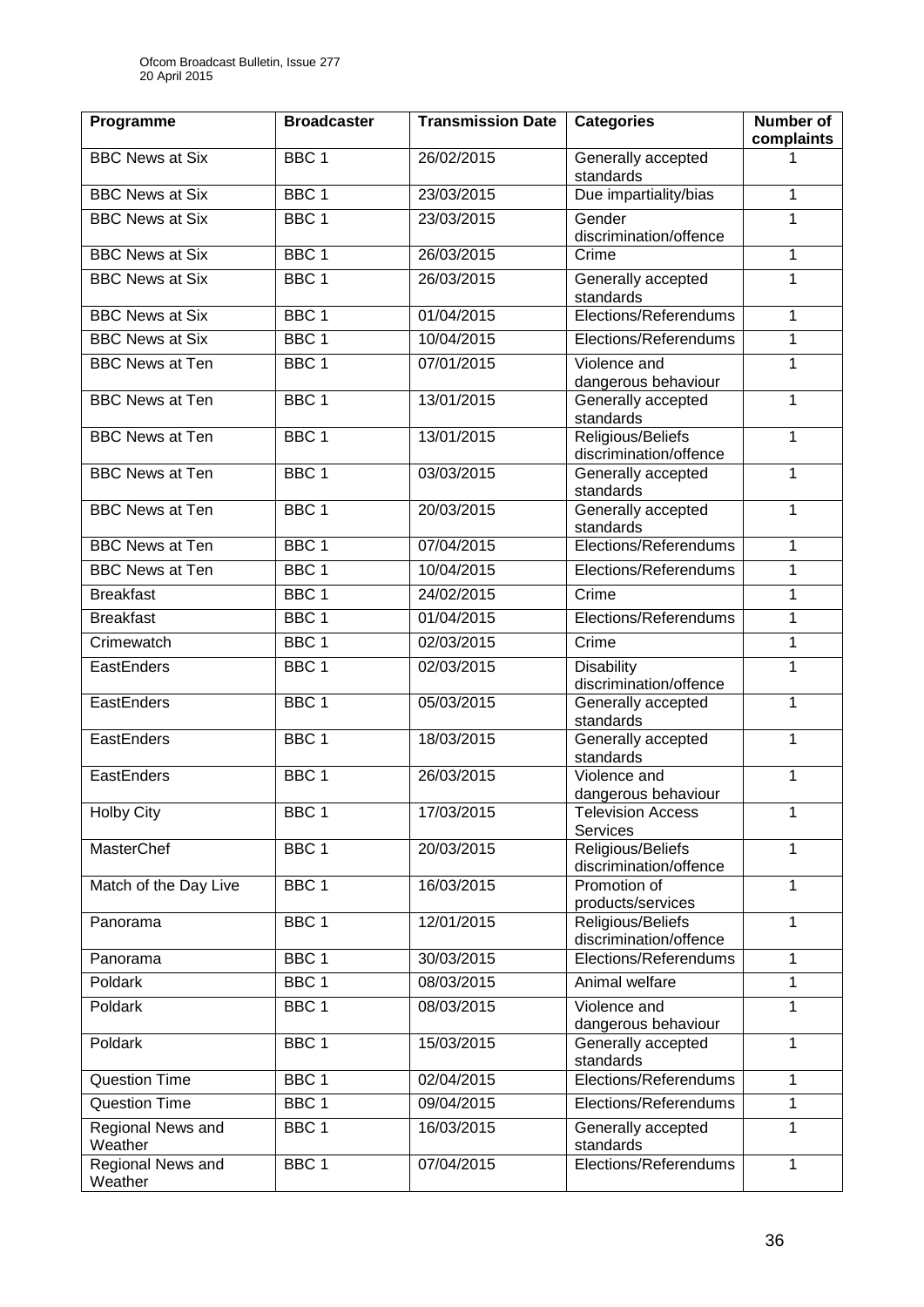| Programme | Broadcaster | Transmission Date | Categories | Number of complaints |
| --- | --- | --- | --- | --- |
| BBC News at Six | BBC 1 | 26/02/2015 | Generally accepted standards | 1 |
| BBC News at Six | BBC 1 | 23/03/2015 | Due impartiality/bias | 1 |
| BBC News at Six | BBC 1 | 23/03/2015 | Gender discrimination/offence | 1 |
| BBC News at Six | BBC 1 | 26/03/2015 | Crime | 1 |
| BBC News at Six | BBC 1 | 26/03/2015 | Generally accepted standards | 1 |
| BBC News at Six | BBC 1 | 01/04/2015 | Elections/Referendums | 1 |
| BBC News at Six | BBC 1 | 10/04/2015 | Elections/Referendums | 1 |
| BBC News at Ten | BBC 1 | 07/01/2015 | Violence and dangerous behaviour | 1 |
| BBC News at Ten | BBC 1 | 13/01/2015 | Generally accepted standards | 1 |
| BBC News at Ten | BBC 1 | 13/01/2015 | Religious/Beliefs discrimination/offence | 1 |
| BBC News at Ten | BBC 1 | 03/03/2015 | Generally accepted standards | 1 |
| BBC News at Ten | BBC 1 | 20/03/2015 | Generally accepted standards | 1 |
| BBC News at Ten | BBC 1 | 07/04/2015 | Elections/Referendums | 1 |
| BBC News at Ten | BBC 1 | 10/04/2015 | Elections/Referendums | 1 |
| Breakfast | BBC 1 | 24/02/2015 | Crime | 1 |
| Breakfast | BBC 1 | 01/04/2015 | Elections/Referendums | 1 |
| Crimewatch | BBC 1 | 02/03/2015 | Crime | 1 |
| EastEnders | BBC 1 | 02/03/2015 | Disability discrimination/offence | 1 |
| EastEnders | BBC 1 | 05/03/2015 | Generally accepted standards | 1 |
| EastEnders | BBC 1 | 18/03/2015 | Generally accepted standards | 1 |
| EastEnders | BBC 1 | 26/03/2015 | Violence and dangerous behaviour | 1 |
| Holby City | BBC 1 | 17/03/2015 | Television Access Services | 1 |
| MasterChef | BBC 1 | 20/03/2015 | Religious/Beliefs discrimination/offence | 1 |
| Match of the Day Live | BBC 1 | 16/03/2015 | Promotion of products/services | 1 |
| Panorama | BBC 1 | 12/01/2015 | Religious/Beliefs discrimination/offence | 1 |
| Panorama | BBC 1 | 30/03/2015 | Elections/Referendums | 1 |
| Poldark | BBC 1 | 08/03/2015 | Animal welfare | 1 |
| Poldark | BBC 1 | 08/03/2015 | Violence and dangerous behaviour | 1 |
| Poldark | BBC 1 | 15/03/2015 | Generally accepted standards | 1 |
| Question Time | BBC 1 | 02/04/2015 | Elections/Referendums | 1 |
| Question Time | BBC 1 | 09/04/2015 | Elections/Referendums | 1 |
| Regional News and Weather | BBC 1 | 16/03/2015 | Generally accepted standards | 1 |
| Regional News and Weather | BBC 1 | 07/04/2015 | Elections/Referendums | 1 |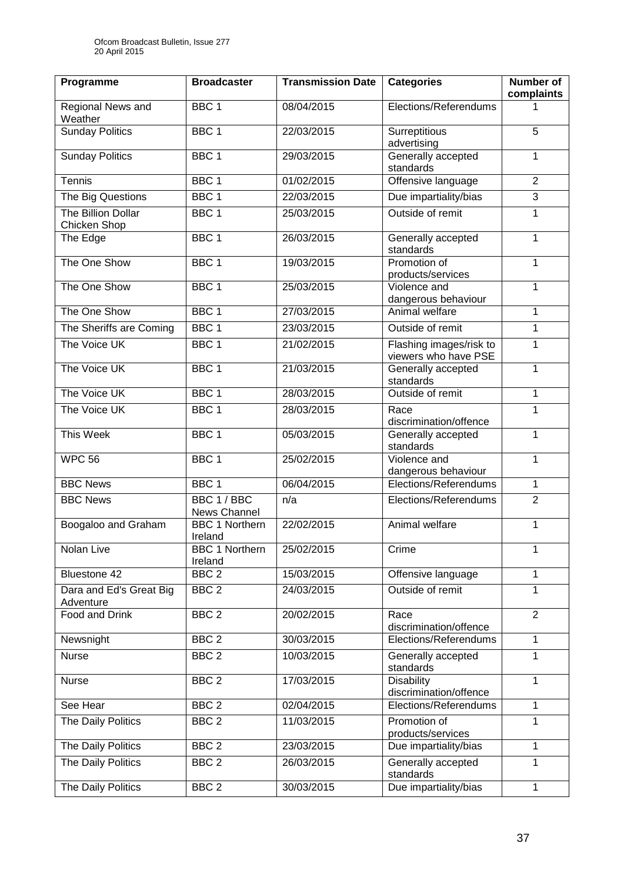| Programme | Broadcaster | Transmission Date | Categories | Number of complaints |
|---|---|---|---|---|
| Regional News and Weather | BBC 1 | 08/04/2015 | Elections/Referendums | 1 |
| Sunday Politics | BBC 1 | 22/03/2015 | Surreptitious advertising | 5 |
| Sunday Politics | BBC 1 | 29/03/2015 | Generally accepted standards | 1 |
| Tennis | BBC 1 | 01/02/2015 | Offensive language | 2 |
| The Big Questions | BBC 1 | 22/03/2015 | Due impartiality/bias | 3 |
| The Billion Dollar Chicken Shop | BBC 1 | 25/03/2015 | Outside of remit | 1 |
| The Edge | BBC 1 | 26/03/2015 | Generally accepted standards | 1 |
| The One Show | BBC 1 | 19/03/2015 | Promotion of products/services | 1 |
| The One Show | BBC 1 | 25/03/2015 | Violence and dangerous behaviour | 1 |
| The One Show | BBC 1 | 27/03/2015 | Animal welfare | 1 |
| The Sheriffs are Coming | BBC 1 | 23/03/2015 | Outside of remit | 1 |
| The Voice UK | BBC 1 | 21/02/2015 | Flashing images/risk to viewers who have PSE | 1 |
| The Voice UK | BBC 1 | 21/03/2015 | Generally accepted standards | 1 |
| The Voice UK | BBC 1 | 28/03/2015 | Outside of remit | 1 |
| The Voice UK | BBC 1 | 28/03/2015 | Race discrimination/offence | 1 |
| This Week | BBC 1 | 05/03/2015 | Generally accepted standards | 1 |
| WPC 56 | BBC 1 | 25/02/2015 | Violence and dangerous behaviour | 1 |
| BBC News | BBC 1 | 06/04/2015 | Elections/Referendums | 1 |
| BBC News | BBC 1 / BBC News Channel | n/a | Elections/Referendums | 2 |
| Boogaloo and Graham | BBC 1 Northern Ireland | 22/02/2015 | Animal welfare | 1 |
| Nolan Live | BBC 1 Northern Ireland | 25/02/2015 | Crime | 1 |
| Bluestone 42 | BBC 2 | 15/03/2015 | Offensive language | 1 |
| Dara and Ed's Great Big Adventure | BBC 2 | 24/03/2015 | Outside of remit | 1 |
| Food and Drink | BBC 2 | 20/02/2015 | Race discrimination/offence | 2 |
| Newsnight | BBC 2 | 30/03/2015 | Elections/Referendums | 1 |
| Nurse | BBC 2 | 10/03/2015 | Generally accepted standards | 1 |
| Nurse | BBC 2 | 17/03/2015 | Disability discrimination/offence | 1 |
| See Hear | BBC 2 | 02/04/2015 | Elections/Referendums | 1 |
| The Daily Politics | BBC 2 | 11/03/2015 | Promotion of products/services | 1 |
| The Daily Politics | BBC 2 | 23/03/2015 | Due impartiality/bias | 1 |
| The Daily Politics | BBC 2 | 26/03/2015 | Generally accepted standards | 1 |
| The Daily Politics | BBC 2 | 30/03/2015 | Due impartiality/bias | 1 |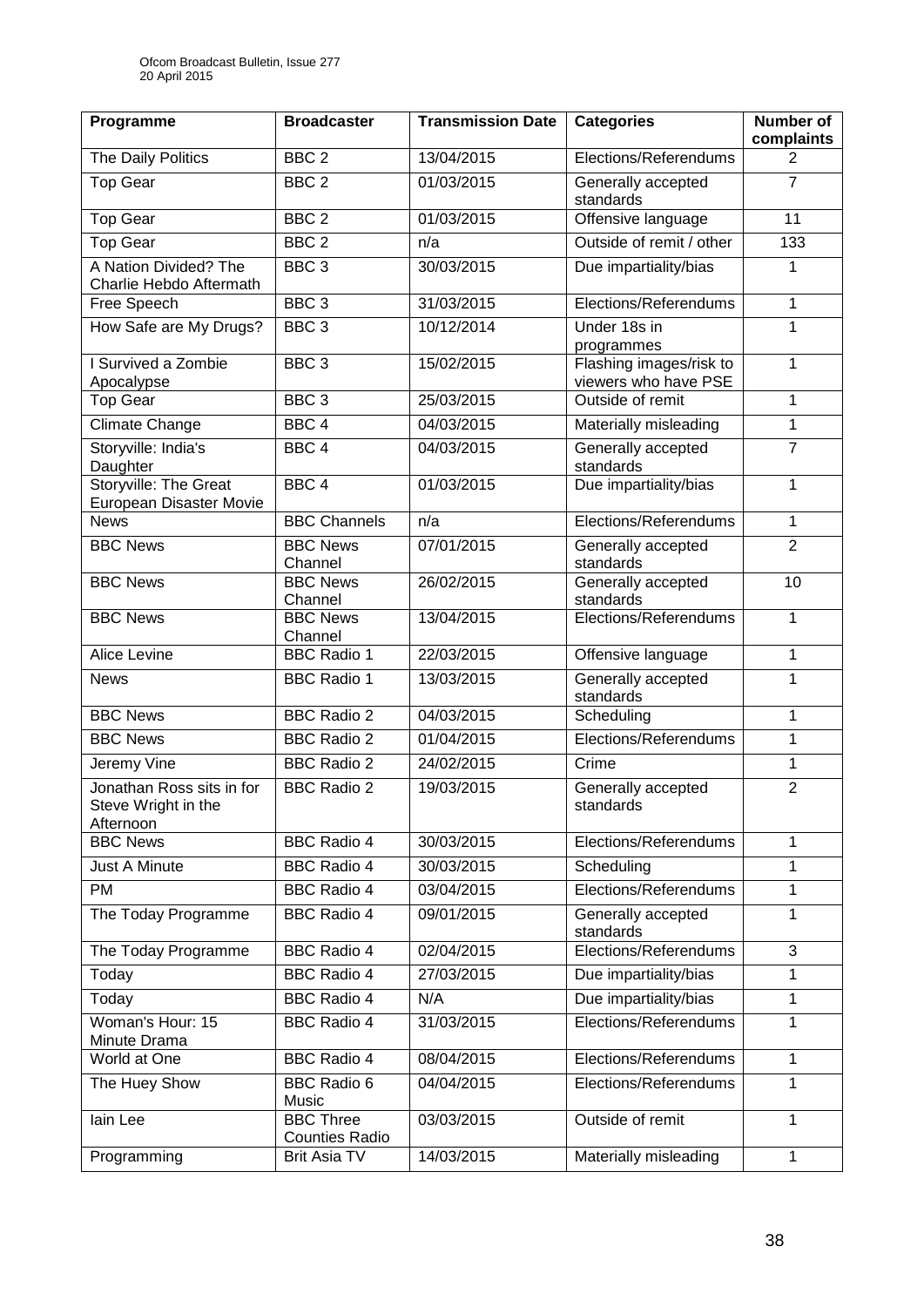| Programme | Broadcaster | Transmission Date | Categories | Number of complaints |
| --- | --- | --- | --- | --- |
| The Daily Politics | BBC 2 | 13/04/2015 | Elections/Referendums | 2 |
| Top Gear | BBC 2 | 01/03/2015 | Generally accepted standards | 7 |
| Top Gear | BBC 2 | 01/03/2015 | Offensive language | 11 |
| Top Gear | BBC 2 | n/a | Outside of remit / other | 133 |
| A Nation Divided? The Charlie Hebdo Aftermath | BBC 3 | 30/03/2015 | Due impartiality/bias | 1 |
| Free Speech | BBC 3 | 31/03/2015 | Elections/Referendums | 1 |
| How Safe are My Drugs? | BBC 3 | 10/12/2014 | Under 18s in programmes | 1 |
| I Survived a Zombie Apocalypse | BBC 3 | 15/02/2015 | Flashing images/risk to viewers who have PSE | 1 |
| Top Gear | BBC 3 | 25/03/2015 | Outside of remit | 1 |
| Climate Change | BBC 4 | 04/03/2015 | Materially misleading | 1 |
| Storyville: India's Daughter | BBC 4 | 04/03/2015 | Generally accepted standards | 7 |
| Storyville: The Great European Disaster Movie | BBC 4 | 01/03/2015 | Due impartiality/bias | 1 |
| News | BBC Channels | n/a | Elections/Referendums | 1 |
| BBC News | BBC News Channel | 07/01/2015 | Generally accepted standards | 2 |
| BBC News | BBC News Channel | 26/02/2015 | Generally accepted standards | 10 |
| BBC News | BBC News Channel | 13/04/2015 | Elections/Referendums | 1 |
| Alice Levine | BBC Radio 1 | 22/03/2015 | Offensive language | 1 |
| News | BBC Radio 1 | 13/03/2015 | Generally accepted standards | 1 |
| BBC News | BBC Radio 2 | 04/03/2015 | Scheduling | 1 |
| BBC News | BBC Radio 2 | 01/04/2015 | Elections/Referendums | 1 |
| Jeremy Vine | BBC Radio 2 | 24/02/2015 | Crime | 1 |
| Jonathan Ross sits in for Steve Wright in the Afternoon | BBC Radio 2 | 19/03/2015 | Generally accepted standards | 2 |
| BBC News | BBC Radio 4 | 30/03/2015 | Elections/Referendums | 1 |
| Just A Minute | BBC Radio 4 | 30/03/2015 | Scheduling | 1 |
| PM | BBC Radio 4 | 03/04/2015 | Elections/Referendums | 1 |
| The Today Programme | BBC Radio 4 | 09/01/2015 | Generally accepted standards | 1 |
| The Today Programme | BBC Radio 4 | 02/04/2015 | Elections/Referendums | 3 |
| Today | BBC Radio 4 | 27/03/2015 | Due impartiality/bias | 1 |
| Today | BBC Radio 4 | N/A | Due impartiality/bias | 1 |
| Woman's Hour: 15 Minute Drama | BBC Radio 4 | 31/03/2015 | Elections/Referendums | 1 |
| World at One | BBC Radio 4 | 08/04/2015 | Elections/Referendums | 1 |
| The Huey Show | BBC Radio 6 Music | 04/04/2015 | Elections/Referendums | 1 |
| Iain Lee | BBC Three Counties Radio | 03/03/2015 | Outside of remit | 1 |
| Programming | Brit Asia TV | 14/03/2015 | Materially misleading | 1 |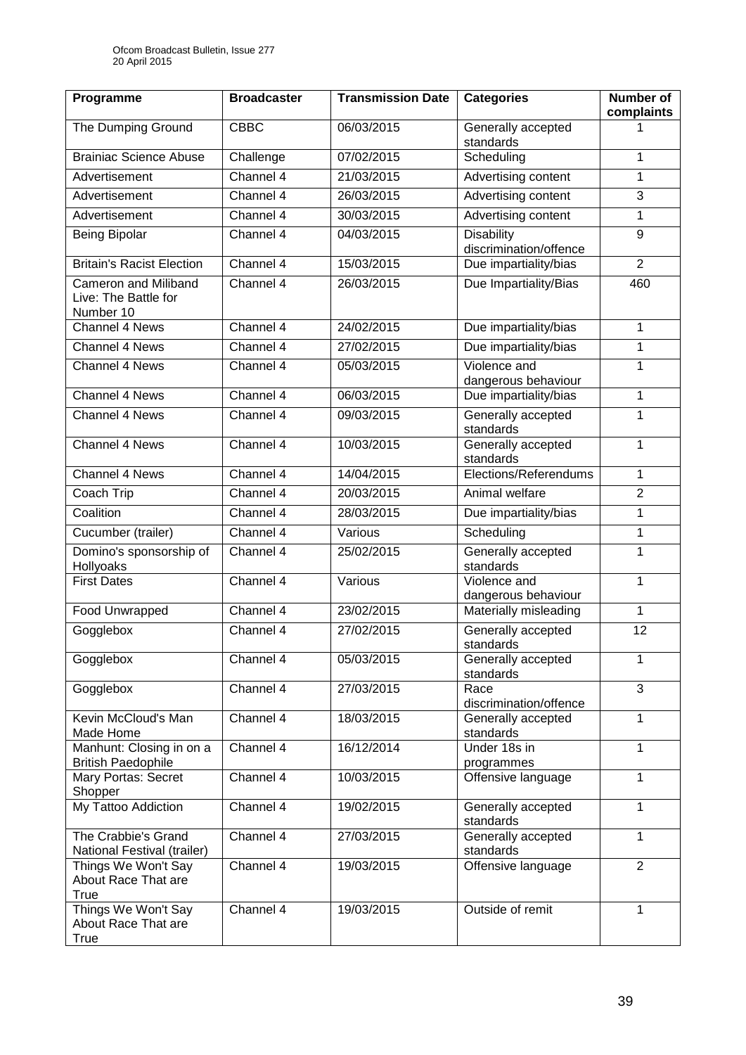| Programme | Broadcaster | Transmission Date | Categories | Number of complaints |
|---|---|---|---|---|
| The Dumping Ground | CBBC | 06/03/2015 | Generally accepted standards | 1 |
| Brainiac Science Abuse | Challenge | 07/02/2015 | Scheduling | 1 |
| Advertisement | Channel 4 | 21/03/2015 | Advertising content | 1 |
| Advertisement | Channel 4 | 26/03/2015 | Advertising content | 3 |
| Advertisement | Channel 4 | 30/03/2015 | Advertising content | 1 |
| Being Bipolar | Channel 4 | 04/03/2015 | Disability discrimination/offence | 9 |
| Britain's Racist Election | Channel 4 | 15/03/2015 | Due impartiality/bias | 2 |
| Cameron and Miliband Live: The Battle for Number 10 | Channel 4 | 26/03/2015 | Due Impartiality/Bias | 460 |
| Channel 4 News | Channel 4 | 24/02/2015 | Due impartiality/bias | 1 |
| Channel 4 News | Channel 4 | 27/02/2015 | Due impartiality/bias | 1 |
| Channel 4 News | Channel 4 | 05/03/2015 | Violence and dangerous behaviour | 1 |
| Channel 4 News | Channel 4 | 06/03/2015 | Due impartiality/bias | 1 |
| Channel 4 News | Channel 4 | 09/03/2015 | Generally accepted standards | 1 |
| Channel 4 News | Channel 4 | 10/03/2015 | Generally accepted standards | 1 |
| Channel 4 News | Channel 4 | 14/04/2015 | Elections/Referendums | 1 |
| Coach Trip | Channel 4 | 20/03/2015 | Animal welfare | 2 |
| Coalition | Channel 4 | 28/03/2015 | Due impartiality/bias | 1 |
| Cucumber (trailer) | Channel 4 | Various | Scheduling | 1 |
| Domino's sponsorship of Hollyoaks | Channel 4 | 25/02/2015 | Generally accepted standards | 1 |
| First Dates | Channel 4 | Various | Violence and dangerous behaviour | 1 |
| Food Unwrapped | Channel 4 | 23/02/2015 | Materially misleading | 1 |
| Gogglebox | Channel 4 | 27/02/2015 | Generally accepted standards | 12 |
| Gogglebox | Channel 4 | 05/03/2015 | Generally accepted standards | 1 |
| Gogglebox | Channel 4 | 27/03/2015 | Race discrimination/offence | 3 |
| Kevin McCloud's Man Made Home | Channel 4 | 18/03/2015 | Generally accepted standards | 1 |
| Manhunt: Closing in on a British Paedophile | Channel 4 | 16/12/2014 | Under 18s in programmes | 1 |
| Mary Portas: Secret Shopper | Channel 4 | 10/03/2015 | Offensive language | 1 |
| My Tattoo Addiction | Channel 4 | 19/02/2015 | Generally accepted standards | 1 |
| The Crabbie's Grand National Festival (trailer) | Channel 4 | 27/03/2015 | Generally accepted standards | 1 |
| Things We Won't Say About Race That are True | Channel 4 | 19/03/2015 | Offensive language | 2 |
| Things We Won't Say About Race That are True | Channel 4 | 19/03/2015 | Outside of remit | 1 |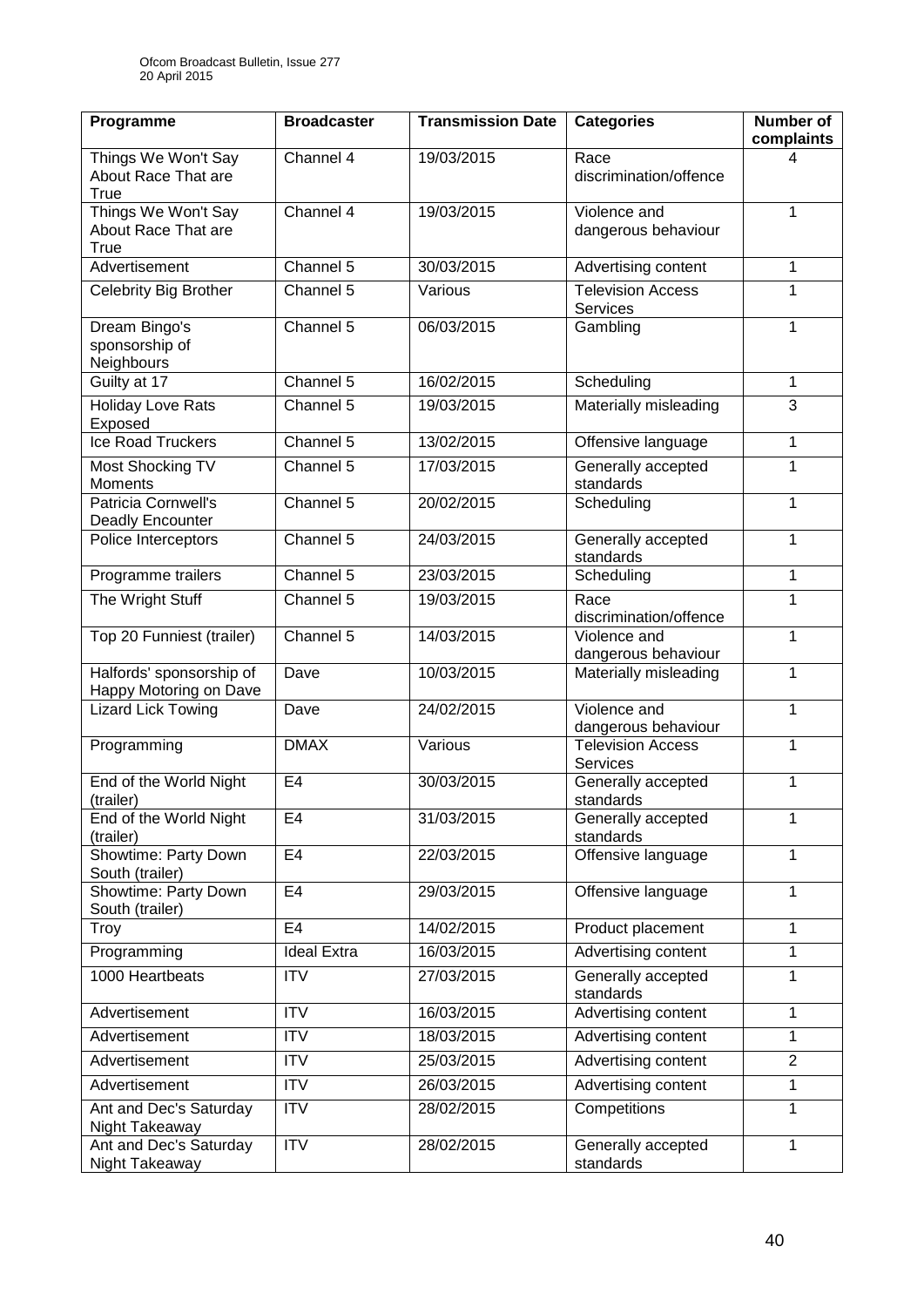| Programme | Broadcaster | Transmission Date | Categories | Number of complaints |
|---|---|---|---|---|
| Things We Won't Say About Race That are True | Channel 4 | 19/03/2015 | Race discrimination/offence | 4 |
| Things We Won't Say About Race That are True | Channel 4 | 19/03/2015 | Violence and dangerous behaviour | 1 |
| Advertisement | Channel 5 | 30/03/2015 | Advertising content | 1 |
| Celebrity Big Brother | Channel 5 | Various | Television Access Services | 1 |
| Dream Bingo's sponsorship of Neighbours | Channel 5 | 06/03/2015 | Gambling | 1 |
| Guilty at 17 | Channel 5 | 16/02/2015 | Scheduling | 1 |
| Holiday Love Rats Exposed | Channel 5 | 19/03/2015 | Materially misleading | 3 |
| Ice Road Truckers | Channel 5 | 13/02/2015 | Offensive language | 1 |
| Most Shocking TV Moments | Channel 5 | 17/03/2015 | Generally accepted standards | 1 |
| Patricia Cornwell's Deadly Encounter | Channel 5 | 20/02/2015 | Scheduling | 1 |
| Police Interceptors | Channel 5 | 24/03/2015 | Generally accepted standards | 1 |
| Programme trailers | Channel 5 | 23/03/2015 | Scheduling | 1 |
| The Wright Stuff | Channel 5 | 19/03/2015 | Race discrimination/offence | 1 |
| Top 20 Funniest (trailer) | Channel 5 | 14/03/2015 | Violence and dangerous behaviour | 1 |
| Halfords' sponsorship of Happy Motoring on Dave | Dave | 10/03/2015 | Materially misleading | 1 |
| Lizard Lick Towing | Dave | 24/02/2015 | Violence and dangerous behaviour | 1 |
| Programming | DMAX | Various | Television Access Services | 1 |
| End of the World Night (trailer) | E4 | 30/03/2015 | Generally accepted standards | 1 |
| End of the World Night (trailer) | E4 | 31/03/2015 | Generally accepted standards | 1 |
| Showtime: Party Down South (trailer) | E4 | 22/03/2015 | Offensive language | 1 |
| Showtime: Party Down South (trailer) | E4 | 29/03/2015 | Offensive language | 1 |
| Troy | E4 | 14/02/2015 | Product placement | 1 |
| Programming | Ideal Extra | 16/03/2015 | Advertising content | 1 |
| 1000 Heartbeats | ITV | 27/03/2015 | Generally accepted standards | 1 |
| Advertisement | ITV | 16/03/2015 | Advertising content | 1 |
| Advertisement | ITV | 18/03/2015 | Advertising content | 1 |
| Advertisement | ITV | 25/03/2015 | Advertising content | 2 |
| Advertisement | ITV | 26/03/2015 | Advertising content | 1 |
| Ant and Dec's Saturday Night Takeaway | ITV | 28/02/2015 | Competitions | 1 |
| Ant and Dec's Saturday Night Takeaway | ITV | 28/02/2015 | Generally accepted standards | 1 |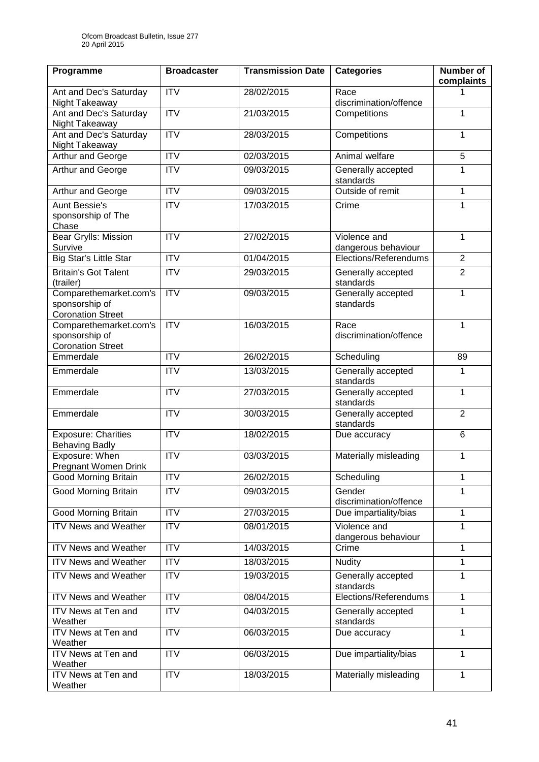| Programme | Broadcaster | Transmission Date | Categories | Number of complaints |
|---|---|---|---|---|
| Ant and Dec's Saturday Night Takeaway | ITV | 28/02/2015 | Race discrimination/offence | 1 |
| Ant and Dec's Saturday Night Takeaway | ITV | 21/03/2015 | Competitions | 1 |
| Ant and Dec's Saturday Night Takeaway | ITV | 28/03/2015 | Competitions | 1 |
| Arthur and George | ITV | 02/03/2015 | Animal welfare | 5 |
| Arthur and George | ITV | 09/03/2015 | Generally accepted standards | 1 |
| Arthur and George | ITV | 09/03/2015 | Outside of remit | 1 |
| Aunt Bessie's sponsorship of The Chase | ITV | 17/03/2015 | Crime | 1 |
| Bear Grylls: Mission Survive | ITV | 27/02/2015 | Violence and dangerous behaviour | 1 |
| Big Star's Little Star | ITV | 01/04/2015 | Elections/Referendums | 2 |
| Britain's Got Talent (trailer) | ITV | 29/03/2015 | Generally accepted standards | 2 |
| Comparethemarket.com's sponsorship of Coronation Street | ITV | 09/03/2015 | Generally accepted standards | 1 |
| Comparethemarket.com's sponsorship of Coronation Street | ITV | 16/03/2015 | Race discrimination/offence | 1 |
| Emmerdale | ITV | 26/02/2015 | Scheduling | 89 |
| Emmerdale | ITV | 13/03/2015 | Generally accepted standards | 1 |
| Emmerdale | ITV | 27/03/2015 | Generally accepted standards | 1 |
| Emmerdale | ITV | 30/03/2015 | Generally accepted standards | 2 |
| Exposure: Charities Behaving Badly | ITV | 18/02/2015 | Due accuracy | 6 |
| Exposure: When Pregnant Women Drink | ITV | 03/03/2015 | Materially misleading | 1 |
| Good Morning Britain | ITV | 26/02/2015 | Scheduling | 1 |
| Good Morning Britain | ITV | 09/03/2015 | Gender discrimination/offence | 1 |
| Good Morning Britain | ITV | 27/03/2015 | Due impartiality/bias | 1 |
| ITV News and Weather | ITV | 08/01/2015 | Violence and dangerous behaviour | 1 |
| ITV News and Weather | ITV | 14/03/2015 | Crime | 1 |
| ITV News and Weather | ITV | 18/03/2015 | Nudity | 1 |
| ITV News and Weather | ITV | 19/03/2015 | Generally accepted standards | 1 |
| ITV News and Weather | ITV | 08/04/2015 | Elections/Referendums | 1 |
| ITV News at Ten and Weather | ITV | 04/03/2015 | Generally accepted standards | 1 |
| ITV News at Ten and Weather | ITV | 06/03/2015 | Due accuracy | 1 |
| ITV News at Ten and Weather | ITV | 06/03/2015 | Due impartiality/bias | 1 |
| ITV News at Ten and Weather | ITV | 18/03/2015 | Materially misleading | 1 |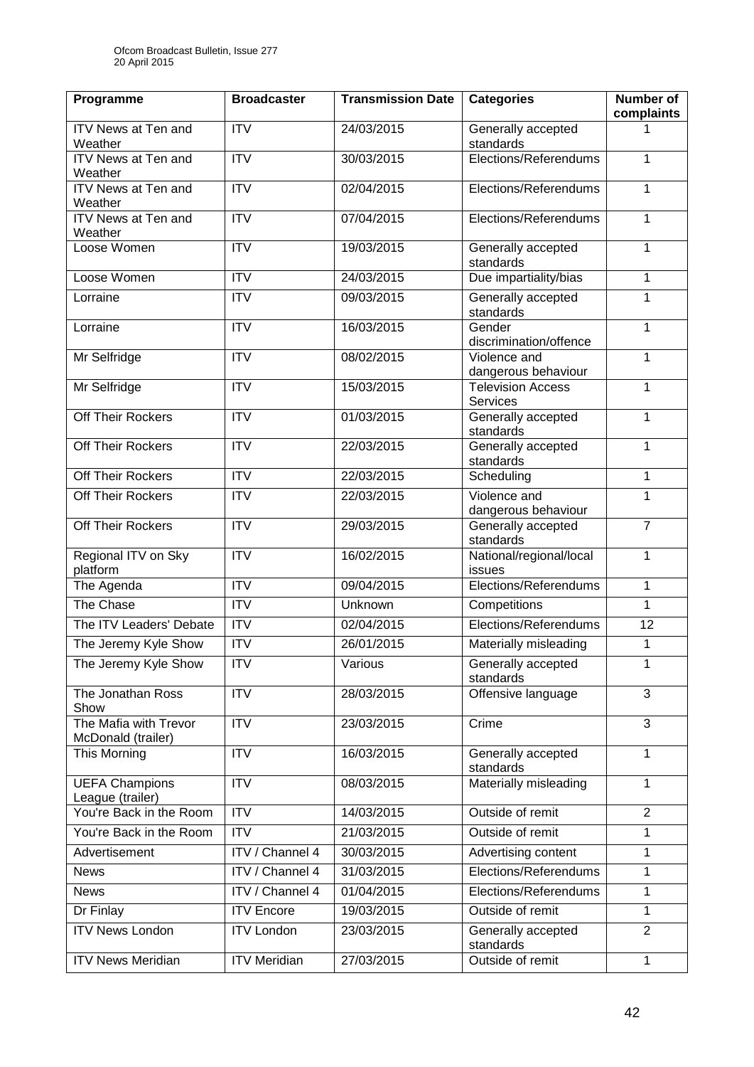| Programme | Broadcaster | Transmission Date | Categories | Number of complaints |
|---|---|---|---|---|
| ITV News at Ten and Weather | ITV | 24/03/2015 | Generally accepted standards | 1 |
| ITV News at Ten and Weather | ITV | 30/03/2015 | Elections/Referendums | 1 |
| ITV News at Ten and Weather | ITV | 02/04/2015 | Elections/Referendums | 1 |
| ITV News at Ten and Weather | ITV | 07/04/2015 | Elections/Referendums | 1 |
| Loose Women | ITV | 19/03/2015 | Generally accepted standards | 1 |
| Loose Women | ITV | 24/03/2015 | Due impartiality/bias | 1 |
| Lorraine | ITV | 09/03/2015 | Generally accepted standards | 1 |
| Lorraine | ITV | 16/03/2015 | Gender discrimination/offence | 1 |
| Mr Selfridge | ITV | 08/02/2015 | Violence and dangerous behaviour | 1 |
| Mr Selfridge | ITV | 15/03/2015 | Television Access Services | 1 |
| Off Their Rockers | ITV | 01/03/2015 | Generally accepted standards | 1 |
| Off Their Rockers | ITV | 22/03/2015 | Generally accepted standards | 1 |
| Off Their Rockers | ITV | 22/03/2015 | Scheduling | 1 |
| Off Their Rockers | ITV | 22/03/2015 | Violence and dangerous behaviour | 1 |
| Off Their Rockers | ITV | 29/03/2015 | Generally accepted standards | 7 |
| Regional ITV on Sky platform | ITV | 16/02/2015 | National/regional/local issues | 1 |
| The Agenda | ITV | 09/04/2015 | Elections/Referendums | 1 |
| The Chase | ITV | Unknown | Competitions | 1 |
| The ITV Leaders' Debate | ITV | 02/04/2015 | Elections/Referendums | 12 |
| The Jeremy Kyle Show | ITV | 26/01/2015 | Materially misleading | 1 |
| The Jeremy Kyle Show | ITV | Various | Generally accepted standards | 1 |
| The Jonathan Ross Show | ITV | 28/03/2015 | Offensive language | 3 |
| The Mafia with Trevor McDonald (trailer) | ITV | 23/03/2015 | Crime | 3 |
| This Morning | ITV | 16/03/2015 | Generally accepted standards | 1 |
| UEFA Champions League (trailer) | ITV | 08/03/2015 | Materially misleading | 1 |
| You're Back in the Room | ITV | 14/03/2015 | Outside of remit | 2 |
| You're Back in the Room | ITV | 21/03/2015 | Outside of remit | 1 |
| Advertisement | ITV / Channel 4 | 30/03/2015 | Advertising content | 1 |
| News | ITV / Channel 4 | 31/03/2015 | Elections/Referendums | 1 |
| News | ITV / Channel 4 | 01/04/2015 | Elections/Referendums | 1 |
| Dr Finlay | ITV Encore | 19/03/2015 | Outside of remit | 1 |
| ITV News London | ITV London | 23/03/2015 | Generally accepted standards | 2 |
| ITV News Meridian | ITV Meridian | 27/03/2015 | Outside of remit | 1 |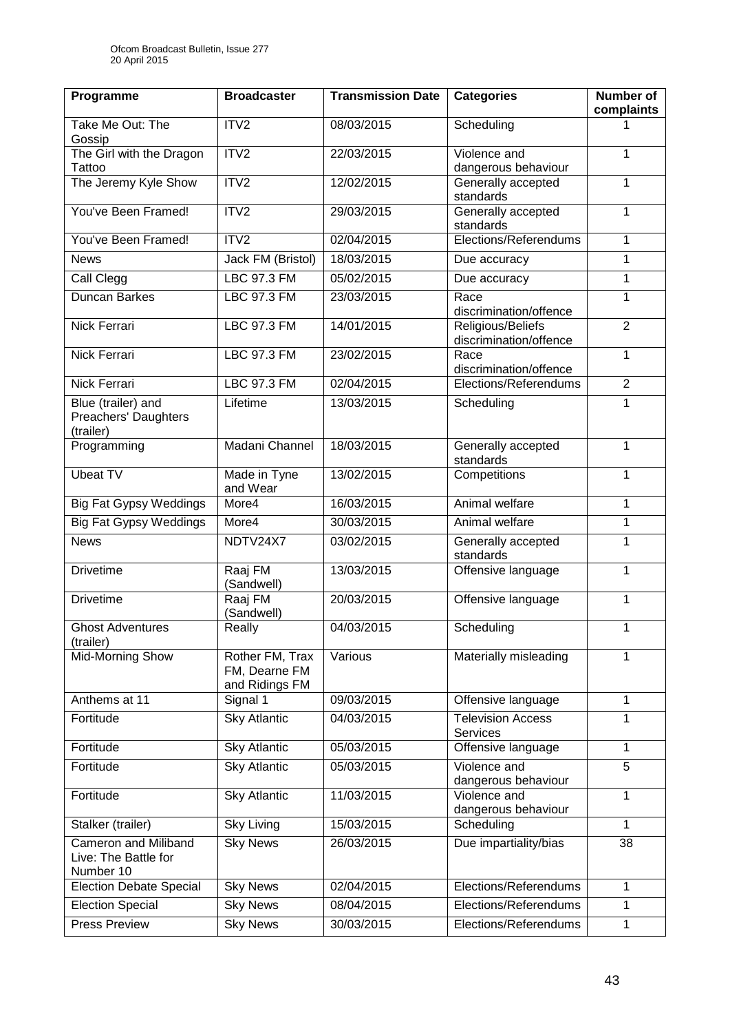| Programme | Broadcaster | Transmission Date | Categories | Number of complaints |
|---|---|---|---|---|
| Take Me Out: The Gossip | ITV2 | 08/03/2015 | Scheduling | 1 |
| The Girl with the Dragon Tattoo | ITV2 | 22/03/2015 | Violence and dangerous behaviour | 1 |
| The Jeremy Kyle Show | ITV2 | 12/02/2015 | Generally accepted standards | 1 |
| You've Been Framed! | ITV2 | 29/03/2015 | Generally accepted standards | 1 |
| You've Been Framed! | ITV2 | 02/04/2015 | Elections/Referendums | 1 |
| News | Jack FM (Bristol) | 18/03/2015 | Due accuracy | 1 |
| Call Clegg | LBC 97.3 FM | 05/02/2015 | Due accuracy | 1 |
| Duncan Barkes | LBC 97.3 FM | 23/03/2015 | Race discrimination/offence | 1 |
| Nick Ferrari | LBC 97.3 FM | 14/01/2015 | Religious/Beliefs discrimination/offence | 2 |
| Nick Ferrari | LBC 97.3 FM | 23/02/2015 | Race discrimination/offence | 1 |
| Nick Ferrari | LBC 97.3 FM | 02/04/2015 | Elections/Referendums | 2 |
| Blue (trailer) and Preachers' Daughters (trailer) | Lifetime | 13/03/2015 | Scheduling | 1 |
| Programming | Madani Channel | 18/03/2015 | Generally accepted standards | 1 |
| Ubeat TV | Made in Tyne and Wear | 13/02/2015 | Competitions | 1 |
| Big Fat Gypsy Weddings | More4 | 16/03/2015 | Animal welfare | 1 |
| Big Fat Gypsy Weddings | More4 | 30/03/2015 | Animal welfare | 1 |
| News | NDTV24X7 | 03/02/2015 | Generally accepted standards | 1 |
| Drivetime | Raaj FM (Sandwell) | 13/03/2015 | Offensive language | 1 |
| Drivetime | Raaj FM (Sandwell) | 20/03/2015 | Offensive language | 1 |
| Ghost Adventures (trailer) | Really | 04/03/2015 | Scheduling | 1 |
| Mid-Morning Show | Rother FM, Trax FM, Dearne FM and Ridings FM | Various | Materially misleading | 1 |
| Anthems at 11 | Signal 1 | 09/03/2015 | Offensive language | 1 |
| Fortitude | Sky Atlantic | 04/03/2015 | Television Access Services | 1 |
| Fortitude | Sky Atlantic | 05/03/2015 | Offensive language | 1 |
| Fortitude | Sky Atlantic | 05/03/2015 | Violence and dangerous behaviour | 5 |
| Fortitude | Sky Atlantic | 11/03/2015 | Violence and dangerous behaviour | 1 |
| Stalker (trailer) | Sky Living | 15/03/2015 | Scheduling | 1 |
| Cameron and Miliband Live: The Battle for Number 10 | Sky News | 26/03/2015 | Due impartiality/bias | 38 |
| Election Debate Special | Sky News | 02/04/2015 | Elections/Referendums | 1 |
| Election Special | Sky News | 08/04/2015 | Elections/Referendums | 1 |
| Press Preview | Sky News | 30/03/2015 | Elections/Referendums | 1 |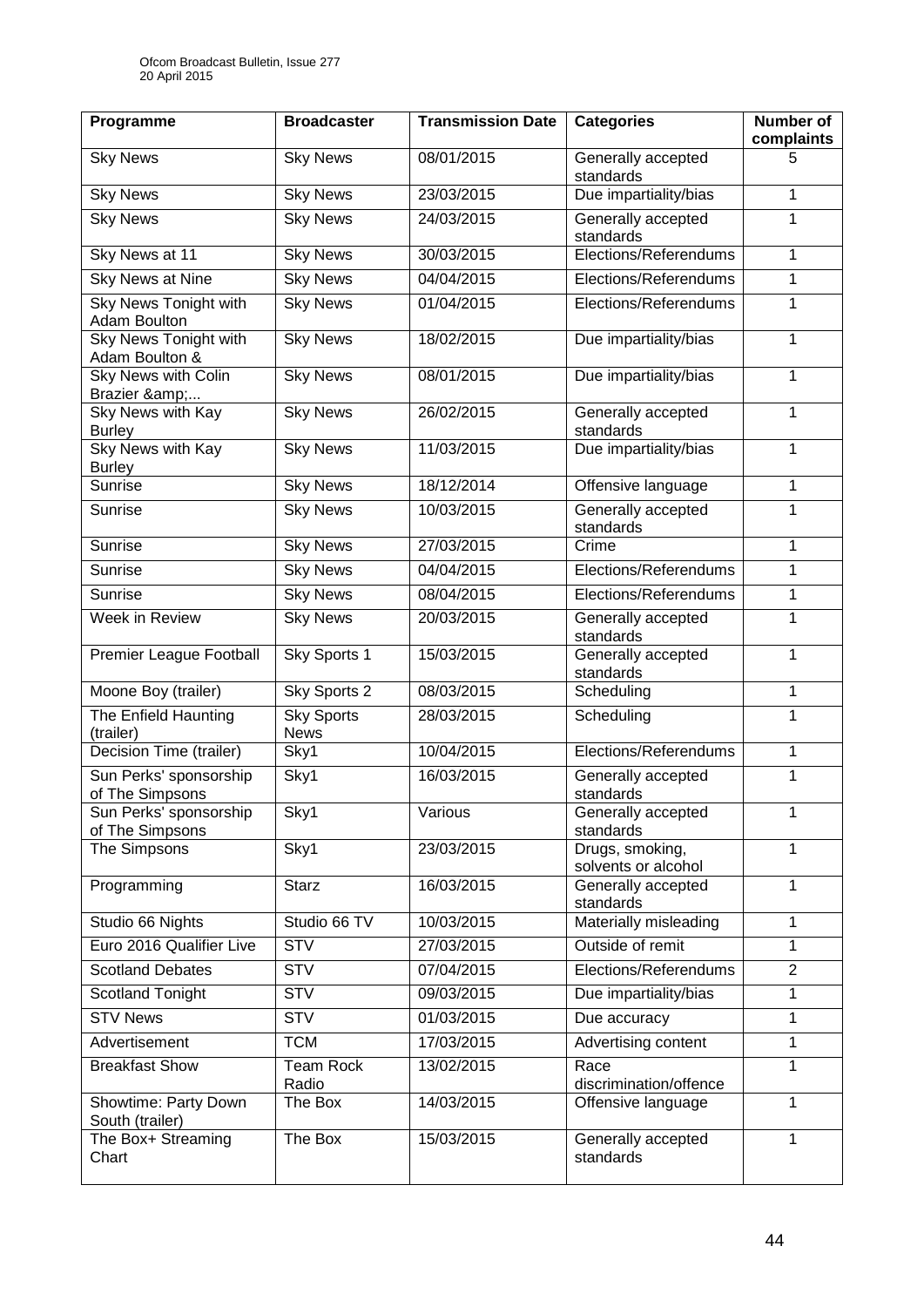| Programme | Broadcaster | Transmission Date | Categories | Number of complaints |
|---|---|---|---|---|
| Sky News | Sky News | 08/01/2015 | Generally accepted standards | 5 |
| Sky News | Sky News | 23/03/2015 | Due impartiality/bias | 1 |
| Sky News | Sky News | 24/03/2015 | Generally accepted standards | 1 |
| Sky News at 11 | Sky News | 30/03/2015 | Elections/Referendums | 1 |
| Sky News at Nine | Sky News | 04/04/2015 | Elections/Referendums | 1 |
| Sky News Tonight with Adam Boulton | Sky News | 01/04/2015 | Elections/Referendums | 1 |
| Sky News Tonight with Adam Boulton & | Sky News | 18/02/2015 | Due impartiality/bias | 1 |
| Sky News with Colin Brazier &amp;... | Sky News | 08/01/2015 | Due impartiality/bias | 1 |
| Sky News with Kay Burley | Sky News | 26/02/2015 | Generally accepted standards | 1 |
| Sky News with Kay Burley | Sky News | 11/03/2015 | Due impartiality/bias | 1 |
| Sunrise | Sky News | 18/12/2014 | Offensive language | 1 |
| Sunrise | Sky News | 10/03/2015 | Generally accepted standards | 1 |
| Sunrise | Sky News | 27/03/2015 | Crime | 1 |
| Sunrise | Sky News | 04/04/2015 | Elections/Referendums | 1 |
| Sunrise | Sky News | 08/04/2015 | Elections/Referendums | 1 |
| Week in Review | Sky News | 20/03/2015 | Generally accepted standards | 1 |
| Premier League Football | Sky Sports 1 | 15/03/2015 | Generally accepted standards | 1 |
| Moone Boy (trailer) | Sky Sports 2 | 08/03/2015 | Scheduling | 1 |
| The Enfield Haunting (trailer) | Sky Sports News | 28/03/2015 | Scheduling | 1 |
| Decision Time (trailer) | Sky1 | 10/04/2015 | Elections/Referendums | 1 |
| Sun Perks' sponsorship of The Simpsons | Sky1 | 16/03/2015 | Generally accepted standards | 1 |
| Sun Perks' sponsorship of The Simpsons | Sky1 | Various | Generally accepted standards | 1 |
| The Simpsons | Sky1 | 23/03/2015 | Drugs, smoking, solvents or alcohol | 1 |
| Programming | Starz | 16/03/2015 | Generally accepted standards | 1 |
| Studio 66 Nights | Studio 66 TV | 10/03/2015 | Materially misleading | 1 |
| Euro 2016 Qualifier Live | STV | 27/03/2015 | Outside of remit | 1 |
| Scotland Debates | STV | 07/04/2015 | Elections/Referendums | 2 |
| Scotland Tonight | STV | 09/03/2015 | Due impartiality/bias | 1 |
| STV News | STV | 01/03/2015 | Due accuracy | 1 |
| Advertisement | TCM | 17/03/2015 | Advertising content | 1 |
| Breakfast Show | Team Rock Radio | 13/02/2015 | Race discrimination/offence | 1 |
| Showtime: Party Down South (trailer) | The Box | 14/03/2015 | Offensive language | 1 |
| The Box+ Streaming Chart | The Box | 15/03/2015 | Generally accepted standards | 1 |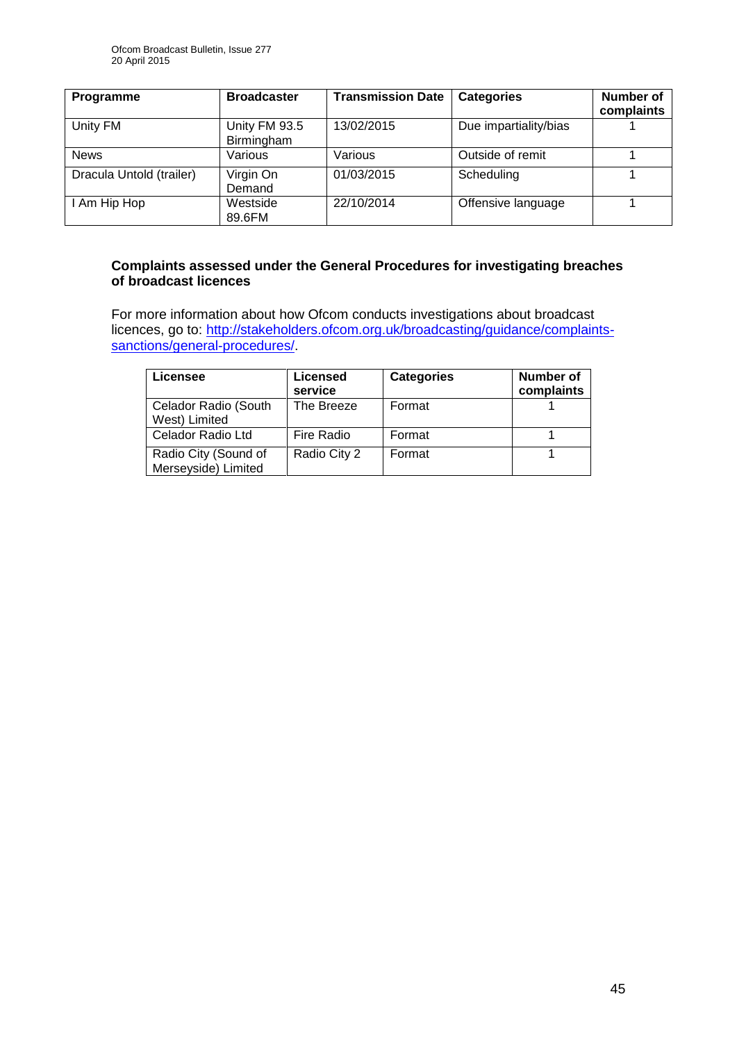| Programme | Broadcaster | Transmission Date | Categories | Number of complaints |
|---|---|---|---|---|
| Unity FM | Unity FM 93.5 Birmingham | 13/02/2015 | Due impartiality/bias | 1 |
| News | Various | Various | Outside of remit | 1 |
| Dracula Untold (trailer) | Virgin On Demand | 01/03/2015 | Scheduling | 1 |
| I Am Hip Hop | Westside 89.6FM | 22/10/2014 | Offensive language | 1 |

### Complaints assessed under the General Procedures for investigating breaches of broadcast licences

For more information about how Ofcom conducts investigations about broadcast licences, go to: http://stakeholders.ofcom.org.uk/broadcasting/guidance/complaints-sanctions/general-procedures/.

| Licensee | Licensed service | Categories | Number of complaints |
|---|---|---|---|
| Celador Radio (South West) Limited | The Breeze | Format | 1 |
| Celador Radio Ltd | Fire Radio | Format | 1 |
| Radio City (Sound of Merseyside) Limited | Radio City 2 | Format | 1 |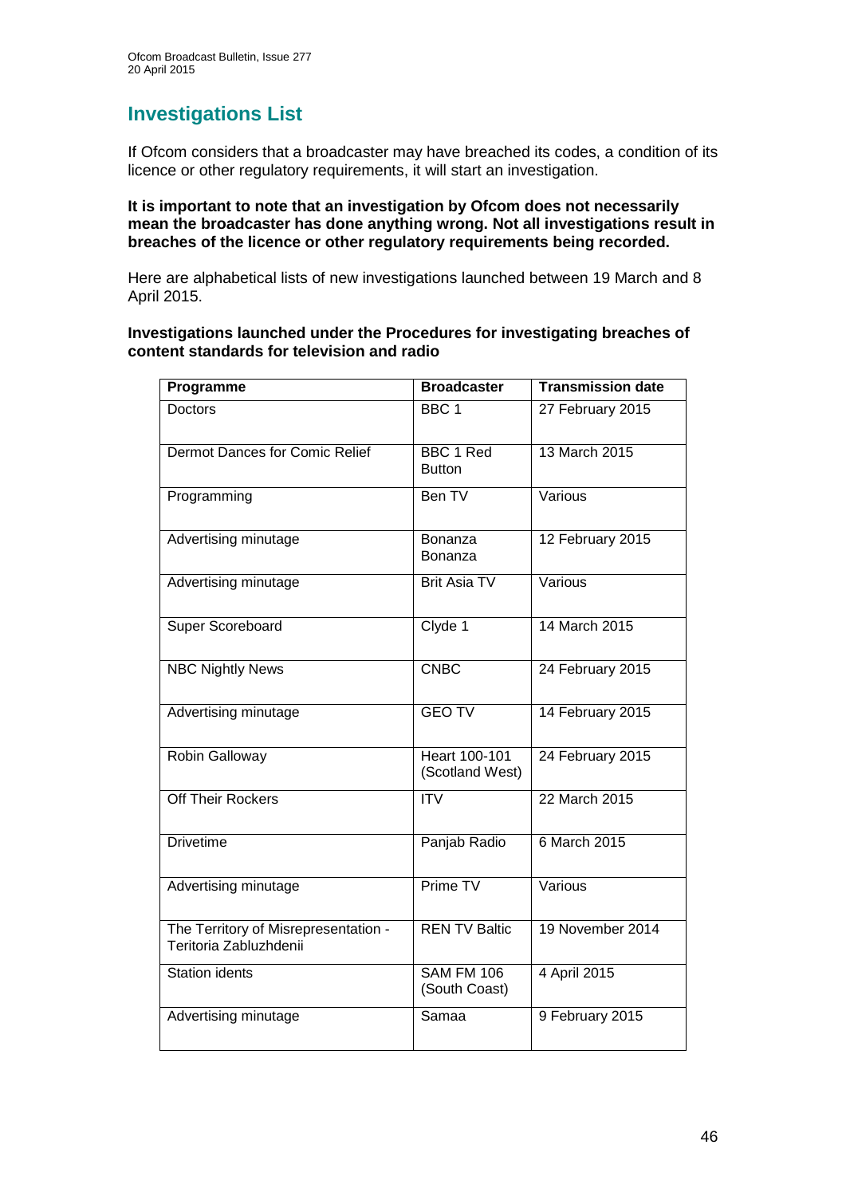## Investigations List

If Ofcom considers that a broadcaster may have breached its codes, a condition of its licence or other regulatory requirements, it will start an investigation.

**It is important to note that an investigation by Ofcom does not necessarily mean the broadcaster has done anything wrong. Not all investigations result in breaches of the licence or other regulatory requirements being recorded.**

Here are alphabetical lists of new investigations launched between 19 March and 8 April 2015.

**Investigations launched under the Procedures for investigating breaches of content standards for television and radio**

| Programme | Broadcaster | Transmission date |
|---|---|---|
| Doctors | BBC 1 | 27 February 2015 |
| Dermot Dances for Comic Relief | BBC 1 Red Button | 13 March 2015 |
| Programming | Ben TV | Various |
| Advertising minutage | Bonanza Bonanza | 12 February 2015 |
| Advertising minutage | Brit Asia TV | Various |
| Super Scoreboard | Clyde 1 | 14 March 2015 |
| NBC Nightly News | CNBC | 24 February 2015 |
| Advertising minutage | GEO TV | 14 February 2015 |
| Robin Galloway | Heart 100-101 (Scotland West) | 24 February 2015 |
| Off Their Rockers | ITV | 22 March 2015 |
| Drivetime | Panjab Radio | 6 March 2015 |
| Advertising minutage | Prime TV | Various |
| The Territory of Misrepresentation - Teritoria Zabluzhdenii | REN TV Baltic | 19 November 2014 |
| Station idents | SAM FM 106 (South Coast) | 4 April 2015 |
| Advertising minutage | Samaa | 9 February 2015 |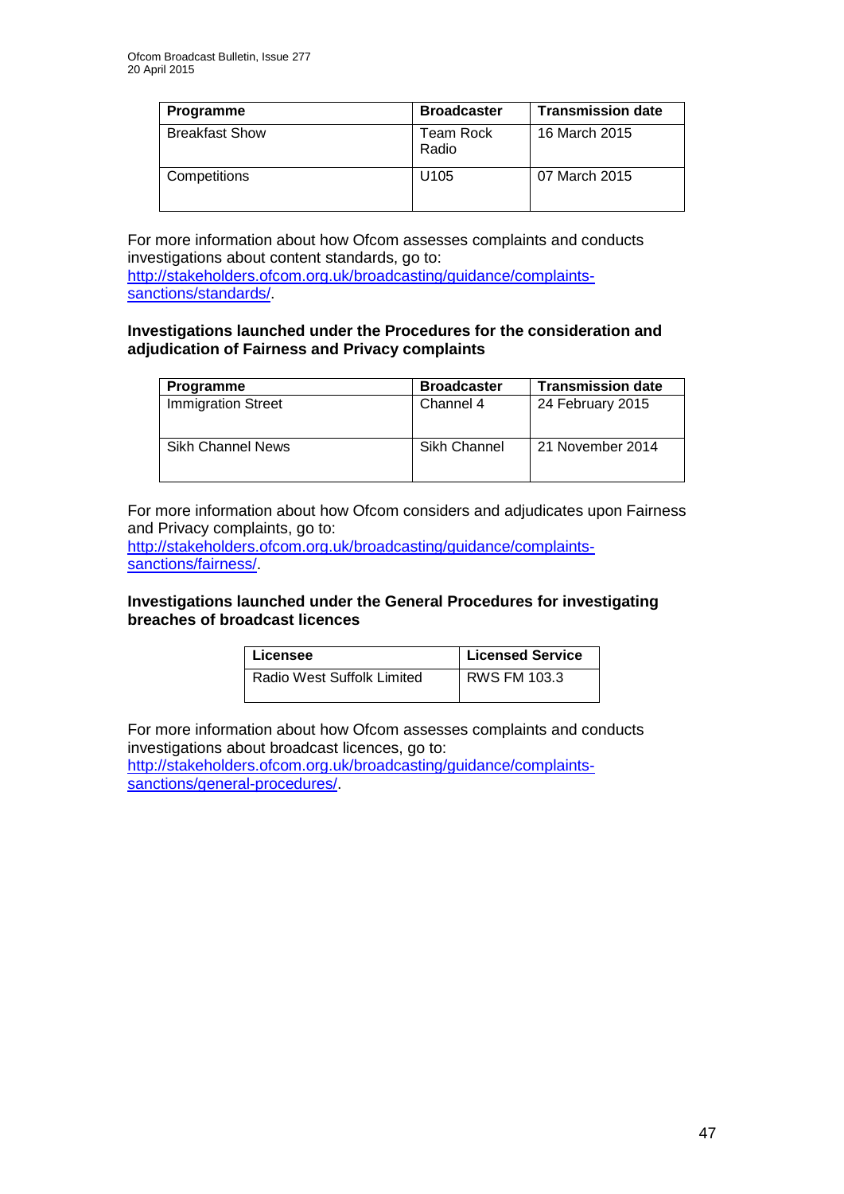| Programme | Broadcaster | Transmission date |
| --- | --- | --- |
| Breakfast Show | Team Rock Radio | 16 March 2015 |
| Competitions | U105 | 07 March 2015 |

For more information about how Ofcom assesses complaints and conducts investigations about content standards, go to: [http://stakeholders.ofcom.org.uk/broadcasting/guidance/complaints-sanctions/standards/](http://stakeholders.ofcom.org.uk/broadcasting/guidance/complaints-sanctions/standards/).

**Investigations launched under the Procedures for the consideration and adjudication of Fairness and Privacy complaints**

| Programme | Broadcaster | Transmission date |
| --- | --- | --- |
| Immigration Street | Channel 4 | 24 February 2015 |
| Sikh Channel News | Sikh Channel | 21 November 2014 |

For more information about how Ofcom considers and adjudicates upon Fairness and Privacy complaints, go to: [http://stakeholders.ofcom.org.uk/broadcasting/guidance/complaints-sanctions/fairness/](http://stakeholders.ofcom.org.uk/broadcasting/guidance/complaints-sanctions/fairness/).

**Investigations launched under the General Procedures for investigating breaches of broadcast licences**

| Licensee | Licensed Service |
| --- | --- |
| Radio West Suffolk Limited | RWS FM 103.3 |

For more information about how Ofcom assesses complaints and conducts investigations about broadcast licences, go to: [http://stakeholders.ofcom.org.uk/broadcasting/guidance/complaints-sanctions/general-procedures/](http://stakeholders.ofcom.org.uk/broadcasting/guidance/complaints-sanctions/general-procedures/).